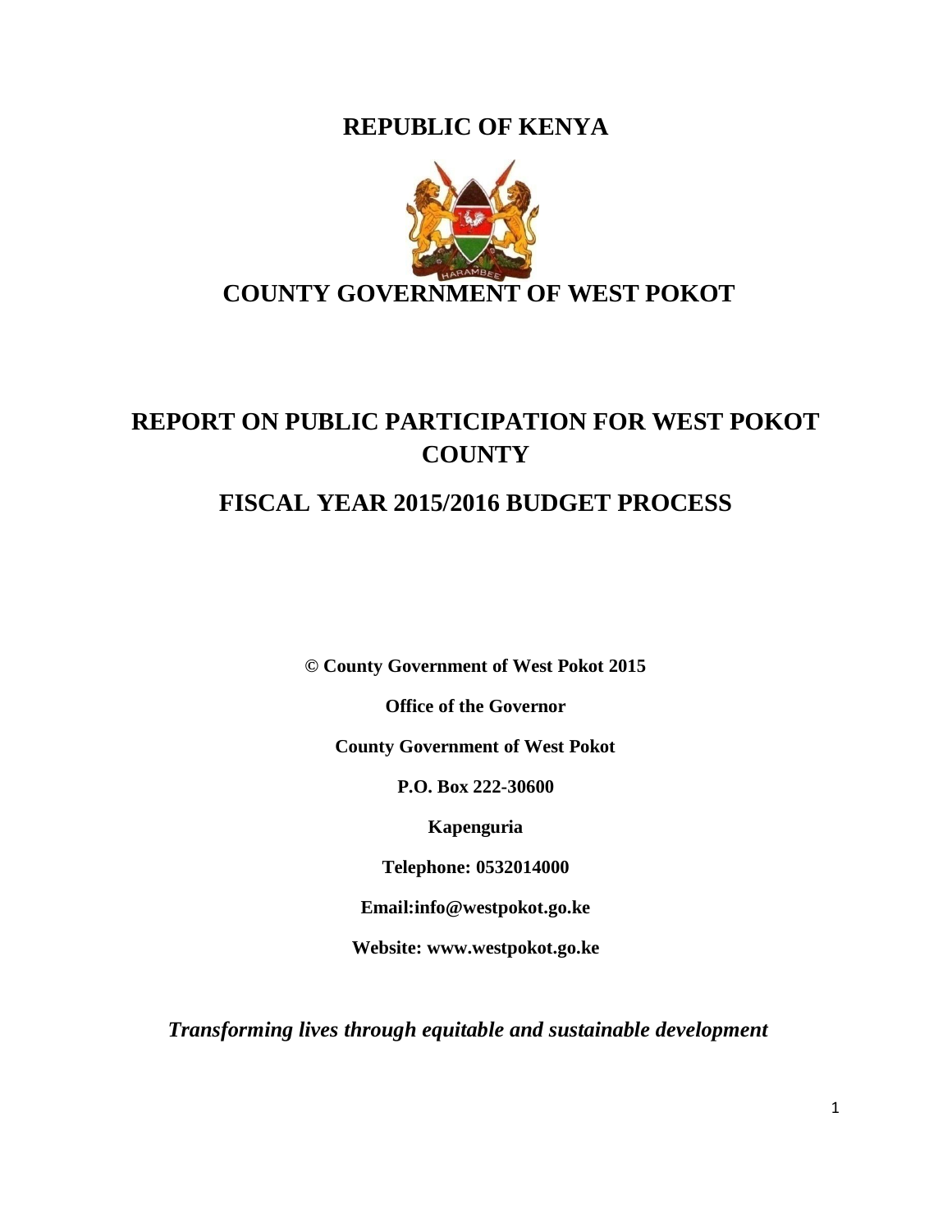# REPUBLIC OF KENYA

# COUNTY GOVERNMENT OF WEST POKOT

# REPORT ON PUBLIC PARTICIPATION FOR WEST POKOT COUNTY

# FISCAL YEAR 2015/2016 BUDGET PROCESS

**© County Government of West Pokot 2015**

**Office of the Governor**

**County Government of West Pokot**

**P.O. Box 222-30600**

**Kapenguria**

**Telephone: 0532014000**

**Email:info@westpokot.go.ke**

**Website: www.westpokot.go.ke**

***Transforming lives through equitable and sustainable development***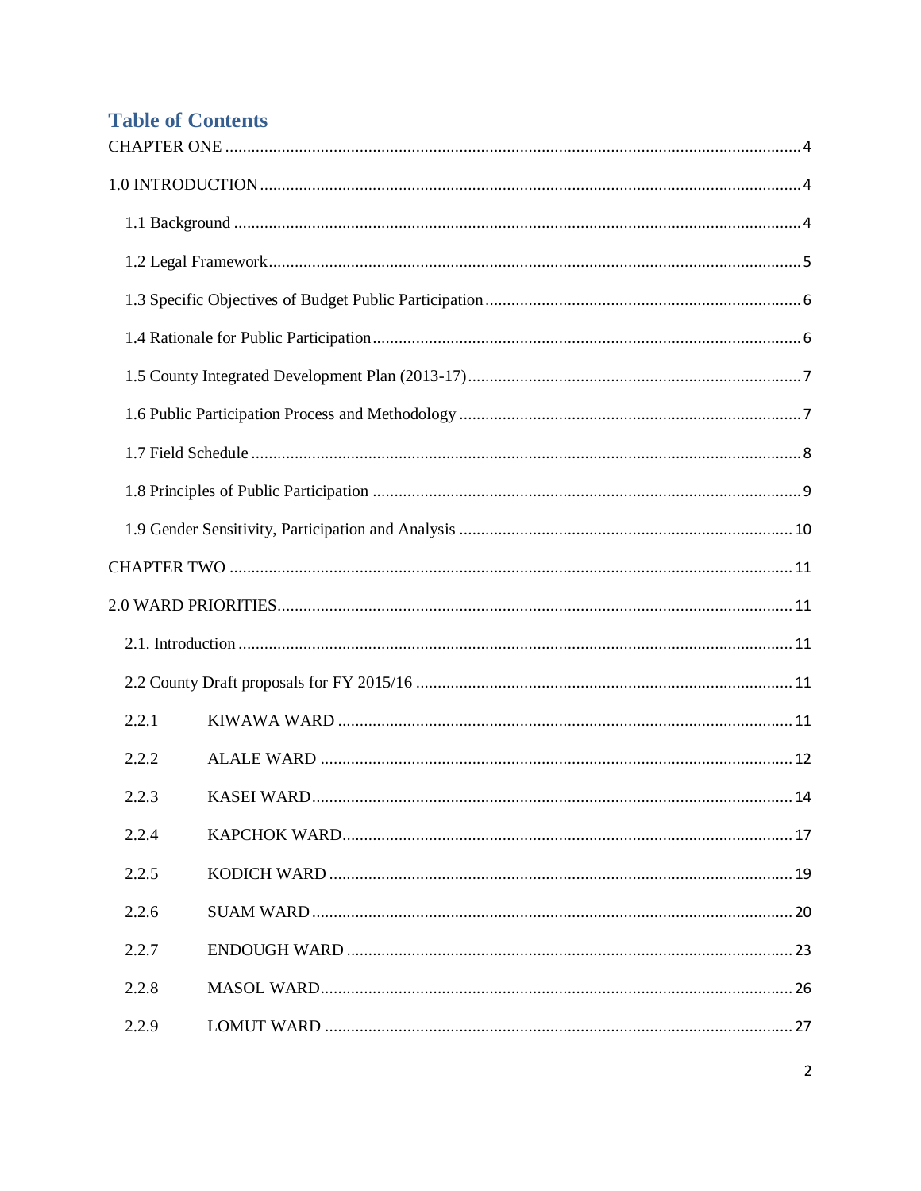# Table of Contents

CHAPTER ONE .................................................................................................................... 4

1.0 INTRODUCTION ............................................................................................................ 4

1.1 Background .................................................................................................................. 4

1.2 Legal Framework .......................................................................................................... 5

1.3 Specific Objectives of Budget Public Participation ........................................................ 6

1.4 Rationale for Public Participation .................................................................................. 6

1.5 County Integrated Development Plan (2013-17) ............................................................ 7

1.6 Public Participation Process and Methodology .............................................................. 7

1.7 Field Schedule .............................................................................................................. 8

1.8 Principles of Public Participation .................................................................................. 9

1.9 Gender Sensitivity, Participation and Analysis ............................................................. 10

CHAPTER TWO ................................................................................................................ 11

2.0 WARD PRIORITIES ...................................................................................................... 11

2.1. Introduction ............................................................................................................... 11

2.2 County Draft proposals for FY 2015/16 ...................................................................... 11

2.2.1 KIWAWA WARD ........................................................................................................ 11

2.2.2 ALALE WARD ............................................................................................................ 12

2.2.3 KASEI WARD ............................................................................................................. 14

2.2.4 KAPCHOK WARD ....................................................................................................... 17

2.2.5 KODICH WARD .......................................................................................................... 19

2.2.6 SUAM WARD ............................................................................................................. 20

2.2.7 ENDOUGH WARD ...................................................................................................... 23

2.2.8 MASOL WARD ............................................................................................................ 26

2.2.9 LOMUT WARD ........................................................................................................... 27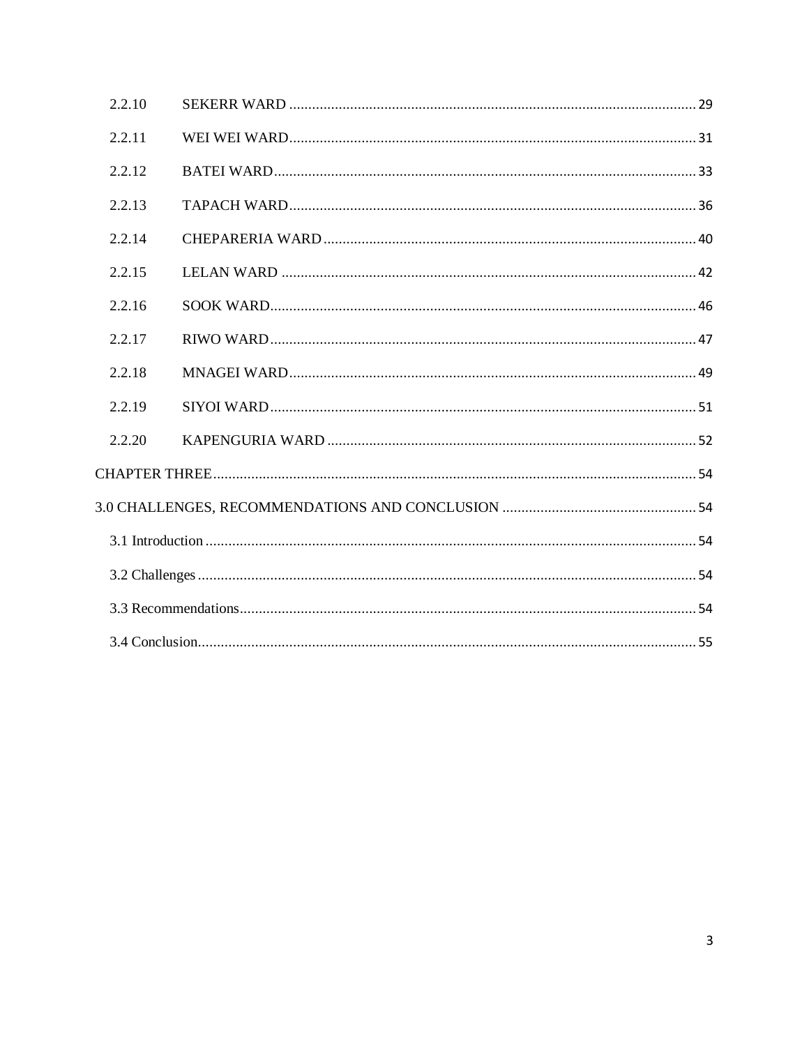2.2.10 SEKERR WARD ........................................................................................................... 29

2.2.11 WEI WEI WARD........................................................................................................... 31

2.2.12 BATEI WARD............................................................................................................... 33

2.2.13 TAPACH WARD........................................................................................................... 36

2.2.14 CHEPARERIA WARD.................................................................................................. 40

2.2.15 LELAN WARD ............................................................................................................. 42

2.2.16 SOOK WARD................................................................................................................ 46

2.2.17 RIWO WARD................................................................................................................ 47

2.2.18 MNAGEI WARD........................................................................................................... 49

2.2.19 SIYOI WARD................................................................................................................ 51

2.2.20 KAPENGURIA WARD ................................................................................................ 52

CHAPTER THREE.............................................................................................................................. 54

3.0 CHALLENGES, RECOMMENDATIONS AND CONCLUSION .................................................. 54

3.1 Introduction ................................................................................................................................ 54

3.2 Challenges .................................................................................................................................. 54

3.3 Recommendations....................................................................................................................... 54

3.4 Conclusion.................................................................................................................................. 55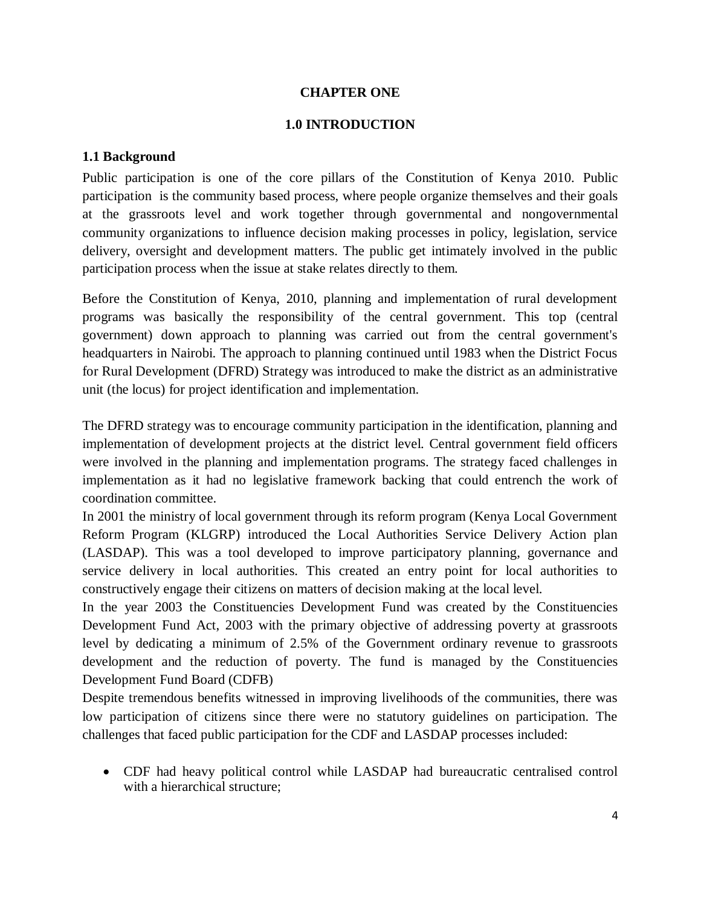# CHAPTER ONE

## 1.0 INTRODUCTION

### 1.1 Background

Public participation is one of the core pillars of the Constitution of Kenya 2010. Public participation is the community based process, where people organize themselves and their goals at the grassroots level and work together through governmental and nongovernmental community organizations to influence decision making processes in policy, legislation, service delivery, oversight and development matters. The public get intimately involved in the public participation process when the issue at stake relates directly to them.

Before the Constitution of Kenya, 2010, planning and implementation of rural development programs was basically the responsibility of the central government. This top (central government) down approach to planning was carried out from the central government's headquarters in Nairobi. The approach to planning continued until 1983 when the District Focus for Rural Development (DFRD) Strategy was introduced to make the district as an administrative unit (the locus) for project identification and implementation.

The DFRD strategy was to encourage community participation in the identification, planning and implementation of development projects at the district level. Central government field officers were involved in the planning and implementation programs. The strategy faced challenges in implementation as it had no legislative framework backing that could entrench the work of coordination committee.

In 2001 the ministry of local government through its reform program (Kenya Local Government Reform Program (KLGRP) introduced the Local Authorities Service Delivery Action plan (LASDAP). This was a tool developed to improve participatory planning, governance and service delivery in local authorities. This created an entry point for local authorities to constructively engage their citizens on matters of decision making at the local level.

In the year 2003 the Constituencies Development Fund was created by the Constituencies Development Fund Act, 2003 with the primary objective of addressing poverty at grassroots level by dedicating a minimum of 2.5% of the Government ordinary revenue to grassroots development and the reduction of poverty. The fund is managed by the Constituencies Development Fund Board (CDFB)

Despite tremendous benefits witnessed in improving livelihoods of the communities, there was low participation of citizens since there were no statutory guidelines on participation. The challenges that faced public participation for the CDF and LASDAP processes included:

- CDF had heavy political control while LASDAP had bureaucratic centralised control with a hierarchical structure;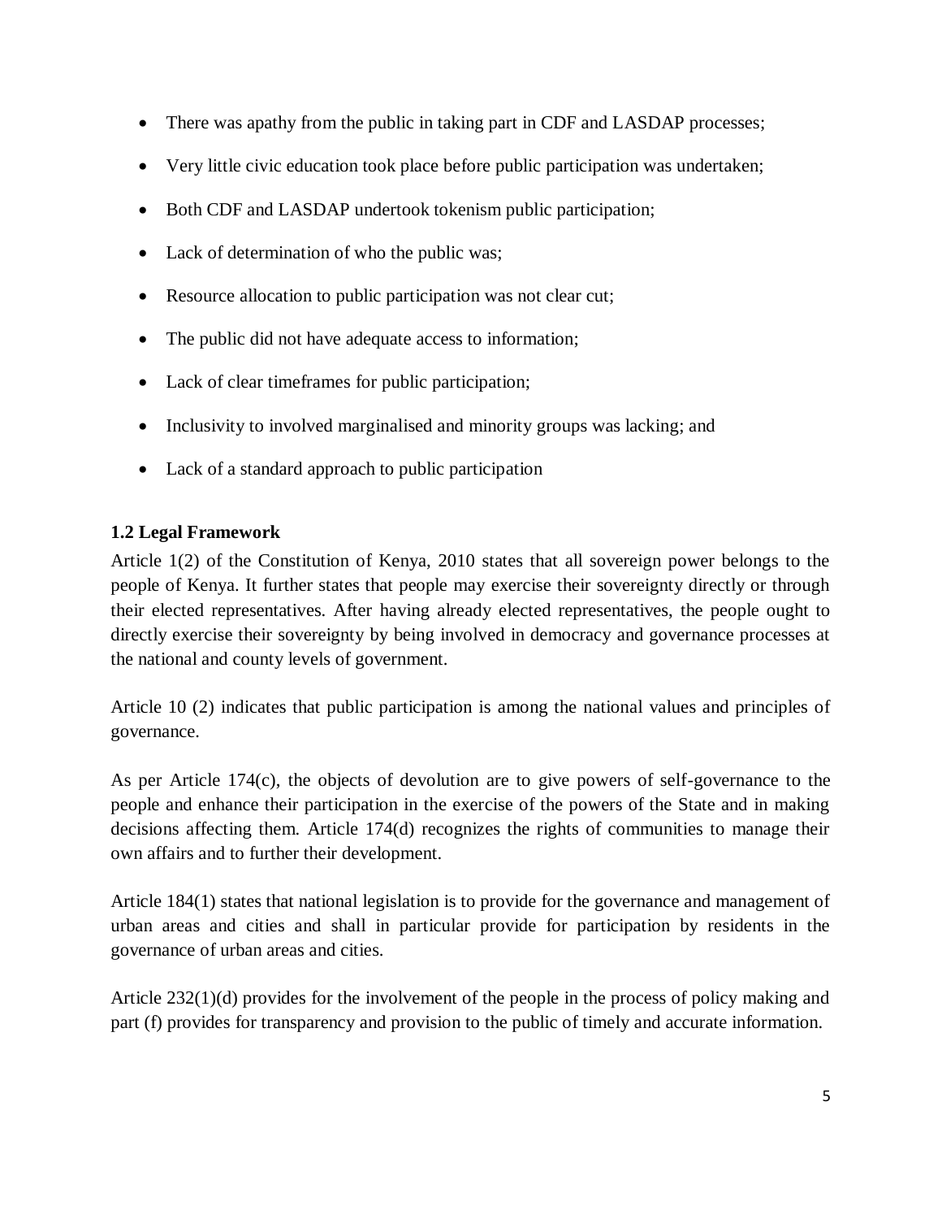- There was apathy from the public in taking part in CDF and LASDAP processes;
- Very little civic education took place before public participation was undertaken;
- Both CDF and LASDAP undertook tokenism public participation;
- Lack of determination of who the public was;
- Resource allocation to public participation was not clear cut;
- The public did not have adequate access to information;
- Lack of clear timeframes for public participation;
- Inclusivity to involved marginalised and minority groups was lacking; and
- Lack of a standard approach to public participation

### 1.2 Legal Framework

Article 1(2) of the Constitution of Kenya, 2010 states that all sovereign power belongs to the people of Kenya. It further states that people may exercise their sovereignty directly or through their elected representatives. After having already elected representatives, the people ought to directly exercise their sovereignty by being involved in democracy and governance processes at the national and county levels of government.

Article 10 (2) indicates that public participation is among the national values and principles of governance.

As per Article 174(c), the objects of devolution are to give powers of self-governance to the people and enhance their participation in the exercise of the powers of the State and in making decisions affecting them. Article 174(d) recognizes the rights of communities to manage their own affairs and to further their development.

Article 184(1) states that national legislation is to provide for the governance and management of urban areas and cities and shall in particular provide for participation by residents in the governance of urban areas and cities.

Article 232(1)(d) provides for the involvement of the people in the process of policy making and part (f) provides for transparency and provision to the public of timely and accurate information.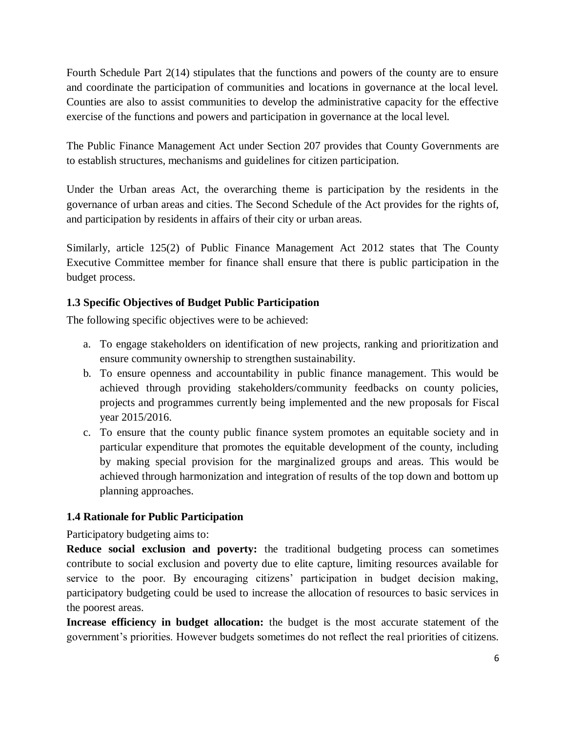Fourth Schedule Part 2(14) stipulates that the functions and powers of the county are to ensure and coordinate the participation of communities and locations in governance at the local level. Counties are also to assist communities to develop the administrative capacity for the effective exercise of the functions and powers and participation in governance at the local level.

The Public Finance Management Act under Section 207 provides that County Governments are to establish structures, mechanisms and guidelines for citizen participation.

Under the Urban areas Act, the overarching theme is participation by the residents in the governance of urban areas and cities. The Second Schedule of the Act provides for the rights of, and participation by residents in affairs of their city or urban areas.

Similarly, article 125(2) of Public Finance Management Act 2012 states that The County Executive Committee member for finance shall ensure that there is public participation in the budget process.

### 1.3 Specific Objectives of Budget Public Participation

The following specific objectives were to be achieved:

a. To engage stakeholders on identification of new projects, ranking and prioritization and ensure community ownership to strengthen sustainability.
b. To ensure openness and accountability in public finance management. This would be achieved through providing stakeholders/community feedbacks on county policies, projects and programmes currently being implemented and the new proposals for Fiscal year 2015/2016.
c. To ensure that the county public finance system promotes an equitable society and in particular expenditure that promotes the equitable development of the county, including by making special provision for the marginalized groups and areas. This would be achieved through harmonization and integration of results of the top down and bottom up planning approaches.

### 1.4 Rationale for Public Participation

Participatory budgeting aims to:

**Reduce social exclusion and poverty:** the traditional budgeting process can sometimes contribute to social exclusion and poverty due to elite capture, limiting resources available for service to the poor. By encouraging citizens' participation in budget decision making, participatory budgeting could be used to increase the allocation of resources to basic services in the poorest areas.

**Increase efficiency in budget allocation:** the budget is the most accurate statement of the government's priorities. However budgets sometimes do not reflect the real priorities of citizens.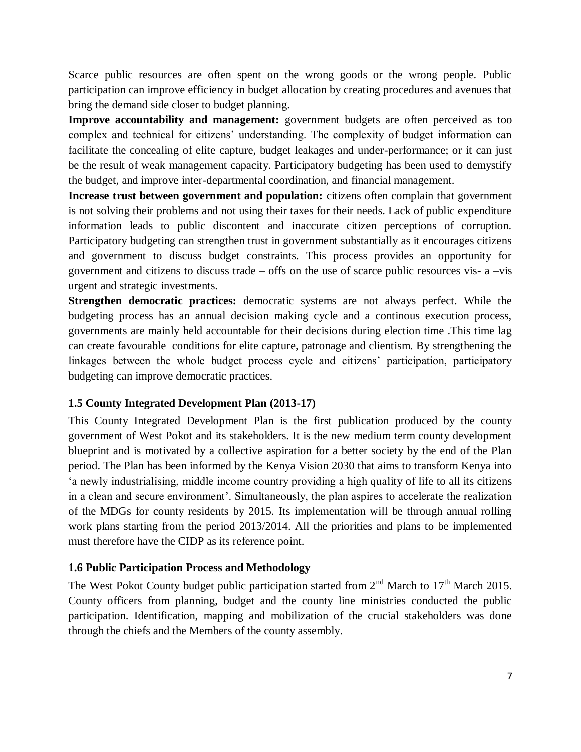Scarce public resources are often spent on the wrong goods or the wrong people. Public participation can improve efficiency in budget allocation by creating procedures and avenues that bring the demand side closer to budget planning.

**Improve accountability and management:** government budgets are often perceived as too complex and technical for citizens' understanding. The complexity of budget information can facilitate the concealing of elite capture, budget leakages and under-performance; or it can just be the result of weak management capacity. Participatory budgeting has been used to demystify the budget, and improve inter-departmental coordination, and financial management.

**Increase trust between government and population:** citizens often complain that government is not solving their problems and not using their taxes for their needs. Lack of public expenditure information leads to public discontent and inaccurate citizen perceptions of corruption. Participatory budgeting can strengthen trust in government substantially as it encourages citizens and government to discuss budget constraints. This process provides an opportunity for government and citizens to discuss trade – offs on the use of scarce public resources vis- a –vis urgent and strategic investments.

**Strengthen democratic practices:** democratic systems are not always perfect. While the budgeting process has an annual decision making cycle and a continous execution process, governments are mainly held accountable for their decisions during election time .This time lag can create favourable conditions for elite capture, patronage and clientism. By strengthening the linkages between the whole budget process cycle and citizens' participation, participatory budgeting can improve democratic practices.

### 1.5 County Integrated Development Plan (2013-17)

This County Integrated Development Plan is the first publication produced by the county government of West Pokot and its stakeholders. It is the new medium term county development blueprint and is motivated by a collective aspiration for a better society by the end of the Plan period. The Plan has been informed by the Kenya Vision 2030 that aims to transform Kenya into 'a newly industrialising, middle income country providing a high quality of life to all its citizens in a clean and secure environment'. Simultaneously, the plan aspires to accelerate the realization of the MDGs for county residents by 2015. Its implementation will be through annual rolling work plans starting from the period 2013/2014. All the priorities and plans to be implemented must therefore have the CIDP as its reference point.

### 1.6 Public Participation Process and Methodology

The West Pokot County budget public participation started from 2nd March to 17th March 2015. County officers from planning, budget and the county line ministries conducted the public participation. Identification, mapping and mobilization of the crucial stakeholders was done through the chiefs and the Members of the county assembly.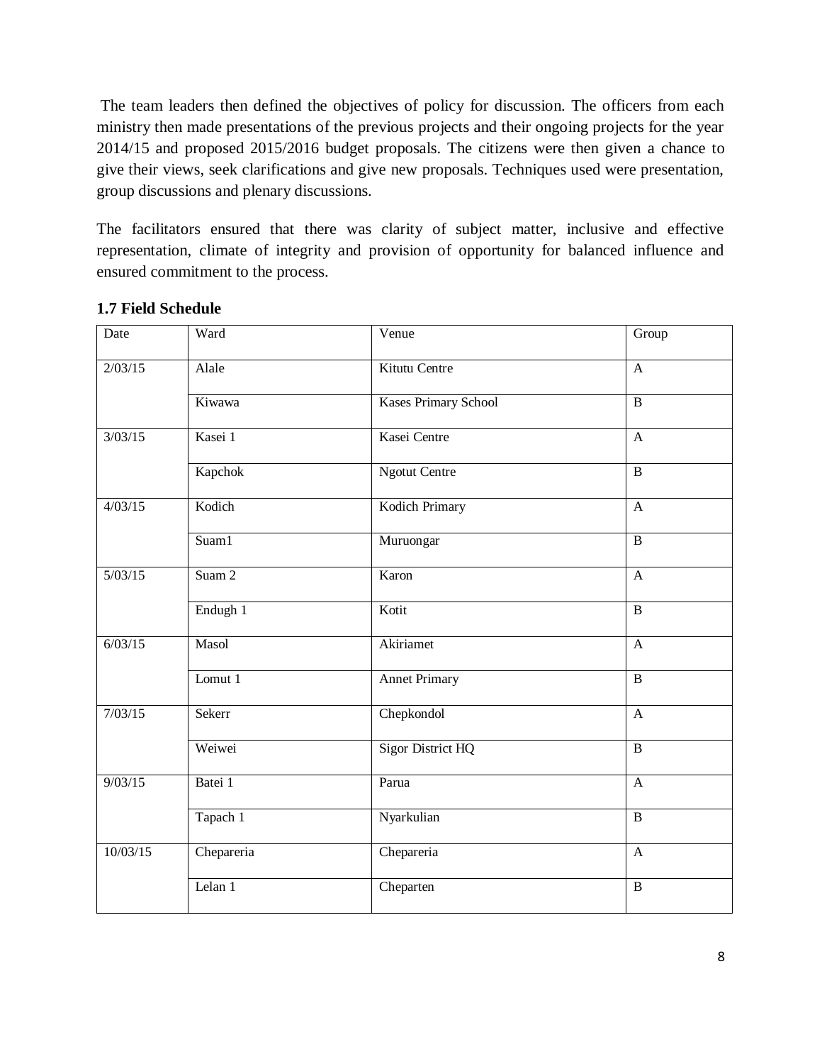The team leaders then defined the objectives of policy for discussion. The officers from each ministry then made presentations of the previous projects and their ongoing projects for the year 2014/15 and proposed 2015/2016 budget proposals. The citizens were then given a chance to give their views, seek clarifications and give new proposals. Techniques used were presentation, group discussions and plenary discussions.

The facilitators ensured that there was clarity of subject matter, inclusive and effective representation, climate of integrity and provision of opportunity for balanced influence and ensured commitment to the process.

### 1.7 Field Schedule

| Date | Ward | Venue | Group |
|---|---|---|---|
| 2/03/15 | Alale | Kitutu Centre | A |
| | Kiwawa | Kases Primary School | B |
| 3/03/15 | Kasei 1 | Kasei Centre | A |
| | Kapchok | Ngotut Centre | B |
| 4/03/15 | Kodich | Kodich Primary | A |
| | Suam1 | Muruongar | B |
| 5/03/15 | Suam 2 | Karon | A |
| | Endugh 1 | Kotit | B |
| 6/03/15 | Masol | Akiriamet | A |
| | Lomut 1 | Annet Primary | B |
| 7/03/15 | Sekerr | Chepkondol | A |
| | Weiwei | Sigor District HQ | B |
| 9/03/15 | Batei 1 | Parua | A |
| | Tapach 1 | Nyarkulian | B |
| 10/03/15 | Chepareria | Chepareria | A |
| | Lelan 1 | Cheparten | B |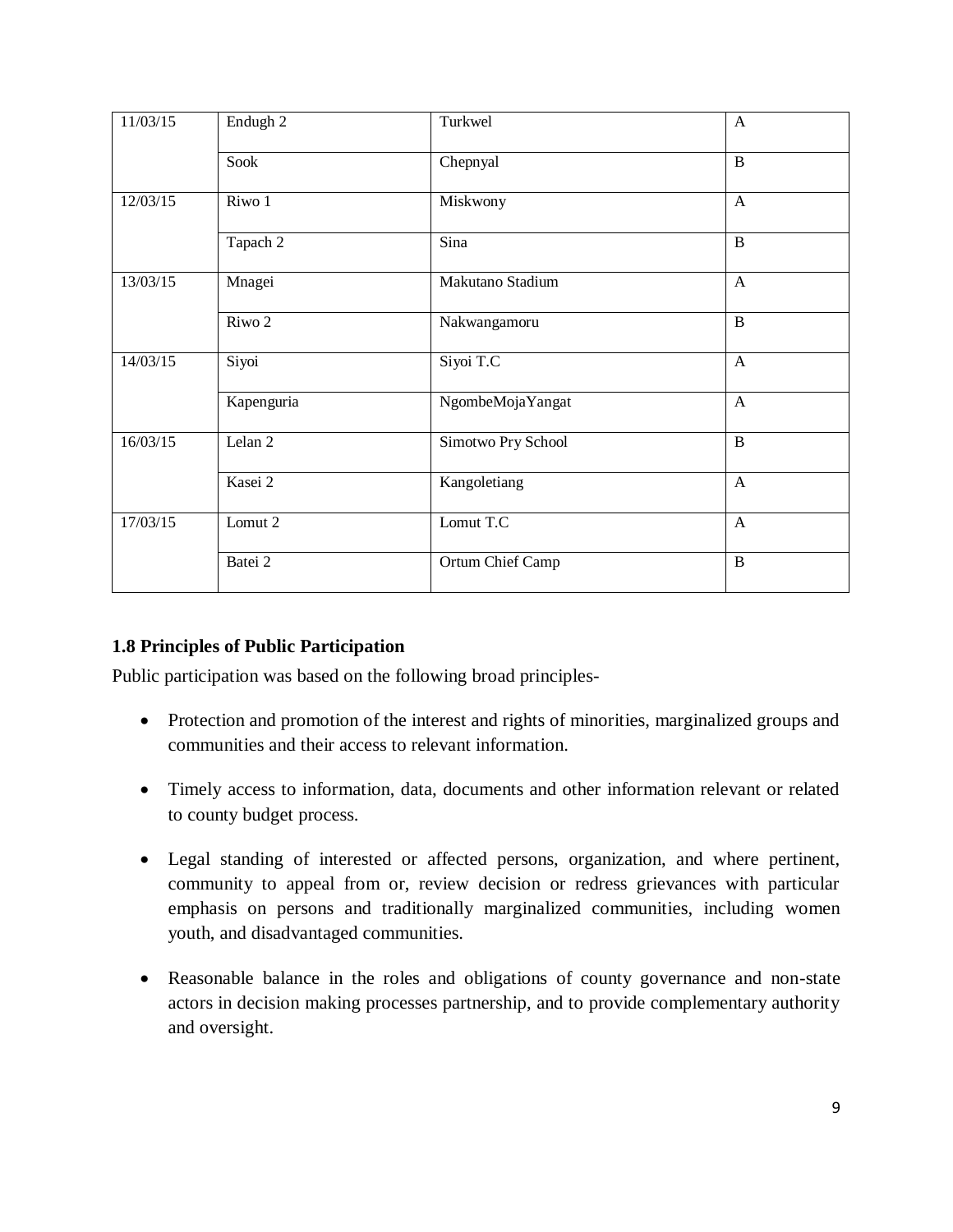| | | | |
|---|---|---|---|
| 11/03/15 | Endugh 2 | Turkwel | A |
| | Sook | Chepnyal | B |
| 12/03/15 | Riwo 1 | Miskwony | A |
| | Tapach 2 | Sina | B |
| 13/03/15 | Mnagei | Makutano Stadium | A |
| | Riwo 2 | Nakwangamoru | B |
| 14/03/15 | Siyoi | Siyoi T.C | A |
| | Kapenguria | NgombeMojaYangat | A |
| 16/03/15 | Lelan 2 | Simotwo Pry School | B |
| | Kasei 2 | Kangoletiang | A |
| 17/03/15 | Lomut 2 | Lomut T.C | A |
| | Batei 2 | Ortum Chief Camp | B |

### 1.8 Principles of Public Participation

Public participation was based on the following broad principles-

- Protection and promotion of the interest and rights of minorities, marginalized groups and communities and their access to relevant information.
- Timely access to information, data, documents and other information relevant or related to county budget process.
- Legal standing of interested or affected persons, organization, and where pertinent, community to appeal from or, review decision or redress grievances with particular emphasis on persons and traditionally marginalized communities, including women youth, and disadvantaged communities.
- Reasonable balance in the roles and obligations of county governance and non-state actors in decision making processes partnership, and to provide complementary authority and oversight.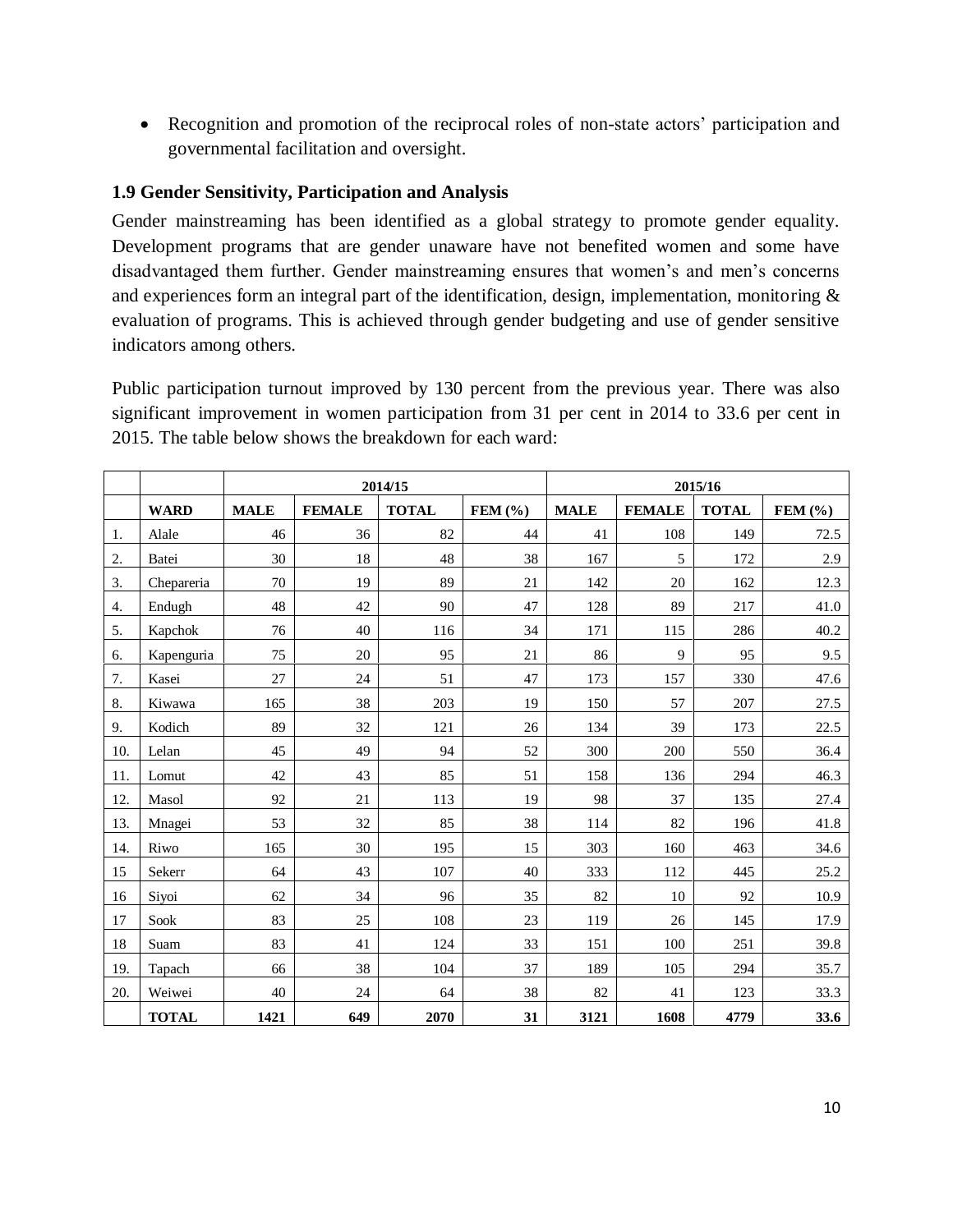- Recognition and promotion of the reciprocal roles of non-state actors' participation and governmental facilitation and oversight.

### 1.9 Gender Sensitivity, Participation and Analysis

Gender mainstreaming has been identified as a global strategy to promote gender equality. Development programs that are gender unaware have not benefited women and some have disadvantaged them further. Gender mainstreaming ensures that women's and men's concerns and experiences form an integral part of the identification, design, implementation, monitoring & evaluation of programs. This is achieved through gender budgeting and use of gender sensitive indicators among others.

Public participation turnout improved by 130 percent from the previous year. There was also significant improvement in women participation from 31 per cent in 2014 to 33.6 per cent in 2015. The table below shows the breakdown for each ward:

| | | 2014/15 | | | | 2015/16 | | | |
|---|---|---|---|---|---|---|---|---|---|
| | **WARD** | **MALE** | **FEMALE** | **TOTAL** | **FEM (%)** | **MALE** | **FEMALE** | **TOTAL** | **FEM (%)** |
| 1. | Alale | 46 | 36 | 82 | 44 | 41 | 108 | 149 | 72.5 |
| 2. | Batei | 30 | 18 | 48 | 38 | 167 | 5 | 172 | 2.9 |
| 3. | Chepareria | 70 | 19 | 89 | 21 | 142 | 20 | 162 | 12.3 |
| 4. | Endugh | 48 | 42 | 90 | 47 | 128 | 89 | 217 | 41.0 |
| 5. | Kapchok | 76 | 40 | 116 | 34 | 171 | 115 | 286 | 40.2 |
| 6. | Kapenguria | 75 | 20 | 95 | 21 | 86 | 9 | 95 | 9.5 |
| 7. | Kasei | 27 | 24 | 51 | 47 | 173 | 157 | 330 | 47.6 |
| 8. | Kiwawa | 165 | 38 | 203 | 19 | 150 | 57 | 207 | 27.5 |
| 9. | Kodich | 89 | 32 | 121 | 26 | 134 | 39 | 173 | 22.5 |
| 10. | Lelan | 45 | 49 | 94 | 52 | 300 | 200 | 550 | 36.4 |
| 11. | Lomut | 42 | 43 | 85 | 51 | 158 | 136 | 294 | 46.3 |
| 12. | Masol | 92 | 21 | 113 | 19 | 98 | 37 | 135 | 27.4 |
| 13. | Mnagei | 53 | 32 | 85 | 38 | 114 | 82 | 196 | 41.8 |
| 14. | Riwo | 165 | 30 | 195 | 15 | 303 | 160 | 463 | 34.6 |
| 15 | Sekerr | 64 | 43 | 107 | 40 | 333 | 112 | 445 | 25.2 |
| 16 | Siyoi | 62 | 34 | 96 | 35 | 82 | 10 | 92 | 10.9 |
| 17 | Sook | 83 | 25 | 108 | 23 | 119 | 26 | 145 | 17.9 |
| 18 | Suam | 83 | 41 | 124 | 33 | 151 | 100 | 251 | 39.8 |
| 19. | Tapach | 66 | 38 | 104 | 37 | 189 | 105 | 294 | 35.7 |
| 20. | Weiwei | 40 | 24 | 64 | 38 | 82 | 41 | 123 | 33.3 |
| | **TOTAL** | **1421** | **649** | **2070** | **31** | **3121** | **1608** | **4779** | **33.6** |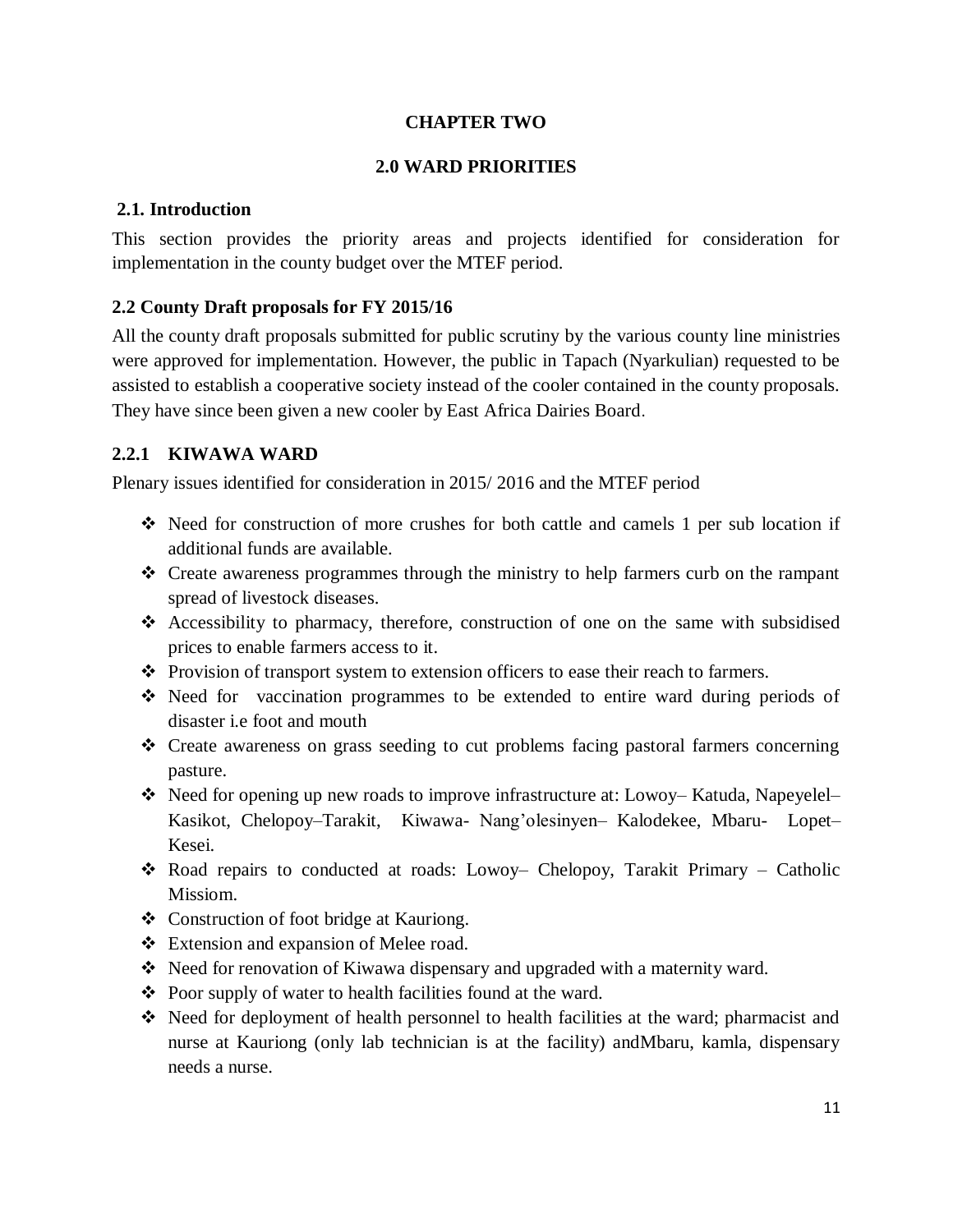# CHAPTER TWO

## 2.0 WARD PRIORITIES

### 2.1. Introduction

This section provides the priority areas and projects identified for consideration for implementation in the county budget over the MTEF period.

### 2.2 County Draft proposals for FY 2015/16

All the county draft proposals submitted for public scrutiny by the various county line ministries were approved for implementation. However, the public in Tapach (Nyarkulian) requested to be assisted to establish a cooperative society instead of the cooler contained in the county proposals. They have since been given a new cooler by East Africa Dairies Board.

### 2.2.1 KIWAWA WARD

Plenary issues identified for consideration in 2015/ 2016 and the MTEF period

- Need for construction of more crushes for both cattle and camels 1 per sub location if additional funds are available.
- Create awareness programmes through the ministry to help farmers curb on the rampant spread of livestock diseases.
- Accessibility to pharmacy, therefore, construction of one on the same with subsidised prices to enable farmers access to it.
- Provision of transport system to extension officers to ease their reach to farmers.
- Need for vaccination programmes to be extended to entire ward during periods of disaster i.e foot and mouth
- Create awareness on grass seeding to cut problems facing pastoral farmers concerning pasture.
- Need for opening up new roads to improve infrastructure at: Lowoy– Katuda, Napeyelel– Kasikot, Chelopoy–Tarakit, Kiwawa- Nang'olesinyen– Kalodekee, Mbaru- Lopet– Kesei.
- Road repairs to conducted at roads: Lowoy– Chelopoy, Tarakit Primary – Catholic Missiom.
- Construction of foot bridge at Kauriong.
- Extension and expansion of Melee road.
- Need for renovation of Kiwawa dispensary and upgraded with a maternity ward.
- Poor supply of water to health facilities found at the ward.
- Need for deployment of health personnel to health facilities at the ward; pharmacist and nurse at Kauriong (only lab technician is at the facility) andMbaru, kamla, dispensary needs a nurse.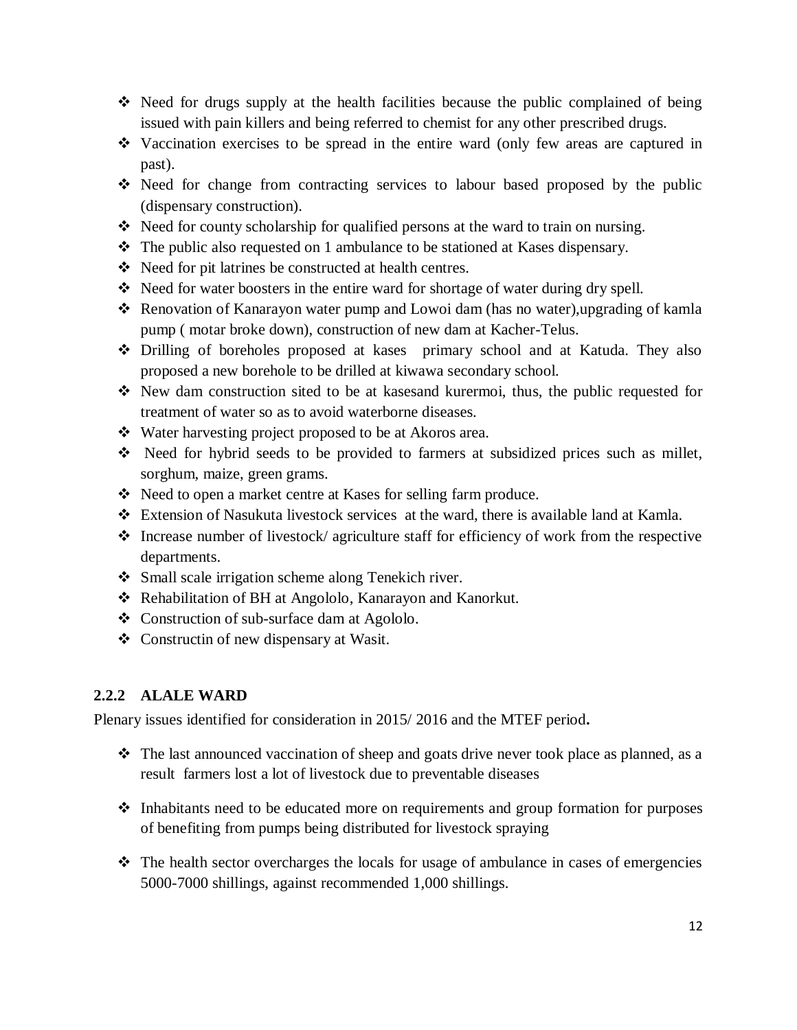- Need for drugs supply at the health facilities because the public complained of being issued with pain killers and being referred to chemist for any other prescribed drugs.
- Vaccination exercises to be spread in the entire ward (only few areas are captured in past).
- Need for change from contracting services to labour based proposed by the public (dispensary construction).
- Need for county scholarship for qualified persons at the ward to train on nursing.
- The public also requested on 1 ambulance to be stationed at Kases dispensary.
- Need for pit latrines be constructed at health centres.
- Need for water boosters in the entire ward for shortage of water during dry spell.
- Renovation of Kanarayon water pump and Lowoi dam (has no water),upgrading of kamla pump ( motar broke down), construction of new dam at Kacher-Telus.
- Drilling of boreholes proposed at kases primary school and at Katuda. They also proposed a new borehole to be drilled at kiwawa secondary school.
- New dam construction sited to be at kasesand kurermoi, thus, the public requested for treatment of water so as to avoid waterborne diseases.
- Water harvesting project proposed to be at Akoros area.
- Need for hybrid seeds to be provided to farmers at subsidized prices such as millet, sorghum, maize, green grams.
- Need to open a market centre at Kases for selling farm produce.
- Extension of Nasukuta livestock services at the ward, there is available land at Kamla.
- Increase number of livestock/ agriculture staff for efficiency of work from the respective departments.
- Small scale irrigation scheme along Tenekich river.
- Rehabilitation of BH at Angololo, Kanarayon and Kanorkut.
- Construction of sub-surface dam at Agololo.
- Constructin of new dispensary at Wasit.

### 2.2.2 ALALE WARD

Plenary issues identified for consideration in 2015/ 2016 and the MTEF period**.**

- The last announced vaccination of sheep and goats drive never took place as planned, as a result farmers lost a lot of livestock due to preventable diseases

- Inhabitants need to be educated more on requirements and group formation for purposes of benefiting from pumps being distributed for livestock spraying

- The health sector overcharges the locals for usage of ambulance in cases of emergencies 5000-7000 shillings, against recommended 1,000 shillings.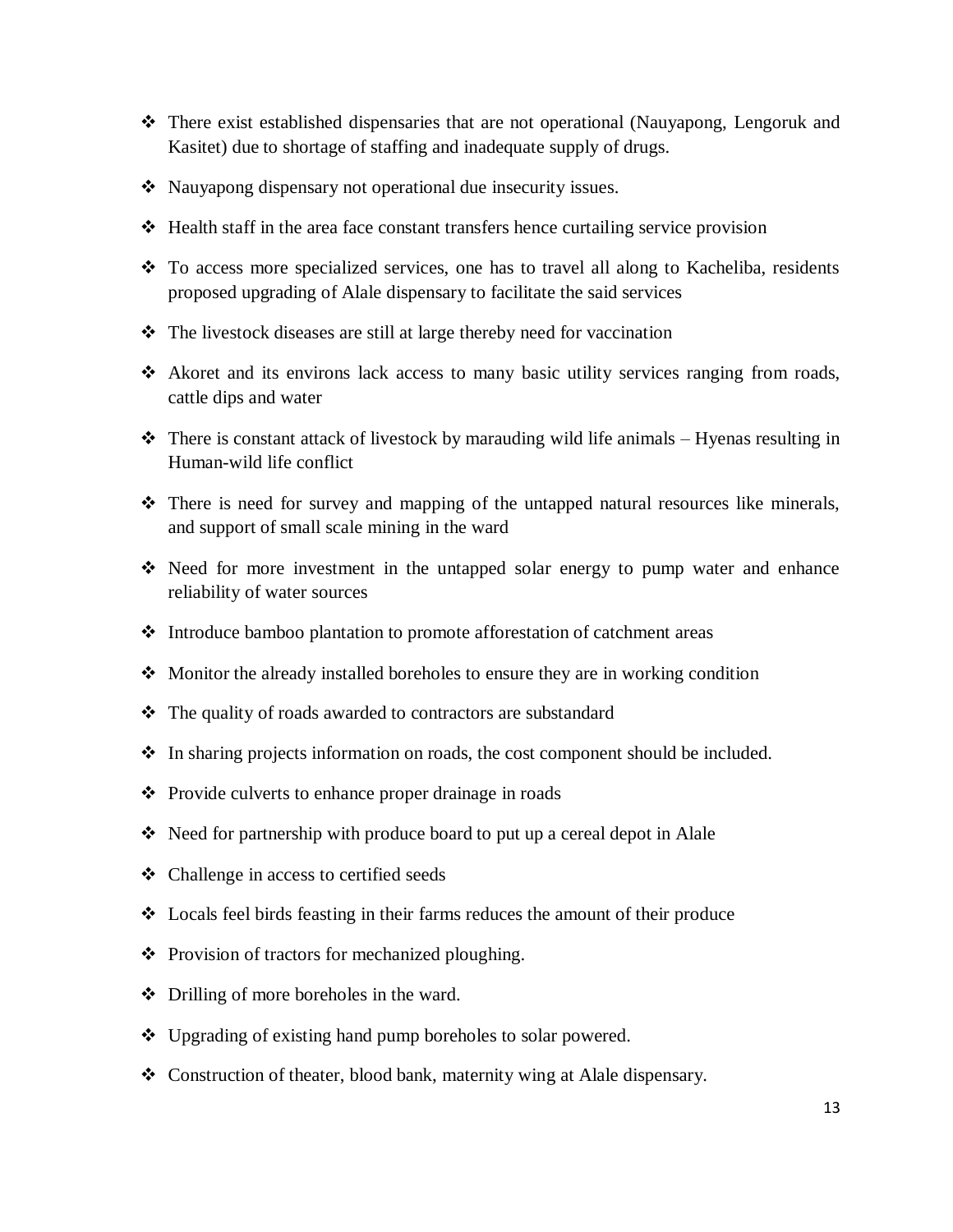- There exist established dispensaries that are not operational (Nauyapong, Lengoruk and Kasitet) due to shortage of staffing and inadequate supply of drugs.
- Nauyapong dispensary not operational due insecurity issues.
- Health staff in the area face constant transfers hence curtailing service provision
- To access more specialized services, one has to travel all along to Kacheliba, residents proposed upgrading of Alale dispensary to facilitate the said services
- The livestock diseases are still at large thereby need for vaccination
- Akoret and its environs lack access to many basic utility services ranging from roads, cattle dips and water
- There is constant attack of livestock by marauding wild life animals – Hyenas resulting in Human-wild life conflict
- There is need for survey and mapping of the untapped natural resources like minerals, and support of small scale mining in the ward
- Need for more investment in the untapped solar energy to pump water and enhance reliability of water sources
- Introduce bamboo plantation to promote afforestation of catchment areas
- Monitor the already installed boreholes to ensure they are in working condition
- The quality of roads awarded to contractors are substandard
- In sharing projects information on roads, the cost component should be included.
- Provide culverts to enhance proper drainage in roads
- Need for partnership with produce board to put up a cereal depot in Alale
- Challenge in access to certified seeds
- Locals feel birds feasting in their farms reduces the amount of their produce
- Provision of tractors for mechanized ploughing.
- Drilling of more boreholes in the ward.
- Upgrading of existing hand pump boreholes to solar powered.
- Construction of theater, blood bank, maternity wing at Alale dispensary.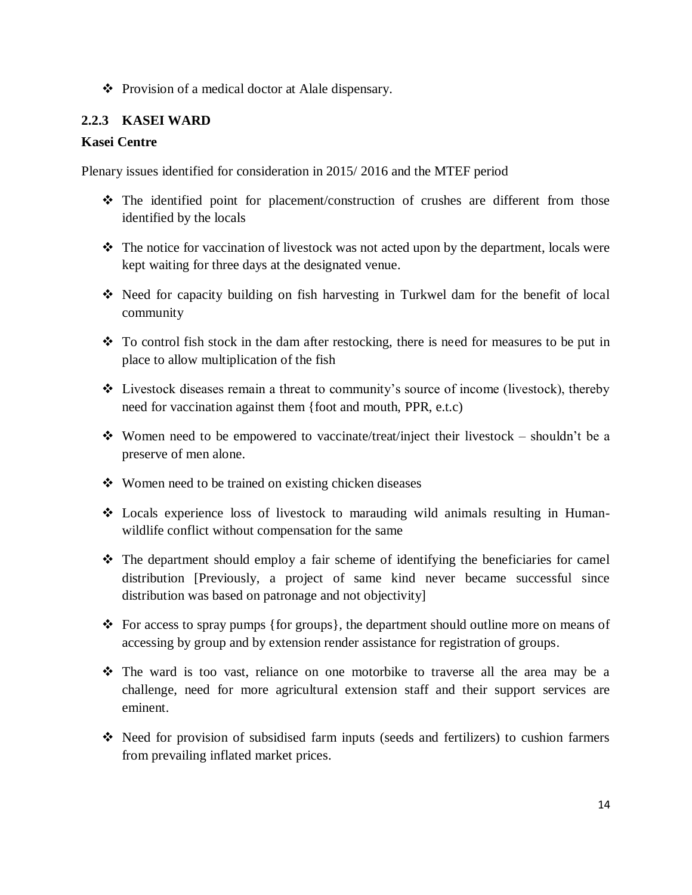- Provision of a medical doctor at Alale dispensary.

### 2.2.3 KASEI WARD

**Kasei Centre**

Plenary issues identified for consideration in 2015/ 2016 and the MTEF period

- The identified point for placement/construction of crushes are different from those identified by the locals
- The notice for vaccination of livestock was not acted upon by the department, locals were kept waiting for three days at the designated venue.
- Need for capacity building on fish harvesting in Turkwel dam for the benefit of local community
- To control fish stock in the dam after restocking, there is need for measures to be put in place to allow multiplication of the fish
- Livestock diseases remain a threat to community's source of income (livestock), thereby need for vaccination against them {foot and mouth, PPR, e.t.c)
- Women need to be empowered to vaccinate/treat/inject their livestock – shouldn't be a preserve of men alone.
- Women need to be trained on existing chicken diseases
- Locals experience loss of livestock to marauding wild animals resulting in Human-wildlife conflict without compensation for the same
- The department should employ a fair scheme of identifying the beneficiaries for camel distribution [Previously, a project of same kind never became successful since distribution was based on patronage and not objectivity]
- For access to spray pumps {for groups}, the department should outline more on means of accessing by group and by extension render assistance for registration of groups.
- The ward is too vast, reliance on one motorbike to traverse all the area may be a challenge, need for more agricultural extension staff and their support services are eminent.
- Need for provision of subsidised farm inputs (seeds and fertilizers) to cushion farmers from prevailing inflated market prices.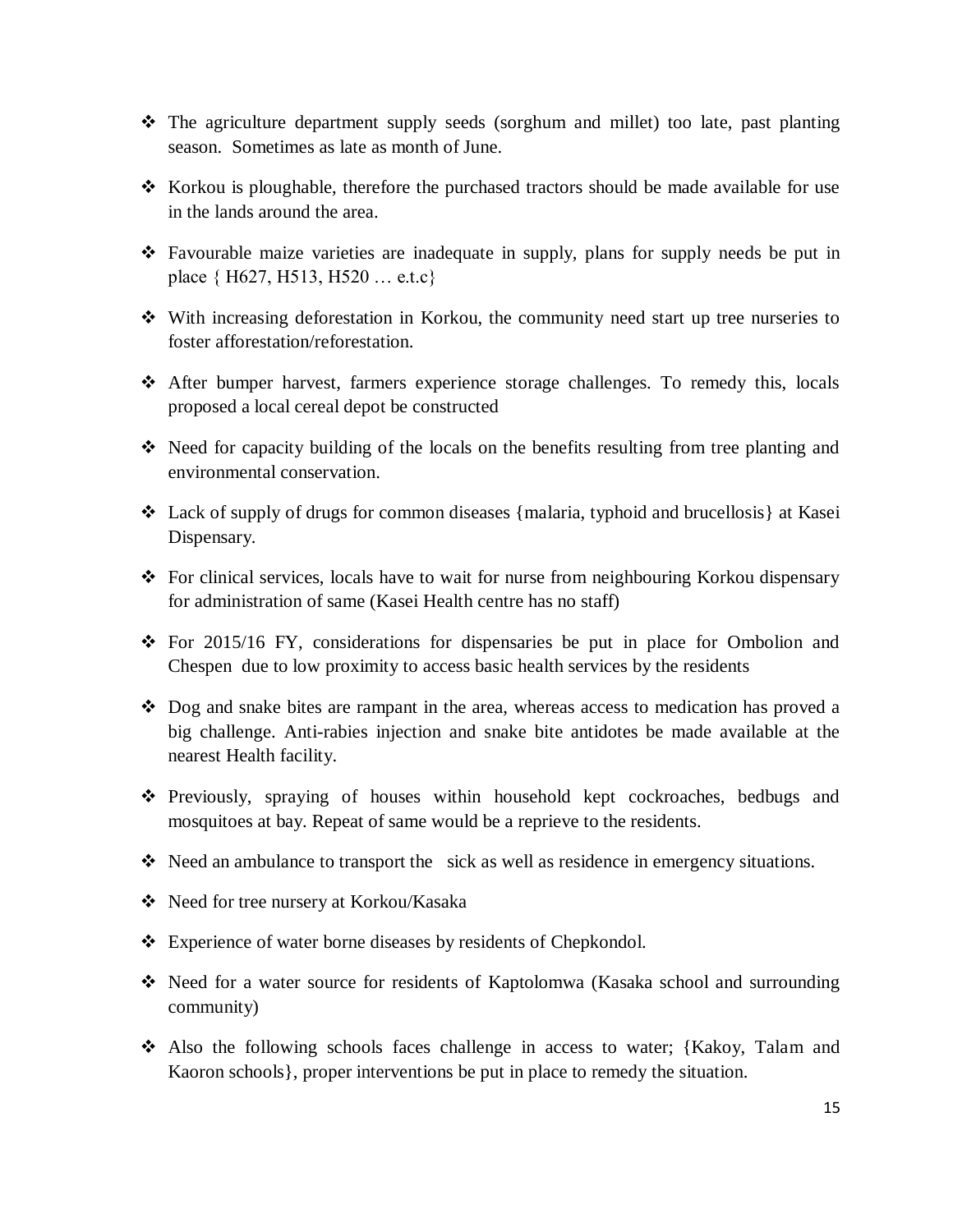- The agriculture department supply seeds (sorghum and millet) too late, past planting season. Sometimes as late as month of June.
- Korkou is ploughable, therefore the purchased tractors should be made available for use in the lands around the area.
- Favourable maize varieties are inadequate in supply, plans for supply needs be put in place { H627, H513, H520 … e.t.c}
- With increasing deforestation in Korkou, the community need start up tree nurseries to foster afforestation/reforestation.
- After bumper harvest, farmers experience storage challenges. To remedy this, locals proposed a local cereal depot be constructed
- Need for capacity building of the locals on the benefits resulting from tree planting and environmental conservation.
- Lack of supply of drugs for common diseases {malaria, typhoid and brucellosis} at Kasei Dispensary.
- For clinical services, locals have to wait for nurse from neighbouring Korkou dispensary for administration of same (Kasei Health centre has no staff)
- For 2015/16 FY, considerations for dispensaries be put in place for Ombolion and Chespen due to low proximity to access basic health services by the residents
- Dog and snake bites are rampant in the area, whereas access to medication has proved a big challenge. Anti-rabies injection and snake bite antidotes be made available at the nearest Health facility.
- Previously, spraying of houses within household kept cockroaches, bedbugs and mosquitoes at bay. Repeat of same would be a reprieve to the residents.
- Need an ambulance to transport the sick as well as residence in emergency situations.
- Need for tree nursery at Korkou/Kasaka
- Experience of water borne diseases by residents of Chepkondol.
- Need for a water source for residents of Kaptolomwa (Kasaka school and surrounding community)
- Also the following schools faces challenge in access to water; {Kakoy, Talam and Kaoron schools}, proper interventions be put in place to remedy the situation.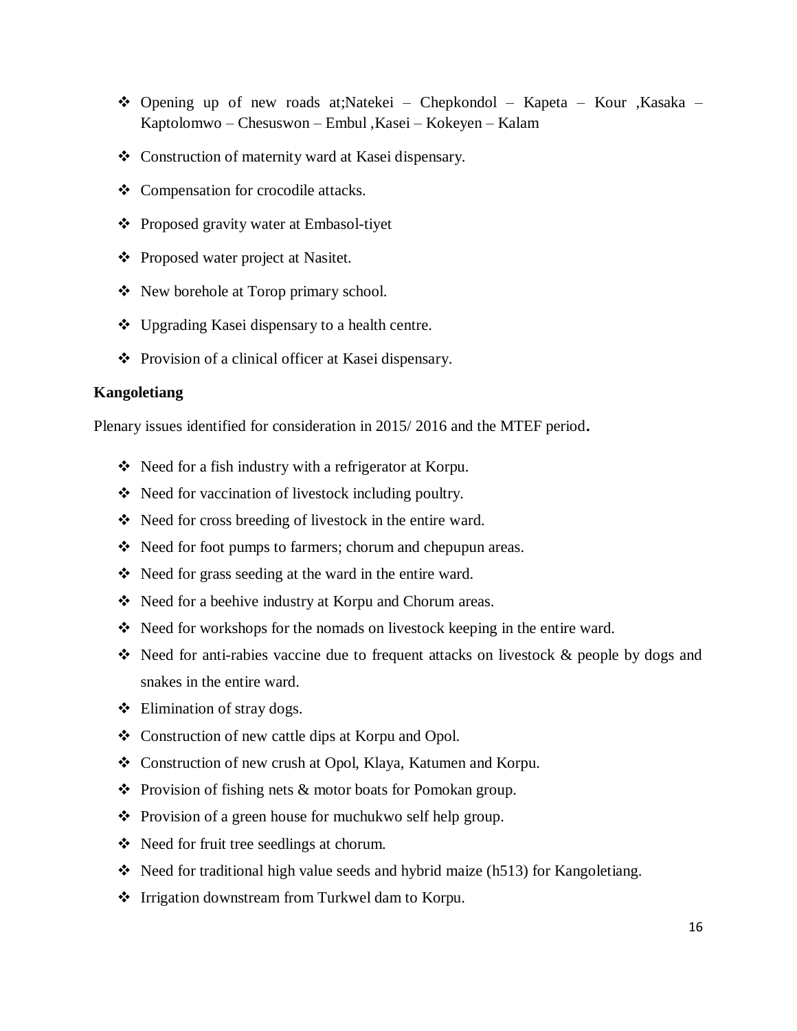- Opening up of new roads at;Natekei – Chepkondol – Kapeta – Kour ,Kasaka – Kaptolomwo – Chesuswon – Embul ,Kasei – Kokeyen – Kalam
- Construction of maternity ward at Kasei dispensary.
- Compensation for crocodile attacks.
- Proposed gravity water at Embasol-tiyet
- Proposed water project at Nasitet.
- New borehole at Torop primary school.
- Upgrading Kasei dispensary to a health centre.
- Provision of a clinical officer at Kasei dispensary.

**Kangoletiang**

Plenary issues identified for consideration in 2015/ 2016 and the MTEF period.

- Need for a fish industry with a refrigerator at Korpu.
- Need for vaccination of livestock including poultry.
- Need for cross breeding of livestock in the entire ward.
- Need for foot pumps to farmers; chorum and chepupun areas.
- Need for grass seeding at the ward in the entire ward.
- Need for a beehive industry at Korpu and Chorum areas.
- Need for workshops for the nomads on livestock keeping in the entire ward.
- Need for anti-rabies vaccine due to frequent attacks on livestock & people by dogs and snakes in the entire ward.
- Elimination of stray dogs.
- Construction of new cattle dips at Korpu and Opol.
- Construction of new crush at Opol, Klaya, Katumen and Korpu.
- Provision of fishing nets & motor boats for Pomokan group.
- Provision of a green house for muchukwo self help group.
- Need for fruit tree seedlings at chorum.
- Need for traditional high value seeds and hybrid maize (h513) for Kangoletiang.
- Irrigation downstream from Turkwel dam to Korpu.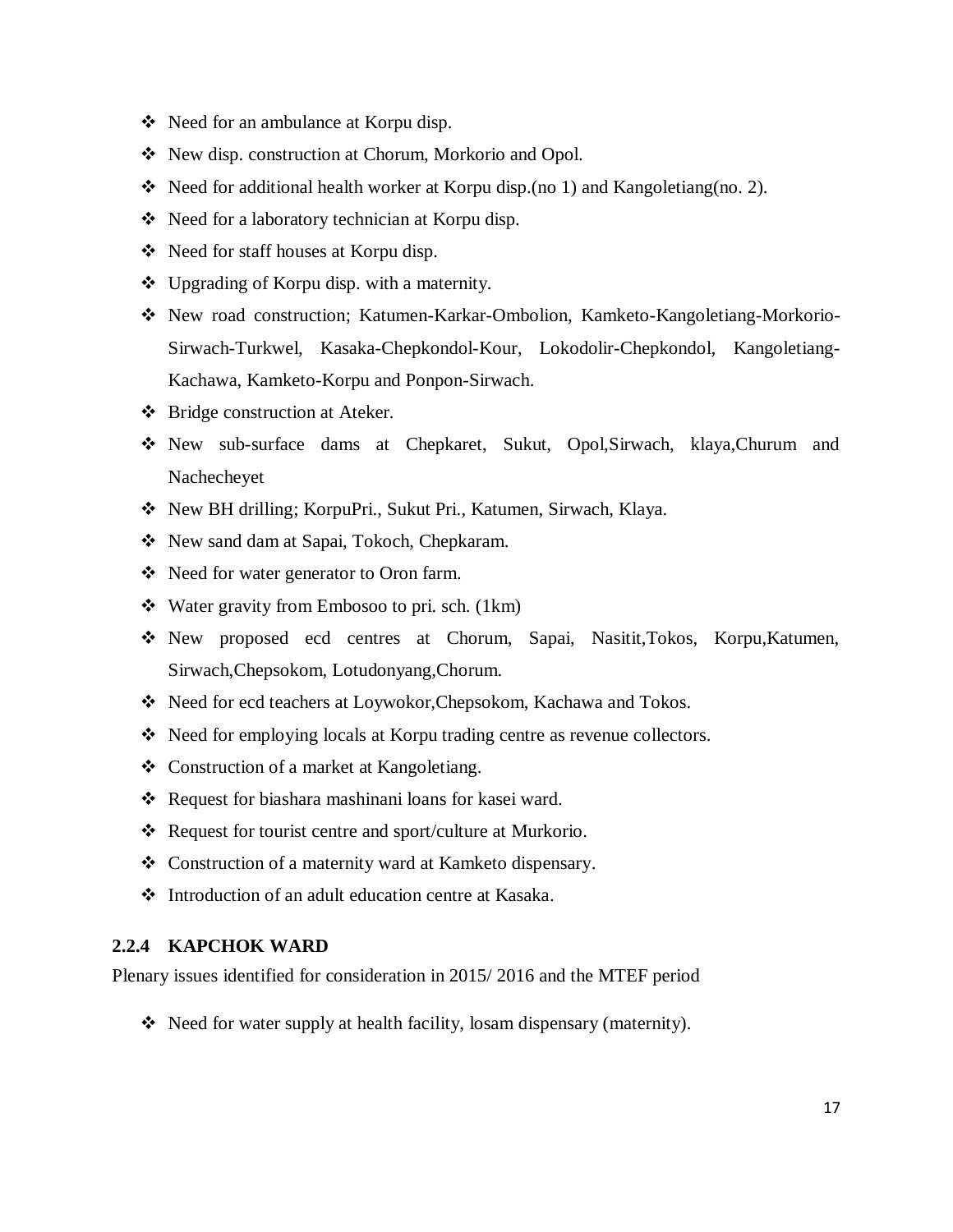- Need for an ambulance at Korpu disp.
- New disp. construction at Chorum, Morkorio and Opol.
- Need for additional health worker at Korpu disp.(no 1) and Kangoletiang(no. 2).
- Need for a laboratory technician at Korpu disp.
- Need for staff houses at Korpu disp.
- Upgrading of Korpu disp. with a maternity.
- New road construction; Katumen-Karkar-Ombolion, Kamketo-Kangoletiang-Morkorio-Sirwach-Turkwel, Kasaka-Chepkondol-Kour, Lokodolir-Chepkondol, Kangoletiang-Kachawa, Kamketo-Korpu and Ponpon-Sirwach.
- Bridge construction at Ateker.
- New sub-surface dams at Chepkaret, Sukut, Opol,Sirwach, klaya,Churum and Nachecheyet
- New BH drilling; KorpuPri., Sukut Pri., Katumen, Sirwach, Klaya.
- New sand dam at Sapai, Tokoch, Chepkaram.
- Need for water generator to Oron farm.
- Water gravity from Embosoo to pri. sch. (1km)
- New proposed ecd centres at Chorum, Sapai, Nasitit,Tokos, Korpu,Katumen, Sirwach,Chepsokom, Lotudonyang,Chorum.
- Need for ecd teachers at Loywokor,Chepsokom, Kachawa and Tokos.
- Need for employing locals at Korpu trading centre as revenue collectors.
- Construction of a market at Kangoletiang.
- Request for biashara mashinani loans for kasei ward.
- Request for tourist centre and sport/culture at Murkorio.
- Construction of a maternity ward at Kamketo dispensary.
- Introduction of an adult education centre at Kasaka.

### 2.2.4 KAPCHOK WARD

Plenary issues identified for consideration in 2015/ 2016 and the MTEF period

- Need for water supply at health facility, losam dispensary (maternity).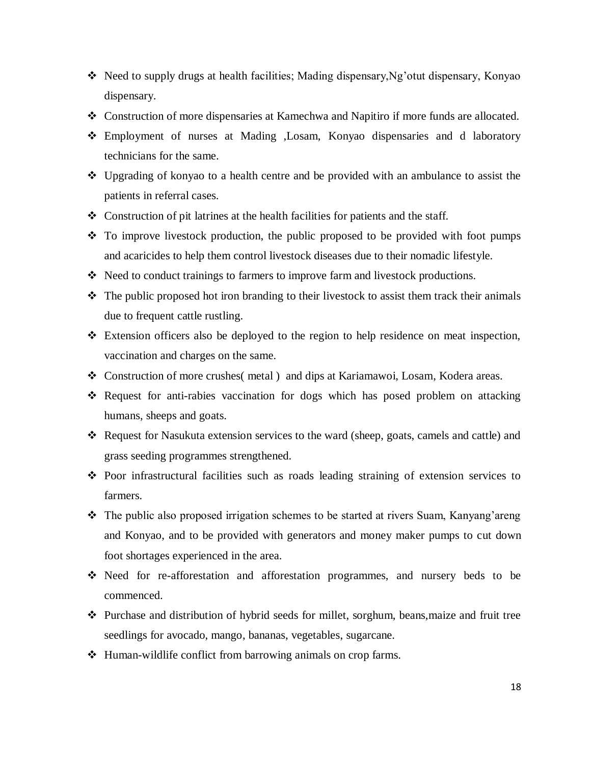- Need to supply drugs at health facilities; Mading dispensary,Ng'otut dispensary, Konyao dispensary.
- Construction of more dispensaries at Kamechwa and Napitiro if more funds are allocated.
- Employment of nurses at Mading ,Losam, Konyao dispensaries and d laboratory technicians for the same.
- Upgrading of konyao to a health centre and be provided with an ambulance to assist the patients in referral cases.
- Construction of pit latrines at the health facilities for patients and the staff.
- To improve livestock production, the public proposed to be provided with foot pumps and acaricides to help them control livestock diseases due to their nomadic lifestyle.
- Need to conduct trainings to farmers to improve farm and livestock productions.
- The public proposed hot iron branding to their livestock to assist them track their animals due to frequent cattle rustling.
- Extension officers also be deployed to the region to help residence on meat inspection, vaccination and charges on the same.
- Construction of more crushes( metal ) and dips at Kariamawoi, Losam, Kodera areas.
- Request for anti-rabies vaccination for dogs which has posed problem on attacking humans, sheeps and goats.
- Request for Nasukuta extension services to the ward (sheep, goats, camels and cattle) and grass seeding programmes strengthened.
- Poor infrastructural facilities such as roads leading straining of extension services to farmers.
- The public also proposed irrigation schemes to be started at rivers Suam, Kanyang'areng and Konyao, and to be provided with generators and money maker pumps to cut down foot shortages experienced in the area.
- Need for re-afforestation and afforestation programmes, and nursery beds to be commenced.
- Purchase and distribution of hybrid seeds for millet, sorghum, beans,maize and fruit tree seedlings for avocado, mango, bananas, vegetables, sugarcane.
- Human-wildlife conflict from barrowing animals on crop farms.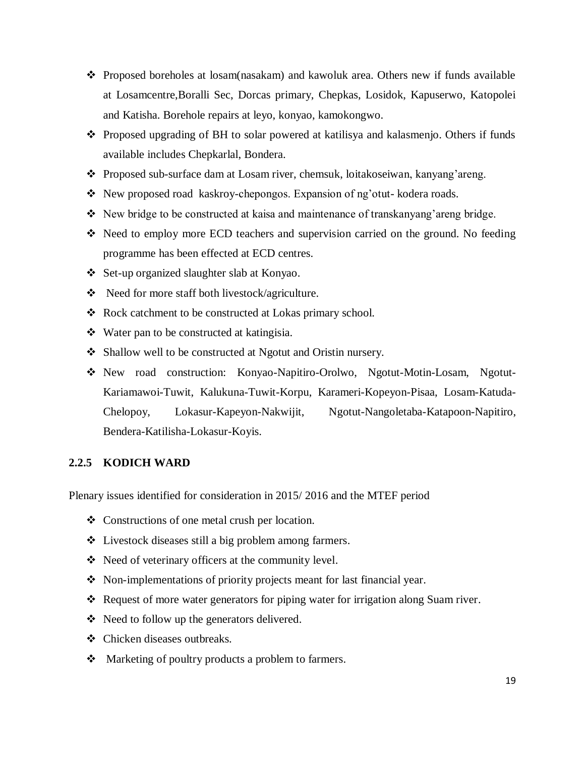- Proposed boreholes at losam(nasakam) and kawoluk area. Others new if funds available at Losamcentre,Boralli Sec, Dorcas primary, Chepkas, Losidok, Kapuserwo, Katopolei and Katisha. Borehole repairs at leyo, konyao, kamokongwo.
- Proposed upgrading of BH to solar powered at katilisya and kalasmenjo. Others if funds available includes Chepkarlal, Bondera.
- Proposed sub-surface dam at Losam river, chemsuk, loitakoseiwan, kanyang'areng.
- New proposed road kaskroy-chepongos. Expansion of ng'otut- kodera roads.
- New bridge to be constructed at kaisa and maintenance of transkanyang'areng bridge.
- Need to employ more ECD teachers and supervision carried on the ground. No feeding programme has been effected at ECD centres.
- Set-up organized slaughter slab at Konyao.
- Need for more staff both livestock/agriculture.
- Rock catchment to be constructed at Lokas primary school.
- Water pan to be constructed at katingisia.
- Shallow well to be constructed at Ngotut and Oristin nursery.
- New road construction: Konyao-Napitiro-Orolwo, Ngotut-Motin-Losam, Ngotut-Kariamawoi-Tuwit, Kalukuna-Tuwit-Korpu, Karameri-Kopeyon-Pisaa, Losam-Katuda-Chelopoy, Lokasur-Kapeyon-Nakwijit, Ngotut-Nangoletaba-Katapoon-Napitiro, Bendera-Katilisha-Lokasur-Koyis.

### 2.2.5 KODICH WARD

Plenary issues identified for consideration in 2015/ 2016 and the MTEF period

- Constructions of one metal crush per location.
- Livestock diseases still a big problem among farmers.
- Need of veterinary officers at the community level.
- Non-implementations of priority projects meant for last financial year.
- Request of more water generators for piping water for irrigation along Suam river.
- Need to follow up the generators delivered.
- Chicken diseases outbreaks.
- Marketing of poultry products a problem to farmers.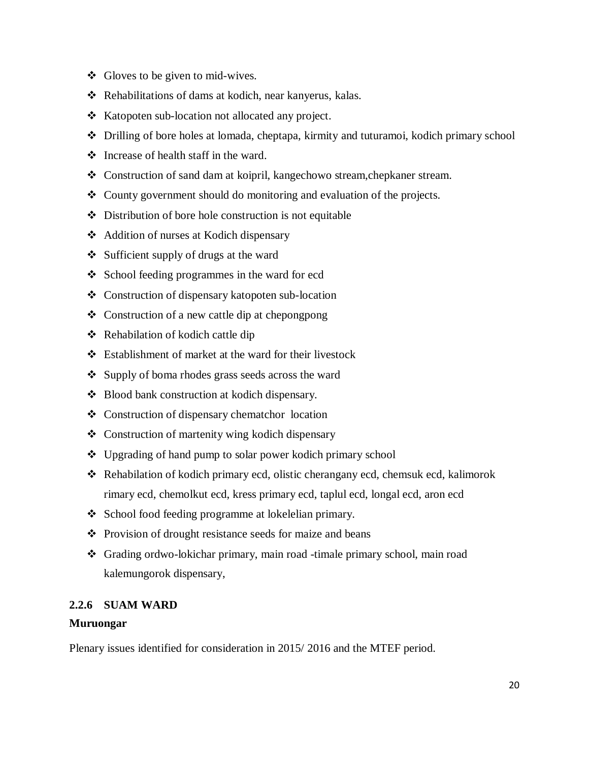- Gloves to be given to mid-wives.
- Rehabilitations of dams at kodich, near kanyerus, kalas.
- Katopoten sub-location not allocated any project.
- Drilling of bore holes at lomada, cheptapa, kirmity and tuturamoi, kodich primary school
- Increase of health staff in the ward.
- Construction of sand dam at koipril, kangechowo stream,chepkaner stream.
- County government should do monitoring and evaluation of the projects.
- Distribution of bore hole construction is not equitable
- Addition of nurses at Kodich dispensary
- Sufficient supply of drugs at the ward
- School feeding programmes in the ward for ecd
- Construction of dispensary katopoten sub-location
- Construction of a new cattle dip at chepongpong
- Rehabilation of kodich cattle dip
- Establishment of market at the ward for their livestock
- Supply of boma rhodes grass seeds across the ward
- Blood bank construction at kodich dispensary.
- Construction of dispensary chematchor location
- Construction of martenity wing kodich dispensary
- Upgrading of hand pump to solar power kodich primary school
- Rehabilation of kodich primary ecd, olistic cherangany ecd, chemsuk ecd, kalimorok rimary ecd, chemolkut ecd, kress primary ecd, taplul ecd, longal ecd, aron ecd
- School food feeding programme at lokelelian primary.
- Provision of drought resistance seeds for maize and beans
- Grading ordwo-lokichar primary, main road -timale primary school, main road kalemungorok dispensary,

### 2.2.6 SUAM WARD

**Muruongar**

Plenary issues identified for consideration in 2015/ 2016 and the MTEF period.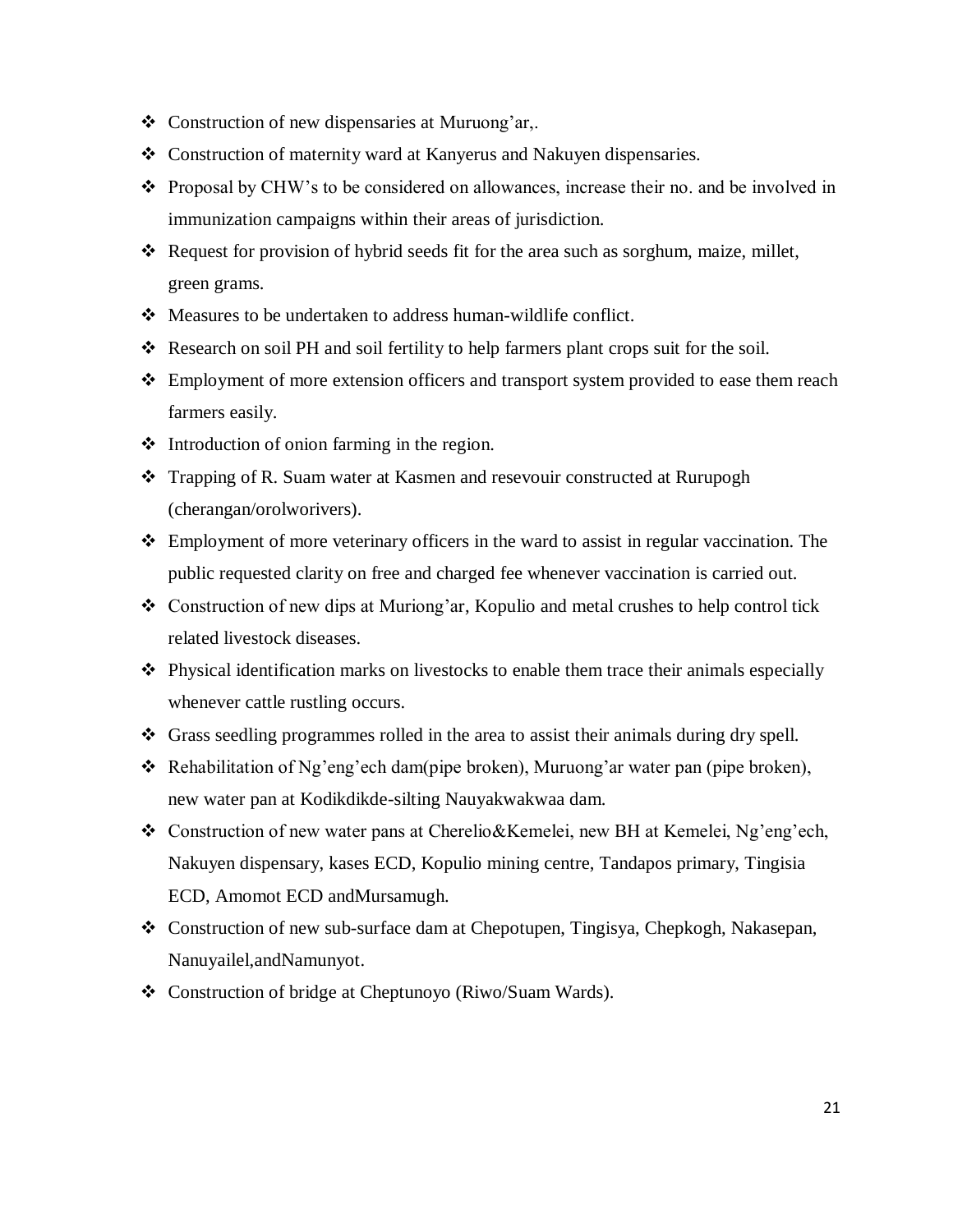- Construction of new dispensaries at Muruong'ar,.
- Construction of maternity ward at Kanyerus and Nakuyen dispensaries.
- Proposal by CHW's to be considered on allowances, increase their no. and be involved in immunization campaigns within their areas of jurisdiction.
- Request for provision of hybrid seeds fit for the area such as sorghum, maize, millet, green grams.
- Measures to be undertaken to address human-wildlife conflict.
- Research on soil PH and soil fertility to help farmers plant crops suit for the soil.
- Employment of more extension officers and transport system provided to ease them reach farmers easily.
- Introduction of onion farming in the region.
- Trapping of R. Suam water at Kasmen and resevouir constructed at Rurupogh (cherangan/orolworivers).
- Employment of more veterinary officers in the ward to assist in regular vaccination. The public requested clarity on free and charged fee whenever vaccination is carried out.
- Construction of new dips at Muriong'ar, Kopulio and metal crushes to help control tick related livestock diseases.
- Physical identification marks on livestocks to enable them trace their animals especially whenever cattle rustling occurs.
- Grass seedling programmes rolled in the area to assist their animals during dry spell.
- Rehabilitation of Ng'eng'ech dam(pipe broken), Muruong'ar water pan (pipe broken), new water pan at Kodikdikde-silting Nauyakwakwaa dam.
- Construction of new water pans at Cherelio&Kemelei, new BH at Kemelei, Ng'eng'ech, Nakuyen dispensary, kases ECD, Kopulio mining centre, Tandapos primary, Tingisia ECD, Amomot ECD andMursamugh.
- Construction of new sub-surface dam at Chepotupen, Tingisya, Chepkogh, Nakasepan, Nanuyailel,andNamunyot.
- Construction of bridge at Cheptunoyo (Riwo/Suam Wards).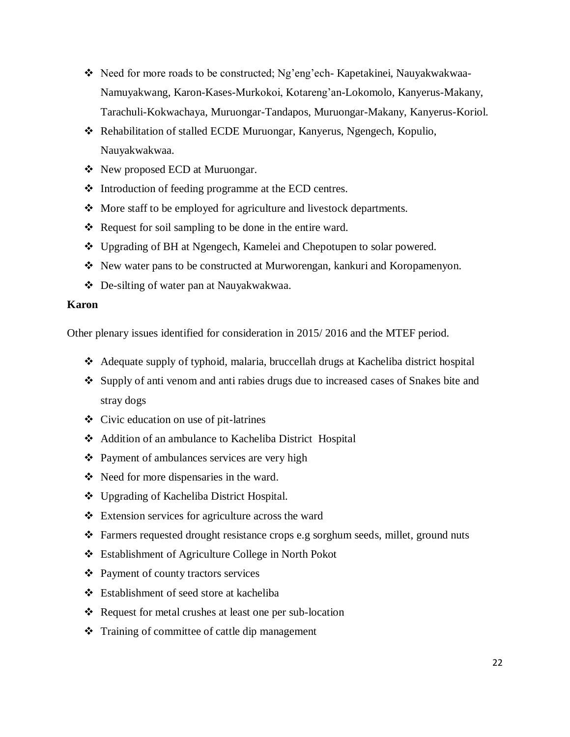- Need for more roads to be constructed; Ng'eng'ech- Kapetakinei, Nauyakwakwaa-Namuyakwang, Karon-Kases-Murkokoi, Kotareng'an-Lokomolo, Kanyerus-Makany, Tarachuli-Kokwachaya, Muruongar-Tandapos, Muruongar-Makany, Kanyerus-Koriol.
- Rehabilitation of stalled ECDE Muruongar, Kanyerus, Ngengech, Kopulio, Nauyakwakwaa.
- New proposed ECD at Muruongar.
- Introduction of feeding programme at the ECD centres.
- More staff to be employed for agriculture and livestock departments.
- Request for soil sampling to be done in the entire ward.
- Upgrading of BH at Ngengech, Kamelei and Chepotupen to solar powered.
- New water pans to be constructed at Murworengan, kankuri and Koropamenyon.
- De-silting of water pan at Nauyakwakwaa.

**Karon**

Other plenary issues identified for consideration in 2015/ 2016 and the MTEF period.

- Adequate supply of typhoid, malaria, bruccellah drugs at Kacheliba district hospital
- Supply of anti venom and anti rabies drugs due to increased cases of Snakes bite and stray dogs
- Civic education on use of pit-latrines
- Addition of an ambulance to Kacheliba District Hospital
- Payment of ambulances services are very high
- Need for more dispensaries in the ward.
- Upgrading of Kacheliba District Hospital.
- Extension services for agriculture across the ward
- Farmers requested drought resistance crops e.g sorghum seeds, millet, ground nuts
- Establishment of Agriculture College in North Pokot
- Payment of county tractors services
- Establishment of seed store at kacheliba
- Request for metal crushes at least one per sub-location
- Training of committee of cattle dip management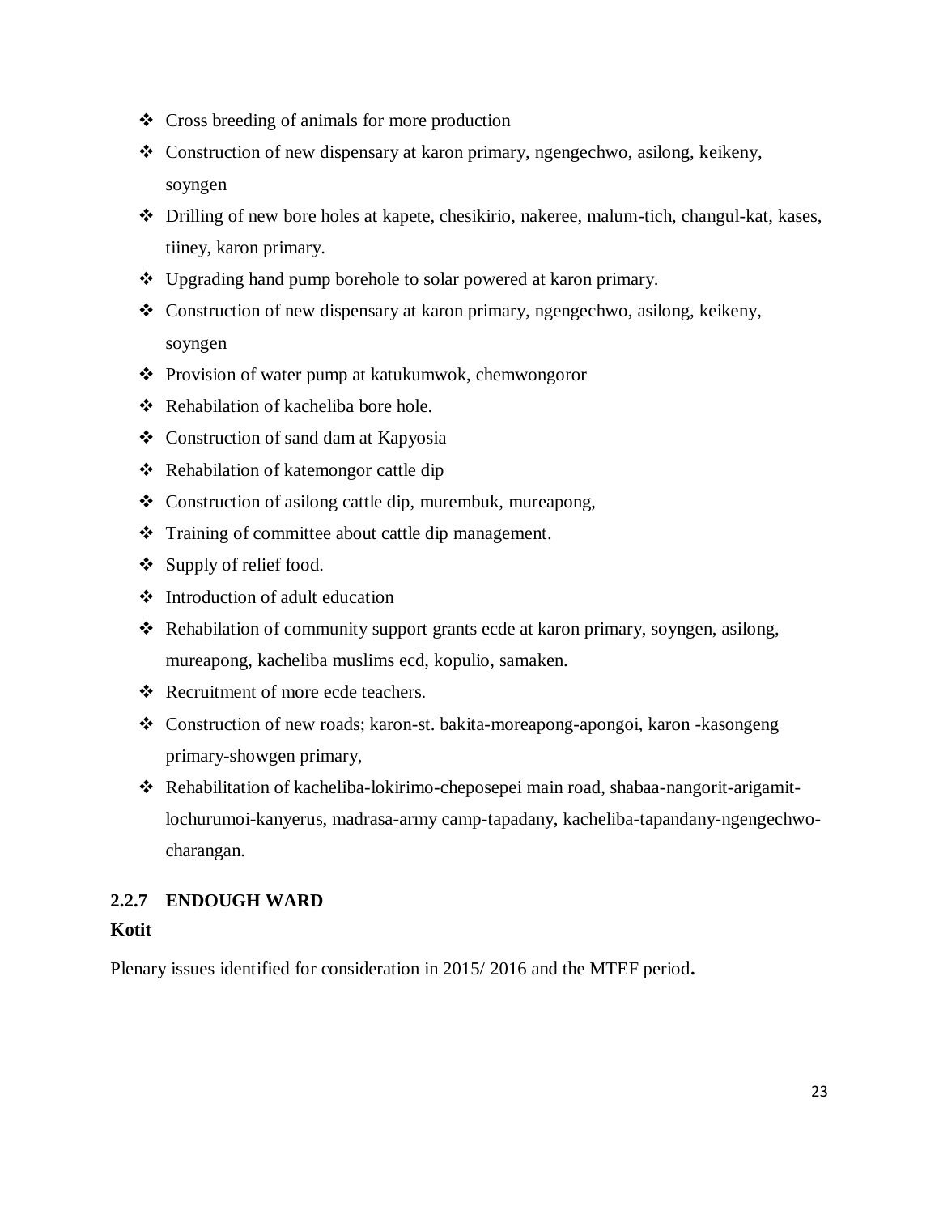- Cross breeding of animals for more production
- Construction of new dispensary at karon primary, ngengechwo, asilong, keikeny, soyngen
- Drilling of new bore holes at kapete, chesikirio, nakeree, malum-tich, changul-kat, kases, tiiney, karon primary.
- Upgrading hand pump borehole to solar powered at karon primary.
- Construction of new dispensary at karon primary, ngengechwo, asilong, keikeny, soyngen
- Provision of water pump at katukumwok, chemwongoror
- Rehabilation of kacheliba bore hole.
- Construction of sand dam at Kapyosia
- Rehabilation of katemongor cattle dip
- Construction of asilong cattle dip, murembuk, mureapong,
- Training of committee about cattle dip management.
- Supply of relief food.
- Introduction of adult education
- Rehabilation of community support grants ecde at karon primary, soyngen, asilong, mureapong, kacheliba muslims ecd, kopulio, samaken.
- Recruitment of more ecde teachers.
- Construction of new roads; karon-st. bakita-moreapong-apongoi, karon -kasongeng primary-showgen primary,
- Rehabilitation of kacheliba-lokirimo-cheposepei main road, shabaa-nangorit-arigamit-lochurumoi-kanyerus, madrasa-army camp-tapadany, kacheliba-tapandany-ngengechwo-charangan.

### 2.2.7 ENDOUGH WARD

**Kotit**

Plenary issues identified for consideration in 2015/ 2016 and the MTEF period**.**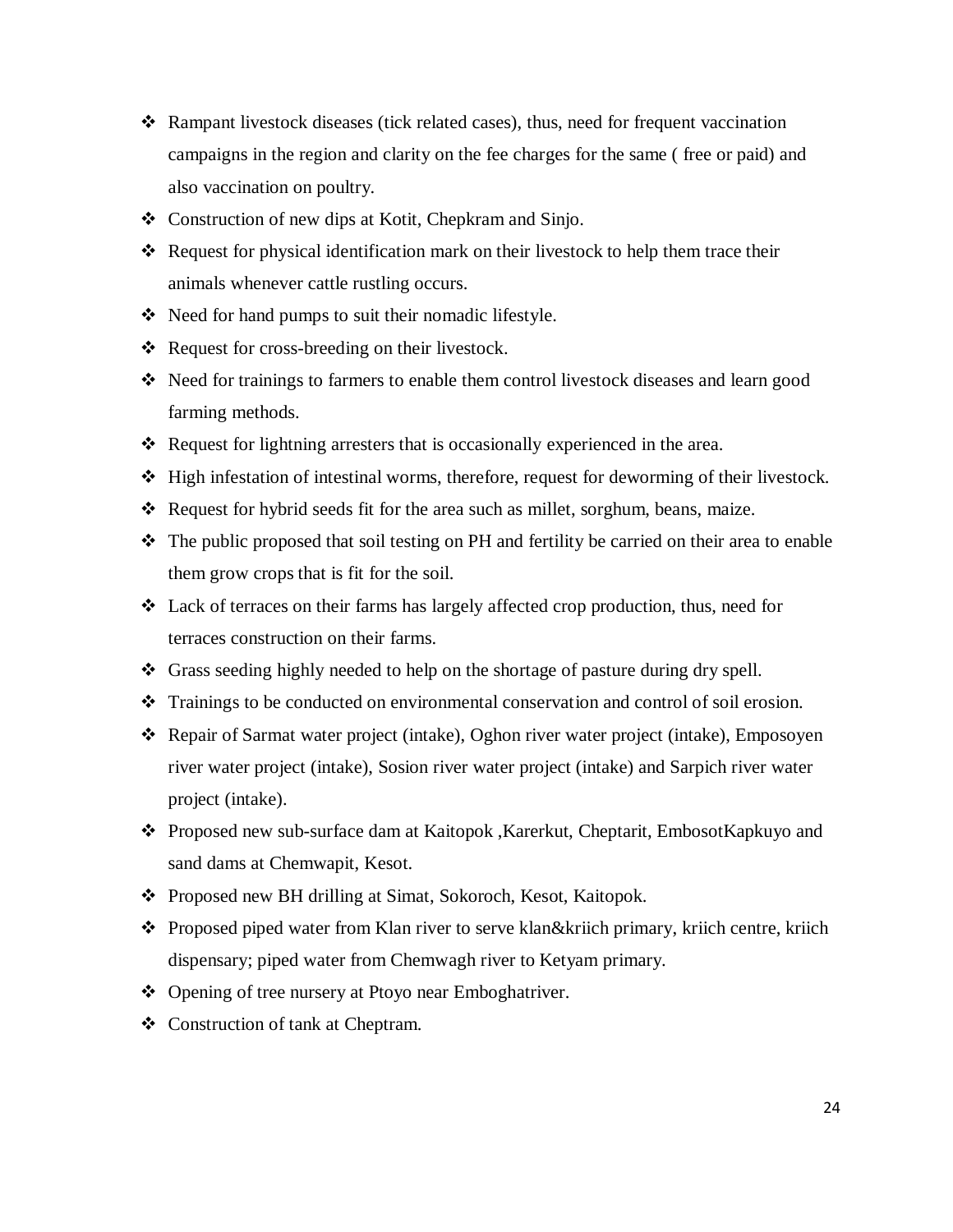- Rampant livestock diseases (tick related cases), thus, need for frequent vaccination campaigns in the region and clarity on the fee charges for the same ( free or paid) and also vaccination on poultry.
- Construction of new dips at Kotit, Chepkram and Sinjo.
- Request for physical identification mark on their livestock to help them trace their animals whenever cattle rustling occurs.
- Need for hand pumps to suit their nomadic lifestyle.
- Request for cross-breeding on their livestock.
- Need for trainings to farmers to enable them control livestock diseases and learn good farming methods.
- Request for lightning arresters that is occasionally experienced in the area.
- High infestation of intestinal worms, therefore, request for deworming of their livestock.
- Request for hybrid seeds fit for the area such as millet, sorghum, beans, maize.
- The public proposed that soil testing on PH and fertility be carried on their area to enable them grow crops that is fit for the soil.
- Lack of terraces on their farms has largely affected crop production, thus, need for terraces construction on their farms.
- Grass seeding highly needed to help on the shortage of pasture during dry spell.
- Trainings to be conducted on environmental conservation and control of soil erosion.
- Repair of Sarmat water project (intake), Oghon river water project (intake), Emposoyen river water project (intake), Sosion river water project (intake) and Sarpich river water project (intake).
- Proposed new sub-surface dam at Kaitopok ,Karerkut, Cheptarit, EmbosotKapkuyo and sand dams at Chemwapit, Kesot.
- Proposed new BH drilling at Simat, Sokoroch, Kesot, Kaitopok.
- Proposed piped water from Klan river to serve klan&kriich primary, kriich centre, kriich dispensary; piped water from Chemwagh river to Ketyam primary.
- Opening of tree nursery at Ptoyo near Emboghatriver.
- Construction of tank at Cheptram.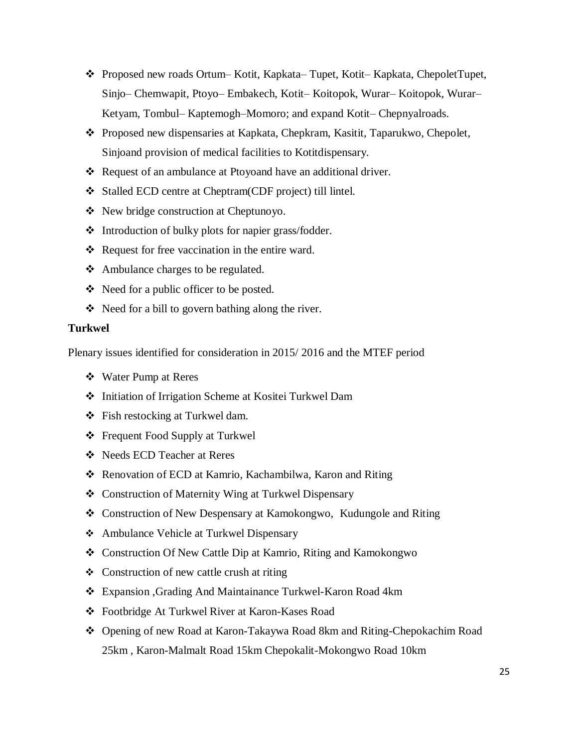- Proposed new roads Ortum– Kotit, Kapkata– Tupet, Kotit– Kapkata, ChepoletTupet, Sinjo– Chemwapit, Ptoyo– Embakech, Kotit– Koitopok, Wurar– Koitopok, Wurar– Ketyam, Tombul– Kaptemogh–Momoro; and expand Kotit– Chepnyalroads.
- Proposed new dispensaries at Kapkata, Chepkram, Kasitit, Taparukwo, Chepolet, Sinjoand provision of medical facilities to Kotitdispensary.
- Request of an ambulance at Ptoyoand have an additional driver.
- Stalled ECD centre at Cheptram(CDF project) till lintel.
- New bridge construction at Cheptunoyo.
- Introduction of bulky plots for napier grass/fodder.
- Request for free vaccination in the entire ward.
- Ambulance charges to be regulated.
- Need for a public officer to be posted.
- Need for a bill to govern bathing along the river.

**Turkwel**

Plenary issues identified for consideration in 2015/ 2016 and the MTEF period

- Water Pump at Reres
- Initiation of Irrigation Scheme at Kositei Turkwel Dam
- Fish restocking at Turkwel dam.
- Frequent Food Supply at Turkwel
- Needs ECD Teacher at Reres
- Renovation of ECD at Kamrio, Kachambilwa, Karon and Riting
- Construction of Maternity Wing at Turkwel Dispensary
- Construction of New Despensary at Kamokongwo, Kudungole and Riting
- Ambulance Vehicle at Turkwel Dispensary
- Construction Of New Cattle Dip at Kamrio, Riting and Kamokongwo
- Construction of new cattle crush at riting
- Expansion ,Grading And Maintainance Turkwel-Karon Road 4km
- Footbridge At Turkwel River at Karon-Kases Road
- Opening of new Road at Karon-Takaywa Road 8km and Riting-Chepokachim Road 25km , Karon-Malmalt Road 15km Chepokalit-Mokongwo Road 10km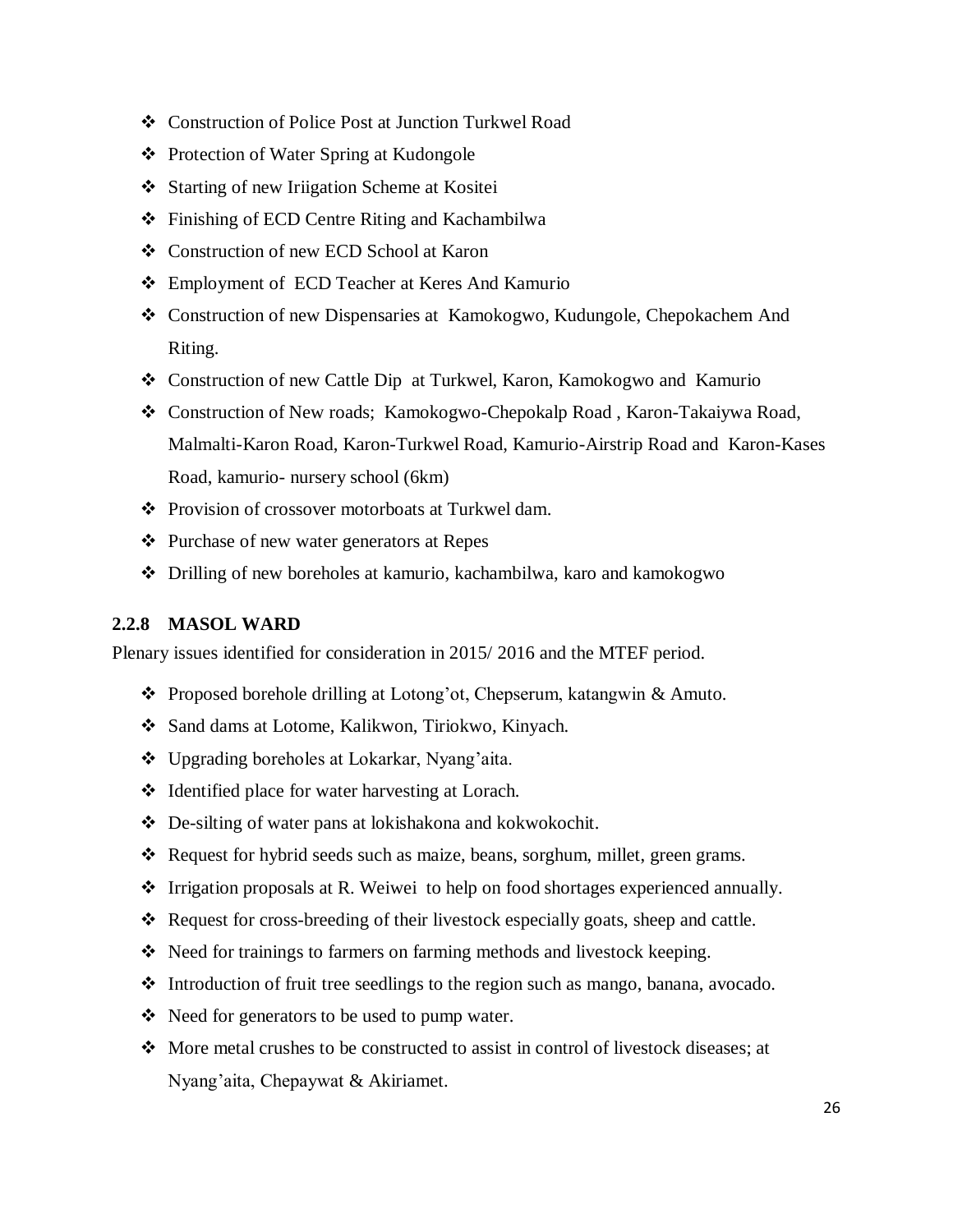- Construction of Police Post at Junction Turkwel Road
- Protection of Water Spring at Kudongole
- Starting of new Iriigation Scheme at Kositei
- Finishing of ECD Centre Riting and Kachambilwa
- Construction of new ECD School at Karon
- Employment of ECD Teacher at Keres And Kamurio
- Construction of new Dispensaries at Kamokogwo, Kudungole, Chepokachem And Riting.
- Construction of new Cattle Dip at Turkwel, Karon, Kamokogwo and Kamurio
- Construction of New roads; Kamokogwo-Chepokalp Road , Karon-Takaiywa Road, Malmalti-Karon Road, Karon-Turkwel Road, Kamurio-Airstrip Road and Karon-Kases Road, kamurio- nursery school (6km)
- Provision of crossover motorboats at Turkwel dam.
- Purchase of new water generators at Repes
- Drilling of new boreholes at kamurio, kachambilwa, karo and kamokogwo

### 2.2.8 MASOL WARD

Plenary issues identified for consideration in 2015/ 2016 and the MTEF period.

- Proposed borehole drilling at Lotong'ot, Chepserum, katangwin & Amuto.
- Sand dams at Lotome, Kalikwon, Tiriokwo, Kinyach.
- Upgrading boreholes at Lokarkar, Nyang'aita.
- Identified place for water harvesting at Lorach.
- De-silting of water pans at lokishakona and kokwokochit.
- Request for hybrid seeds such as maize, beans, sorghum, millet, green grams.
- Irrigation proposals at R. Weiwei to help on food shortages experienced annually.
- Request for cross-breeding of their livestock especially goats, sheep and cattle.
- Need for trainings to farmers on farming methods and livestock keeping.
- Introduction of fruit tree seedlings to the region such as mango, banana, avocado.
- Need for generators to be used to pump water.
- More metal crushes to be constructed to assist in control of livestock diseases; at Nyang'aita, Chepaywat & Akiriamet.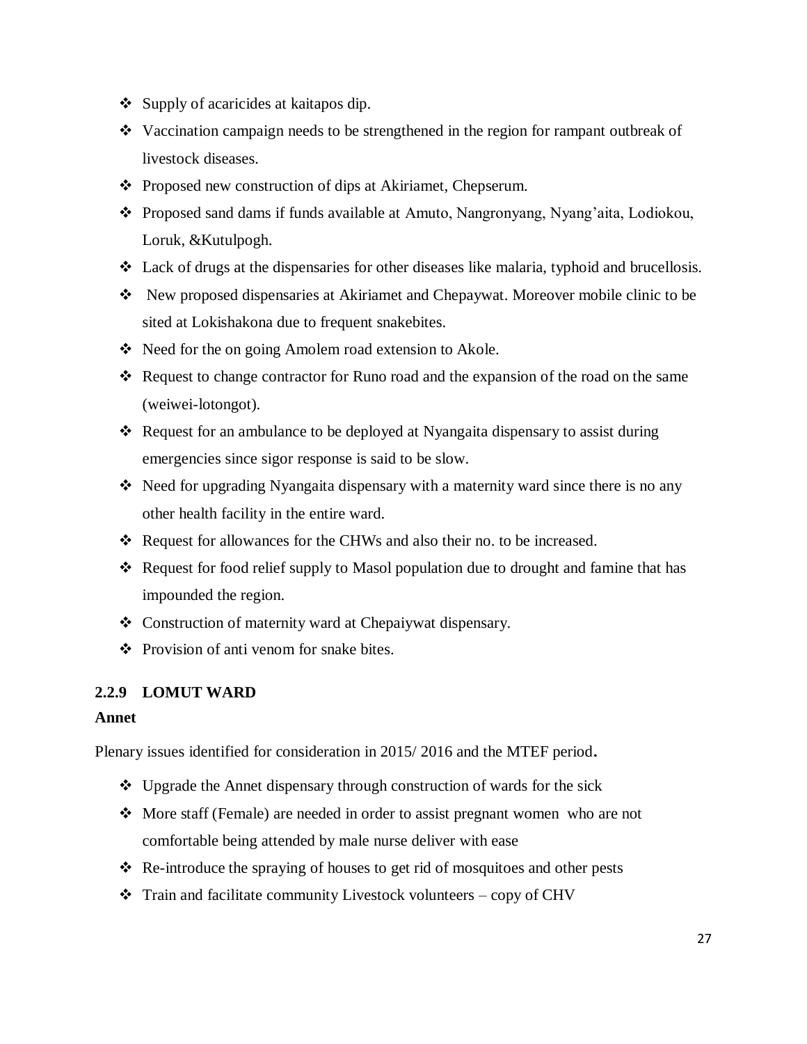- Supply of acaricides at kaitapos dip.
- Vaccination campaign needs to be strengthened in the region for rampant outbreak of livestock diseases.
- Proposed new construction of dips at Akiriamet, Chepserum.
- Proposed sand dams if funds available at Amuto, Nangronyang, Nyang'aita, Lodiokou, Loruk, &Kutulpogh.
- Lack of drugs at the dispensaries for other diseases like malaria, typhoid and brucellosis.
- New proposed dispensaries at Akiriamet and Chepaywat. Moreover mobile clinic to be sited at Lokishakona due to frequent snakebites.
- Need for the on going Amolem road extension to Akole.
- Request to change contractor for Runo road and the expansion of the road on the same (weiwei-lotongot).
- Request for an ambulance to be deployed at Nyangaita dispensary to assist during emergencies since sigor response is said to be slow.
- Need for upgrading Nyangaita dispensary with a maternity ward since there is no any other health facility in the entire ward.
- Request for allowances for the CHWs and also their no. to be increased.
- Request for food relief supply to Masol population due to drought and famine that has impounded the region.
- Construction of maternity ward at Chepaiywat dispensary.
- Provision of anti venom for snake bites.

### 2.2.9 LOMUT WARD

**Annet**

Plenary issues identified for consideration in 2015/ 2016 and the MTEF period**.**

- Upgrade the Annet dispensary through construction of wards for the sick
- More staff (Female) are needed in order to assist pregnant women who are not comfortable being attended by male nurse deliver with ease
- Re-introduce the spraying of houses to get rid of mosquitoes and other pests
- Train and facilitate community Livestock volunteers – copy of CHV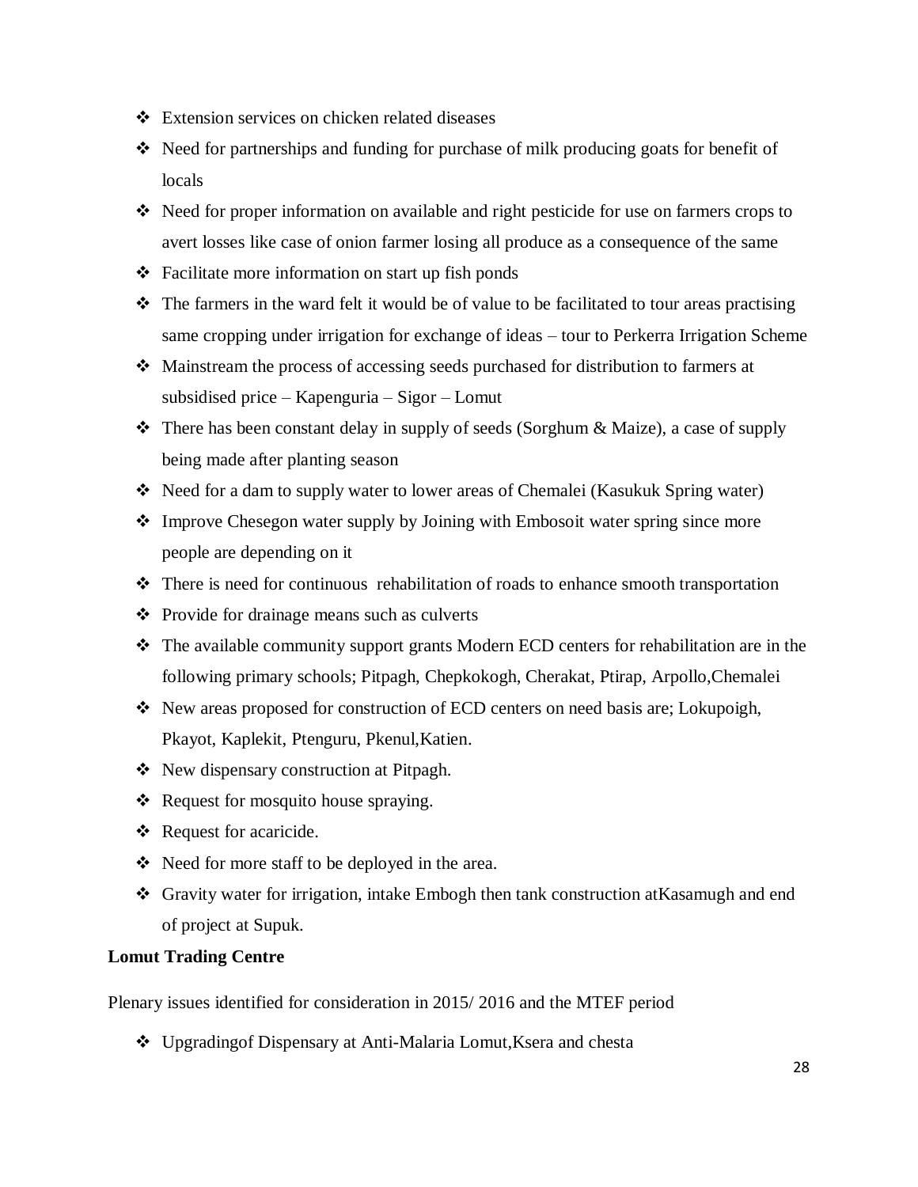- Extension services on chicken related diseases
- Need for partnerships and funding for purchase of milk producing goats for benefit of locals
- Need for proper information on available and right pesticide for use on farmers crops to avert losses like case of onion farmer losing all produce as a consequence of the same
- Facilitate more information on start up fish ponds
- The farmers in the ward felt it would be of value to be facilitated to tour areas practising same cropping under irrigation for exchange of ideas – tour to Perkerra Irrigation Scheme
- Mainstream the process of accessing seeds purchased for distribution to farmers at subsidised price – Kapenguria – Sigor – Lomut
- There has been constant delay in supply of seeds (Sorghum & Maize), a case of supply being made after planting season
- Need for a dam to supply water to lower areas of Chemalei (Kasukuk Spring water)
- Improve Chesegon water supply by Joining with Embosoit water spring since more people are depending on it
- There is need for continuous rehabilitation of roads to enhance smooth transportation
- Provide for drainage means such as culverts
- The available community support grants Modern ECD centers for rehabilitation are in the following primary schools; Pitpagh, Chepkokogh, Cherakat, Ptirap, Arpollo,Chemalei
- New areas proposed for construction of ECD centers on need basis are; Lokupoigh, Pkayot, Kaplekit, Ptenguru, Pkenul,Katien.
- New dispensary construction at Pitpagh.
- Request for mosquito house spraying.
- Request for acaricide.
- Need for more staff to be deployed in the area.
- Gravity water for irrigation, intake Embogh then tank construction atKasamugh and end of project at Supuk.

**Lomut Trading Centre**

Plenary issues identified for consideration in 2015/ 2016 and the MTEF period

- Upgradingof Dispensary at Anti-Malaria Lomut,Ksera and chesta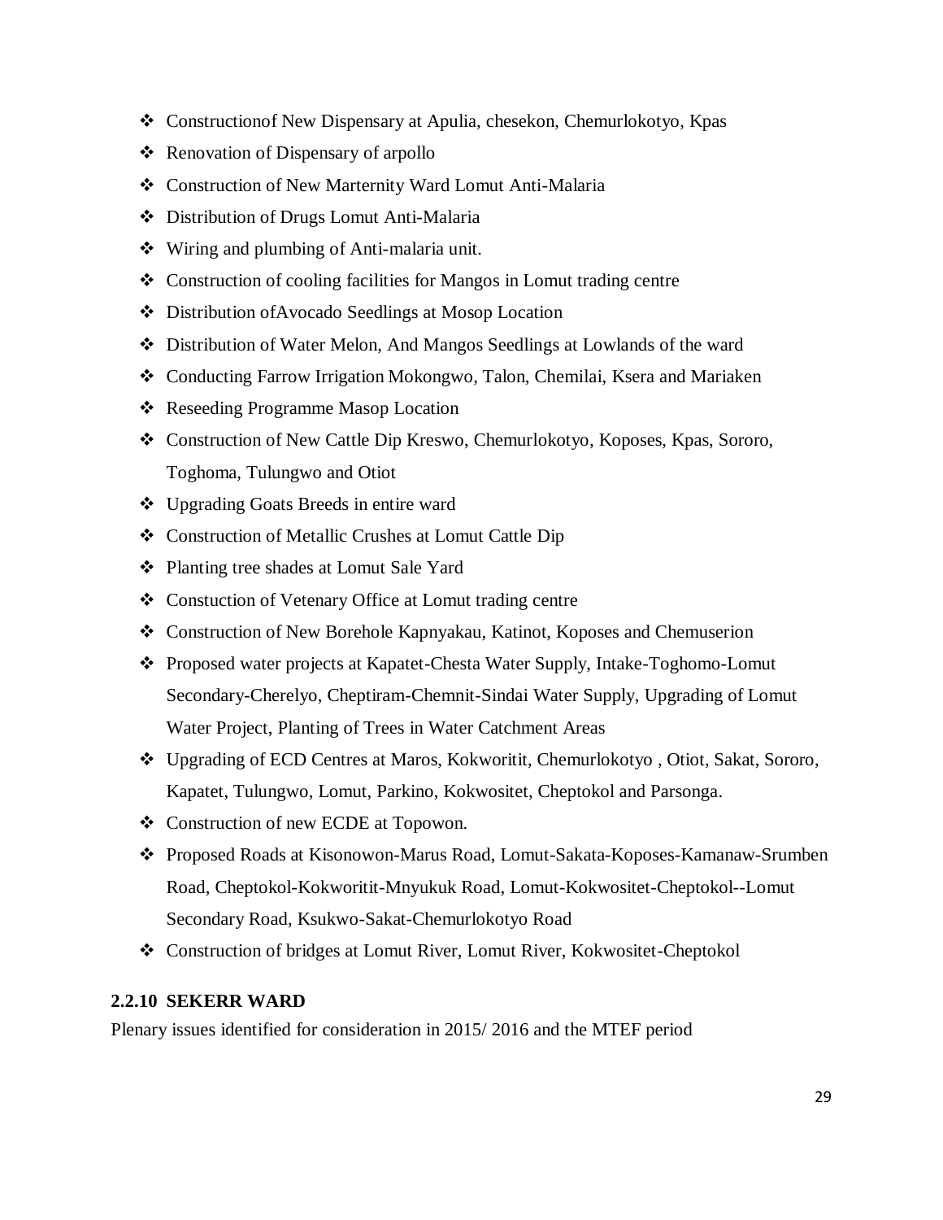- Constructionof New Dispensary at Apulia, chesekon, Chemurlokotyo, Kpas
- Renovation of Dispensary of arpollo
- Construction of New Marternity Ward Lomut Anti-Malaria
- Distribution of Drugs Lomut Anti-Malaria
- Wiring and plumbing of Anti-malaria unit.
- Construction of cooling facilities for Mangos in Lomut trading centre
- Distribution ofAvocado Seedlings at Mosop Location
- Distribution of Water Melon, And Mangos Seedlings at Lowlands of the ward
- Conducting Farrow Irrigation Mokongwo, Talon, Chemilai, Ksera and Mariaken
- Reseeding Programme Masop Location
- Construction of New Cattle Dip Kreswo, Chemurlokotyo, Koposes, Kpas, Sororo, Toghoma, Tulungwo and Otiot
- Upgrading Goats Breeds in entire ward
- Construction of Metallic Crushes at Lomut Cattle Dip
- Planting tree shades at Lomut Sale Yard
- Constuction of Vetenary Office at Lomut trading centre
- Construction of New Borehole Kapnyakau, Katinot, Koposes and Chemuserion
- Proposed water projects at Kapatet-Chesta Water Supply, Intake-Toghomo-Lomut Secondary-Cherelyo, Cheptiram-Chemnit-Sindai Water Supply, Upgrading of Lomut Water Project, Planting of Trees in Water Catchment Areas
- Upgrading of ECD Centres at Maros, Kokworitit, Chemurlokotyo , Otiot, Sakat, Sororo, Kapatet, Tulungwo, Lomut, Parkino, Kokwositet, Cheptokol and Parsonga.
- Construction of new ECDE at Topowon.
- Proposed Roads at Kisonowon-Marus Road, Lomut-Sakata-Koposes-Kamanaw-Srumben Road, Cheptokol-Kokworitit-Mnyukuk Road, Lomut-Kokwositet-Cheptokol--Lomut Secondary Road, Ksukwo-Sakat-Chemurlokotyo Road
- Construction of bridges at Lomut River, Lomut River, Kokwositet-Cheptokol

### 2.2.10 SEKERR WARD

Plenary issues identified for consideration in 2015/ 2016 and the MTEF period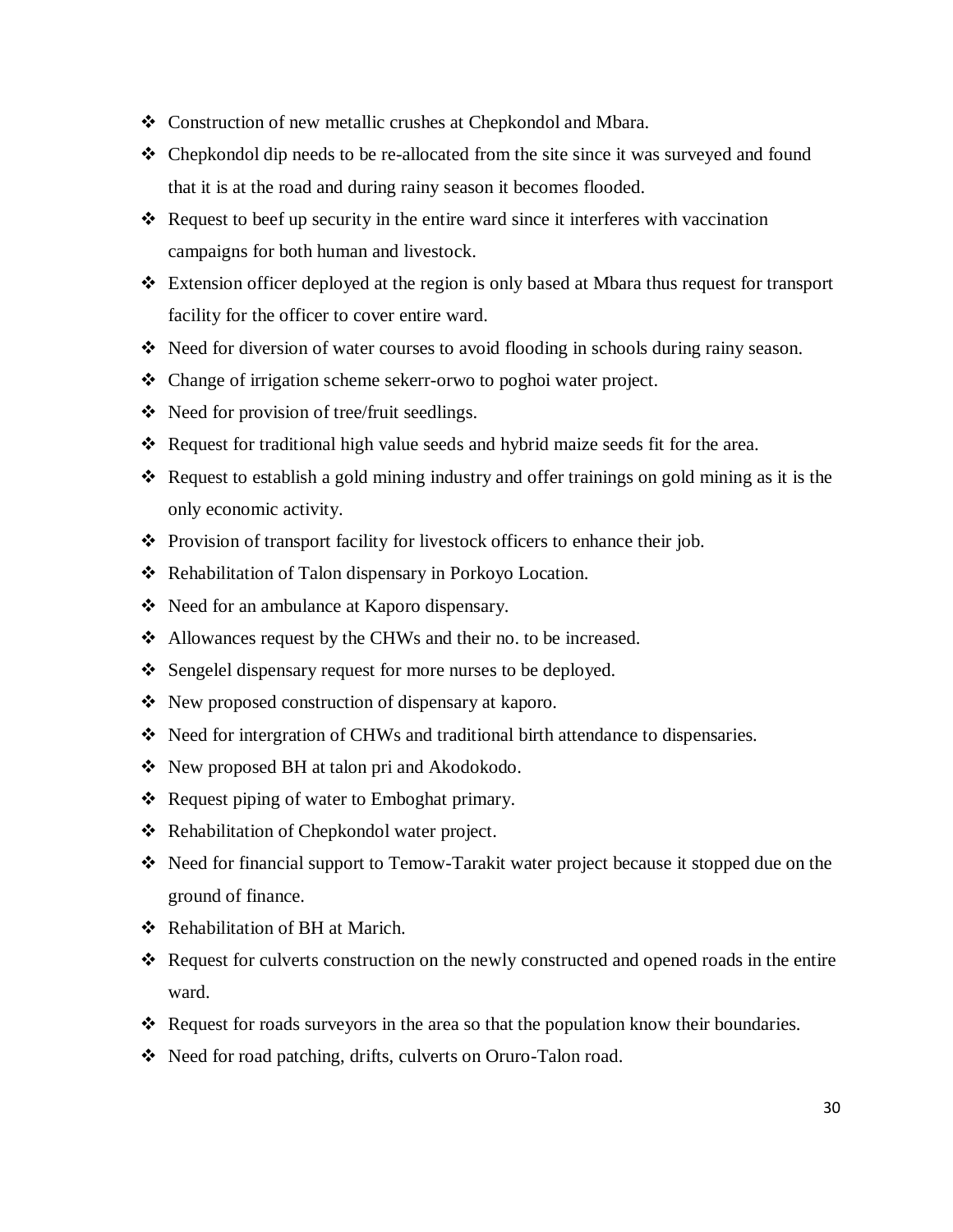- Construction of new metallic crushes at Chepkondol and Mbara.
- Chepkondol dip needs to be re-allocated from the site since it was surveyed and found that it is at the road and during rainy season it becomes flooded.
- Request to beef up security in the entire ward since it interferes with vaccination campaigns for both human and livestock.
- Extension officer deployed at the region is only based at Mbara thus request for transport facility for the officer to cover entire ward.
- Need for diversion of water courses to avoid flooding in schools during rainy season.
- Change of irrigation scheme sekerr-orwo to poghoi water project.
- Need for provision of tree/fruit seedlings.
- Request for traditional high value seeds and hybrid maize seeds fit for the area.
- Request to establish a gold mining industry and offer trainings on gold mining as it is the only economic activity.
- Provision of transport facility for livestock officers to enhance their job.
- Rehabilitation of Talon dispensary in Porkoyo Location.
- Need for an ambulance at Kaporo dispensary.
- Allowances request by the CHWs and their no. to be increased.
- Sengelel dispensary request for more nurses to be deployed.
- New proposed construction of dispensary at kaporo.
- Need for intergration of CHWs and traditional birth attendance to dispensaries.
- New proposed BH at talon pri and Akodokodo.
- Request piping of water to Emboghat primary.
- Rehabilitation of Chepkondol water project.
- Need for financial support to Temow-Tarakit water project because it stopped due on the ground of finance.
- Rehabilitation of BH at Marich.
- Request for culverts construction on the newly constructed and opened roads in the entire ward.
- Request for roads surveyors in the area so that the population know their boundaries.
- Need for road patching, drifts, culverts on Oruro-Talon road.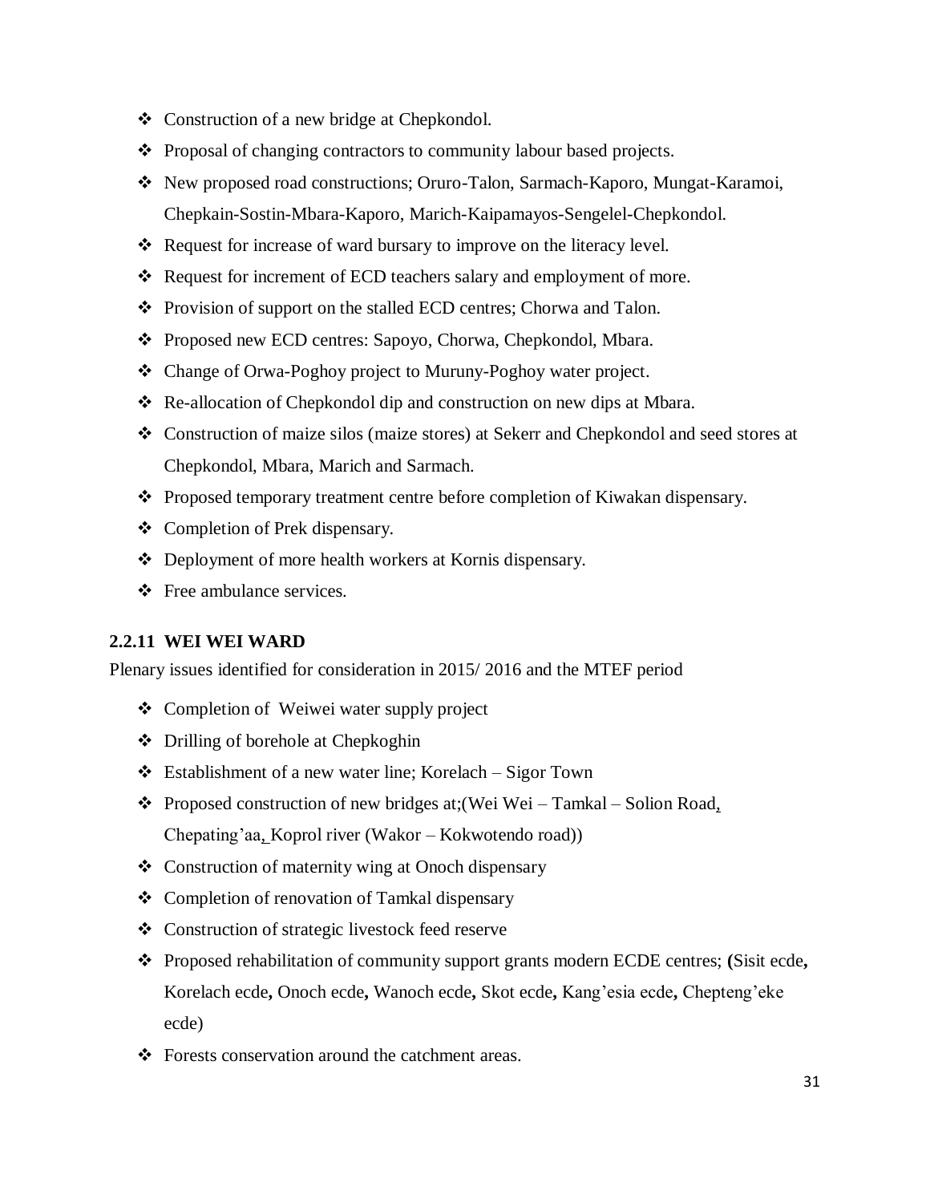- Construction of a new bridge at Chepkondol.
- Proposal of changing contractors to community labour based projects.
- New proposed road constructions; Oruro-Talon, Sarmach-Kaporo, Mungat-Karamoi, Chepkain-Sostin-Mbara-Kaporo, Marich-Kaipamayos-Sengelel-Chepkondol.
- Request for increase of ward bursary to improve on the literacy level.
- Request for increment of ECD teachers salary and employment of more.
- Provision of support on the stalled ECD centres; Chorwa and Talon.
- Proposed new ECD centres: Sapoyo, Chorwa, Chepkondol, Mbara.
- Change of Orwa-Poghoy project to Muruny-Poghoy water project.
- Re-allocation of Chepkondol dip and construction on new dips at Mbara.
- Construction of maize silos (maize stores) at Sekerr and Chepkondol and seed stores at Chepkondol, Mbara, Marich and Sarmach.
- Proposed temporary treatment centre before completion of Kiwakan dispensary.
- Completion of Prek dispensary.
- Deployment of more health workers at Kornis dispensary.
- Free ambulance services.

### 2.2.11 WEI WEI WARD

Plenary issues identified for consideration in 2015/ 2016 and the MTEF period

- Completion of Weiwei water supply project
- Drilling of borehole at Chepkoghin
- Establishment of a new water line; Korelach – Sigor Town
- Proposed construction of new bridges at;(Wei Wei – Tamkal – Solion Road, Chepating'aa, Koprol river (Wakor – Kokwotendo road))
- Construction of maternity wing at Onoch dispensary
- Completion of renovation of Tamkal dispensary
- Construction of strategic livestock feed reserve
- Proposed rehabilitation of community support grants modern ECDE centres; **(**Sisit ecde**,** Korelach ecde**,** Onoch ecde**,** Wanoch ecde**,** Skot ecde**,** Kang'esia ecde**,** Chepteng'eke ecde)
- Forests conservation around the catchment areas.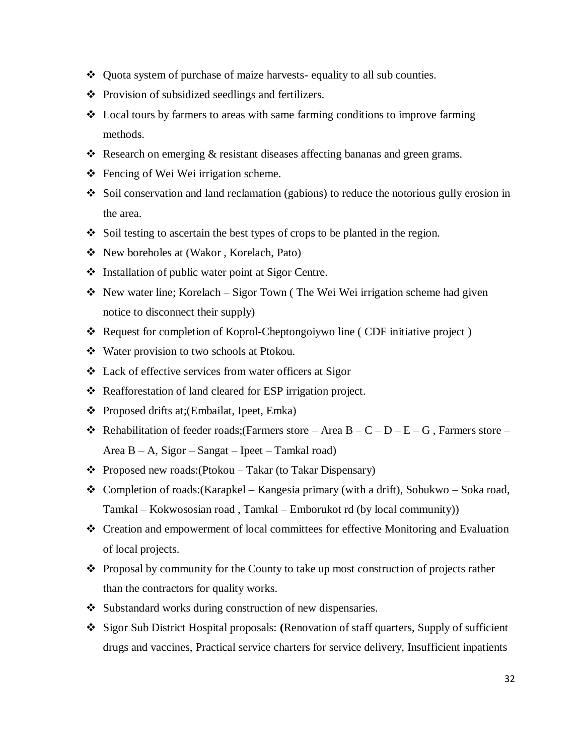- Quota system of purchase of maize harvests- equality to all sub counties.
- Provision of subsidized seedlings and fertilizers.
- Local tours by farmers to areas with same farming conditions to improve farming methods.
- Research on emerging & resistant diseases affecting bananas and green grams.
- Fencing of Wei Wei irrigation scheme.
- Soil conservation and land reclamation (gabions) to reduce the notorious gully erosion in the area.
- Soil testing to ascertain the best types of crops to be planted in the region.
- New boreholes at (Wakor , Korelach, Pato)
- Installation of public water point at Sigor Centre.
- New water line; Korelach – Sigor Town ( The Wei Wei irrigation scheme had given notice to disconnect their supply)
- Request for completion of Koprol-Cheptongoiywo line ( CDF initiative project )
- Water provision to two schools at Ptokou.
- Lack of effective services from water officers at Sigor
- Reafforestation of land cleared for ESP irrigation project.
- Proposed drifts at;(Embailat, Ipeet, Emka)
- Rehabilitation of feeder roads;(Farmers store – Area B – C – D – E – G , Farmers store – Area B – A, Sigor – Sangat – Ipeet – Tamkal road)
- Proposed new roads:(Ptokou – Takar (to Takar Dispensary)
- Completion of roads:(Karapkel – Kangesia primary (with a drift), Sobukwo – Soka road, Tamkal – Kokwososian road , Tamkal – Emborukot rd (by local community))
- Creation and empowerment of local committees for effective Monitoring and Evaluation of local projects.
- Proposal by community for the County to take up most construction of projects rather than the contractors for quality works.
- Substandard works during construction of new dispensaries.
- Sigor Sub District Hospital proposals: **(**Renovation of staff quarters, Supply of sufficient drugs and vaccines, Practical service charters for service delivery, Insufficient inpatients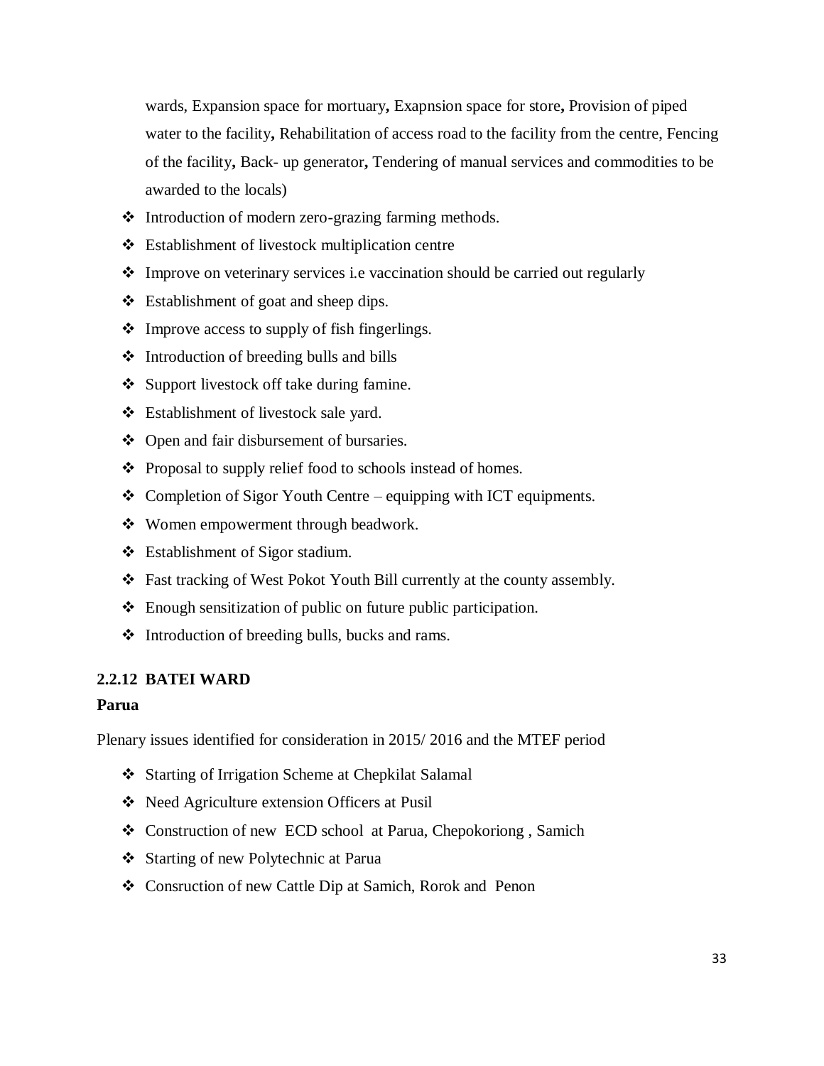wards, Expansion space for mortuary**,** Exapnsion space for store**,** Provision of piped water to the facility**,** Rehabilitation of access road to the facility from the centre, Fencing of the facility**,** Back- up generator**,** Tendering of manual services and commodities to be awarded to the locals)

- ❖ Introduction of modern zero-grazing farming methods.
- ❖ Establishment of livestock multiplication centre
- ❖ Improve on veterinary services i.e vaccination should be carried out regularly
- ❖ Establishment of goat and sheep dips.
- ❖ Improve access to supply of fish fingerlings.
- ❖ Introduction of breeding bulls and bills
- ❖ Support livestock off take during famine.
- ❖ Establishment of livestock sale yard.
- ❖ Open and fair disbursement of bursaries.
- ❖ Proposal to supply relief food to schools instead of homes.
- ❖ Completion of Sigor Youth Centre – equipping with ICT equipments.
- ❖ Women empowerment through beadwork.
- ❖ Establishment of Sigor stadium.
- ❖ Fast tracking of West Pokot Youth Bill currently at the county assembly.
- ❖ Enough sensitization of public on future public participation.
- ❖ Introduction of breeding bulls, bucks and rams.

### 2.2.12 BATEI WARD

**Parua**

Plenary issues identified for consideration in 2015/ 2016 and the MTEF period

- ❖ Starting of Irrigation Scheme at Chepkilat Salamal
- ❖ Need Agriculture extension Officers at Pusil
- ❖ Construction of new ECD school at Parua, Chepokoriong , Samich
- ❖ Starting of new Polytechnic at Parua
- ❖ Consruction of new Cattle Dip at Samich, Rorok and Penon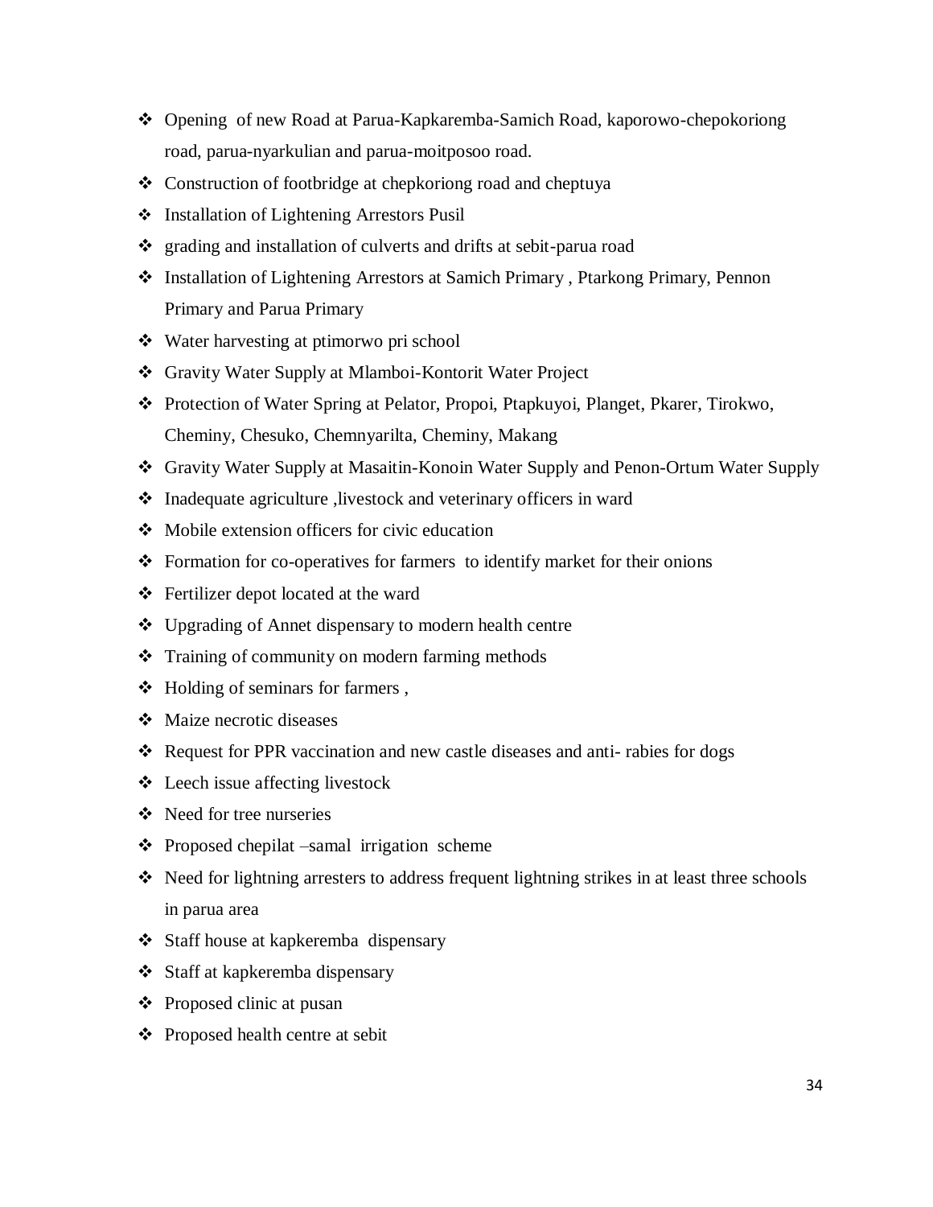- Opening  of new Road at Parua-Kapkaremba-Samich Road, kaporowo-chepokoriong road, parua-nyarkulian and parua-moitposoo road.
- Construction of footbridge at chepkoriong road and cheptuya
- Installation of Lightening Arrestors Pusil
- grading and installation of culverts and drifts at sebit-parua road
- Installation of Lightening Arrestors at Samich Primary , Ptarkong Primary, Pennon Primary and Parua Primary
- Water harvesting at ptimorwo pri school
- Gravity Water Supply at Mlamboi-Kontorit Water Project
- Protection of Water Spring at Pelator, Propoi, Ptapkuyoi, Planget, Pkarer, Tirokwo, Cheminy, Chesuko, Chemnyarilta, Cheminy, Makang
- Gravity Water Supply at Masaitin-Konoin Water Supply and Penon-Ortum Water Supply
- Inadequate agriculture ,livestock and veterinary officers in ward
- Mobile extension officers for civic education
- Formation for co-operatives for farmers  to identify market for their onions
- Fertilizer depot located at the ward
- Upgrading of Annet dispensary to modern health centre
- Training of community on modern farming methods
- Holding of seminars for farmers ,
- Maize necrotic diseases
- Request for PPR vaccination and new castle diseases and anti- rabies for dogs
- Leech issue affecting livestock
- Need for tree nurseries
- Proposed chepilat –samal  irrigation  scheme
- Need for lightning arresters to address frequent lightning strikes in at least three schools in parua area
- Staff house at kapkeremba  dispensary
- Staff at kapkeremba dispensary
- Proposed clinic at pusan
- Proposed health centre at sebit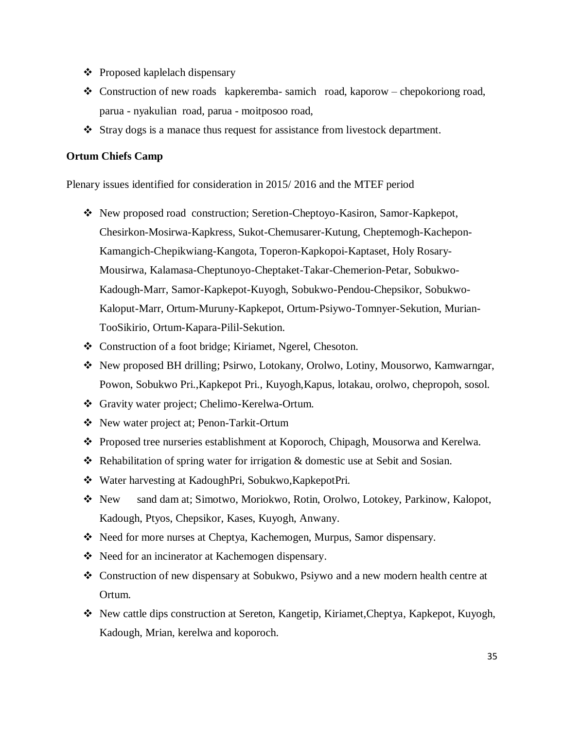- Proposed kaplelach dispensary
- Construction of new roads kapkeremba- samich road, kaporow – chepokoriong road, parua - nyakulian road, parua - moitposoo road,
- Stray dogs is a manace thus request for assistance from livestock department.

**Ortum Chiefs Camp**

Plenary issues identified for consideration in 2015/ 2016 and the MTEF period

- New proposed road construction; Seretion-Cheptoyo-Kasiron, Samor-Kapkepot, Chesirkon-Mosirwa-Kapkress, Sukot-Chemusarer-Kutung, Cheptemogh-Kachepon-Kamangich-Chepikwiang-Kangota, Toperon-Kapkopoi-Kaptaset, Holy Rosary-Mousirwa, Kalamasa-Cheptunoyo-Cheptaket-Takar-Chemerion-Petar, Sobukwo-Kadough-Marr, Samor-Kapkepot-Kuyogh, Sobukwo-Pendou-Chepsikor, Sobukwo-Kaloput-Marr, Ortum-Muruny-Kapkepot, Ortum-Psiywo-Tomnyer-Sekution, Murian-TooSikirio, Ortum-Kapara-Pilil-Sekution.
- Construction of a foot bridge; Kiriamet, Ngerel, Chesoton.
- New proposed BH drilling; Psirwo, Lotokany, Orolwo, Lotiny, Mousorwo, Kamwarngar, Powon, Sobukwo Pri.,Kapkepot Pri., Kuyogh,Kapus, lotakau, orolwo, chepropoh, sosol.
- Gravity water project; Chelimo-Kerelwa-Ortum.
- New water project at; Penon-Tarkit-Ortum
- Proposed tree nurseries establishment at Koporoch, Chipagh, Mousorwa and Kerelwa.
- Rehabilitation of spring water for irrigation & domestic use at Sebit and Sosian.
- Water harvesting at KadoughPri, Sobukwo,KapkepotPri.
- New sand dam at; Simotwo, Moriokwo, Rotin, Orolwo, Lotokey, Parkinow, Kalopot, Kadough, Ptyos, Chepsikor, Kases, Kuyogh, Anwany.
- Need for more nurses at Cheptya, Kachemogen, Murpus, Samor dispensary.
- Need for an incinerator at Kachemogen dispensary.
- Construction of new dispensary at Sobukwo, Psiywo and a new modern health centre at Ortum.
- New cattle dips construction at Sereton, Kangetip, Kiriamet,Cheptya, Kapkepot, Kuyogh, Kadough, Mrian, kerelwa and koporoch.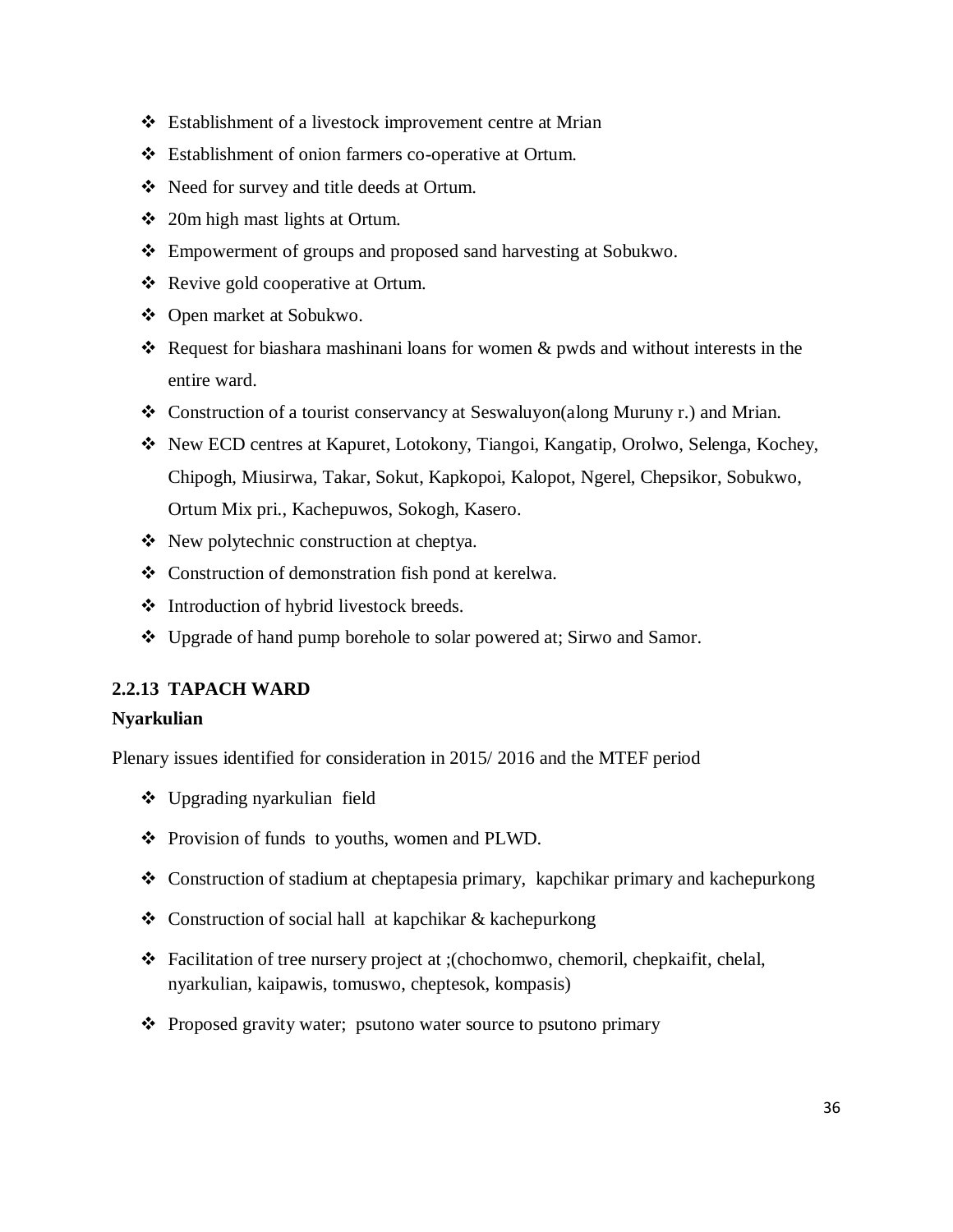- Establishment of a livestock improvement centre at Mrian
- Establishment of onion farmers co-operative at Ortum.
- Need for survey and title deeds at Ortum.
- 20m high mast lights at Ortum.
- Empowerment of groups and proposed sand harvesting at Sobukwo.
- Revive gold cooperative at Ortum.
- Open market at Sobukwo.
- Request for biashara mashinani loans for women & pwds and without interests in the entire ward.
- Construction of a tourist conservancy at Seswaluyon(along Muruny r.) and Mrian.
- New ECD centres at Kapuret, Lotokony, Tiangoi, Kangatip, Orolwo, Selenga, Kochey, Chipogh, Miusirwa, Takar, Sokut, Kapkopoi, Kalopot, Ngerel, Chepsikor, Sobukwo, Ortum Mix pri., Kachepuwos, Sokogh, Kasero.
- New polytechnic construction at cheptya.
- Construction of demonstration fish pond at kerelwa.
- Introduction of hybrid livestock breeds.
- Upgrade of hand pump borehole to solar powered at; Sirwo and Samor.

### 2.2.13 TAPACH WARD

**Nyarkulian**

Plenary issues identified for consideration in 2015/ 2016 and the MTEF period

- Upgrading nyarkulian field
- Provision of funds to youths, women and PLWD.
- Construction of stadium at cheptapesia primary, kapchikar primary and kachepurkong
- Construction of social hall at kapchikar & kachepurkong
- Facilitation of tree nursery project at ;(chochomwo, chemoril, chepkaifit, chelal, nyarkulian, kaipawis, tomuswo, cheptesok, kompasis)
- Proposed gravity water; psutono water source to psutono primary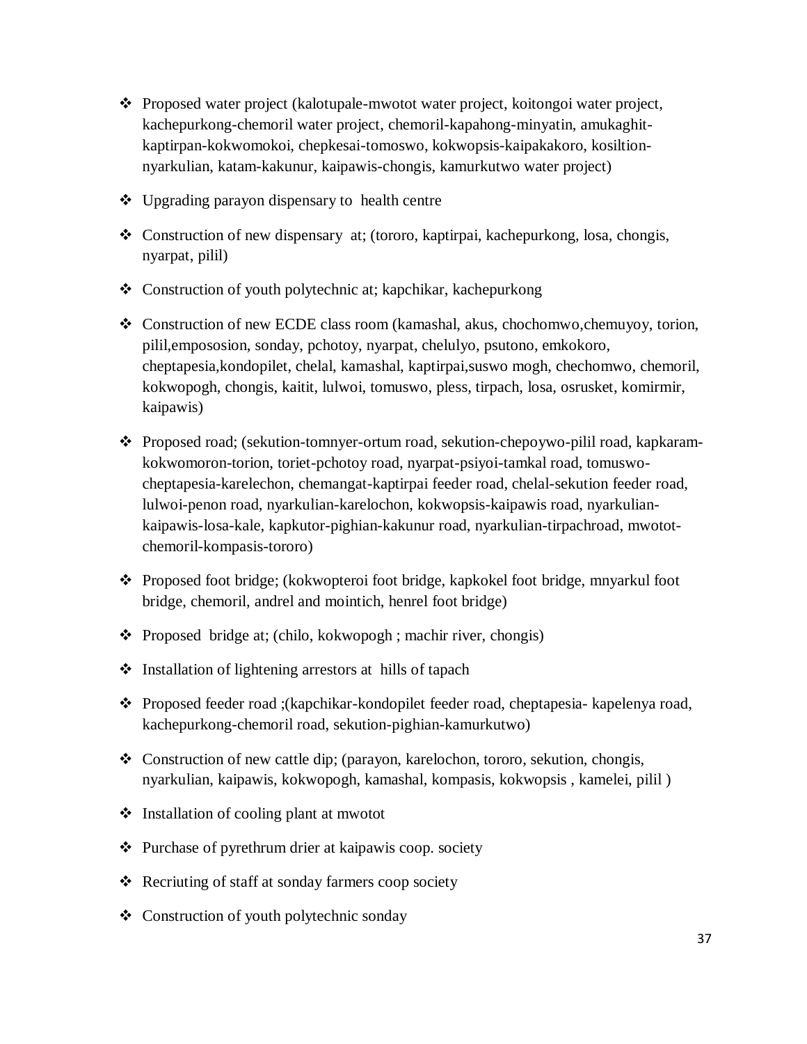- Proposed water project (kalotupale-mwotot water project, koitongoi water project, kachepurkong-chemoril water project, chemoril-kapahong-minyatin, amukaghit-kaptirpan-kokwomokoi, chepkesai-tomoswo, kokwopsis-kaipakakoro, kosiltion-nyarkulian, katam-kakunur, kaipawis-chongis, kamurkutwo water project)

- Upgrading parayon dispensary to health centre

- Construction of new dispensary at; (tororo, kaptirpai, kachepurkong, losa, chongis, nyarpat, pilil)

- Construction of youth polytechnic at; kapchikar, kachepurkong

- Construction of new ECDE class room (kamashal, akus, chochomwo,chemuyoy, torion, pilil,empososion, sonday, pchotoy, nyarpat, chelulyo, psutono, emkokoro, cheptapesia,kondopilet, chelal, kamashal, kaptirpai,suswo mogh, chechomwo, chemoril, kokwopogh, chongis, kaitit, lulwoi, tomuswo, pless, tirpach, losa, osrusket, komirmir, kaipawis)

- Proposed road; (sekution-tomnyer-ortum road, sekution-chepoywo-pilil road, kapkaram-kokwomoron-torion, toriet-pchotoy road, nyarpat-psiyoi-tamkal road, tomuswo-cheptapesia-karelechon, chemangat-kaptirpai feeder road, chelal-sekution feeder road, lulwoi-penon road, nyarkulian-karelochon, kokwopsis-kaipawis road, nyarkulian-kaipawis-losa-kale, kapkutor-pighian-kakunur road, nyarkulian-tirpachroad, mwotot-chemoril-kompasis-tororo)

- Proposed foot bridge; (kokwopteroi foot bridge, kapkokel foot bridge, mnyarkul foot bridge, chemoril, andrel and mointich, henrel foot bridge)

- Proposed bridge at; (chilo, kokwopogh ; machir river, chongis)

- Installation of lightening arrestors at hills of tapach

- Proposed feeder road ;(kapchikar-kondopilet feeder road, cheptapesia- kapelenya road, kachepurkong-chemoril road, sekution-pighian-kamurkutwo)

- Construction of new cattle dip; (parayon, karelochon, tororo, sekution, chongis, nyarkulian, kaipawis, kokwopogh, kamashal, kompasis, kokwopsis , kamelei, pilil )

- Installation of cooling plant at mwotot

- Purchase of pyrethrum drier at kaipawis coop. society

- Recriuting of staff at sonday farmers coop society

- Construction of youth polytechnic sonday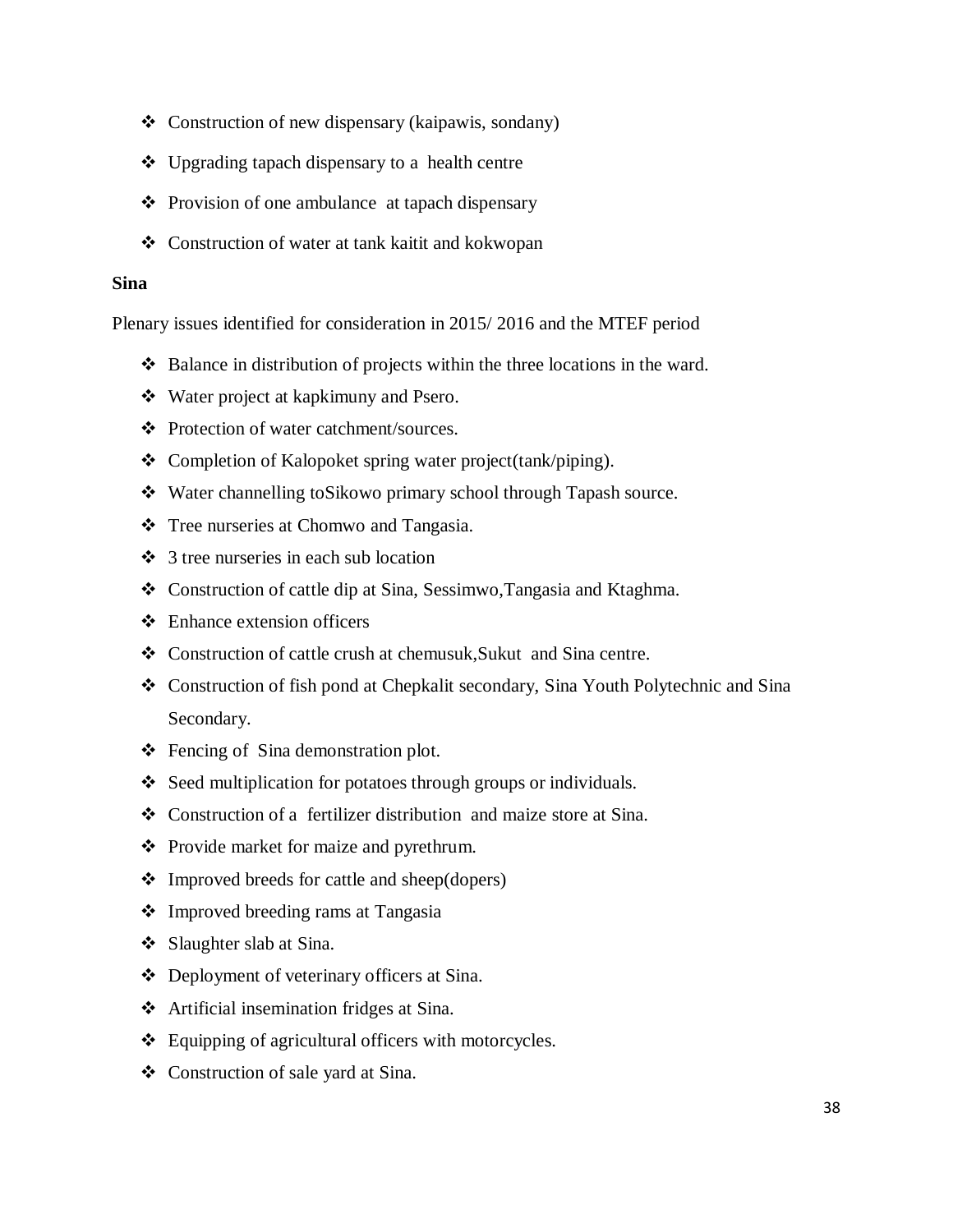- Construction of new dispensary (kaipawis, sondany)
- Upgrading tapach dispensary to a health centre
- Provision of one ambulance at tapach dispensary
- Construction of water at tank kaitit and kokwopan

**Sina**

Plenary issues identified for consideration in 2015/ 2016 and the MTEF period

- Balance in distribution of projects within the three locations in the ward.
- Water project at kapkimuny and Psero.
- Protection of water catchment/sources.
- Completion of Kalopoket spring water project(tank/piping).
- Water channelling toSikowo primary school through Tapash source.
- Tree nurseries at Chomwo and Tangasia.
- 3 tree nurseries in each sub location
- Construction of cattle dip at Sina, Sessimwo,Tangasia and Ktaghma.
- Enhance extension officers
- Construction of cattle crush at chemusuk,Sukut and Sina centre.
- Construction of fish pond at Chepkalit secondary, Sina Youth Polytechnic and Sina Secondary.
- Fencing of Sina demonstration plot.
- Seed multiplication for potatoes through groups or individuals.
- Construction of a fertilizer distribution and maize store at Sina.
- Provide market for maize and pyrethrum.
- Improved breeds for cattle and sheep(dopers)
- Improved breeding rams at Tangasia
- Slaughter slab at Sina.
- Deployment of veterinary officers at Sina.
- Artificial insemination fridges at Sina.
- Equipping of agricultural officers with motorcycles.
- Construction of sale yard at Sina.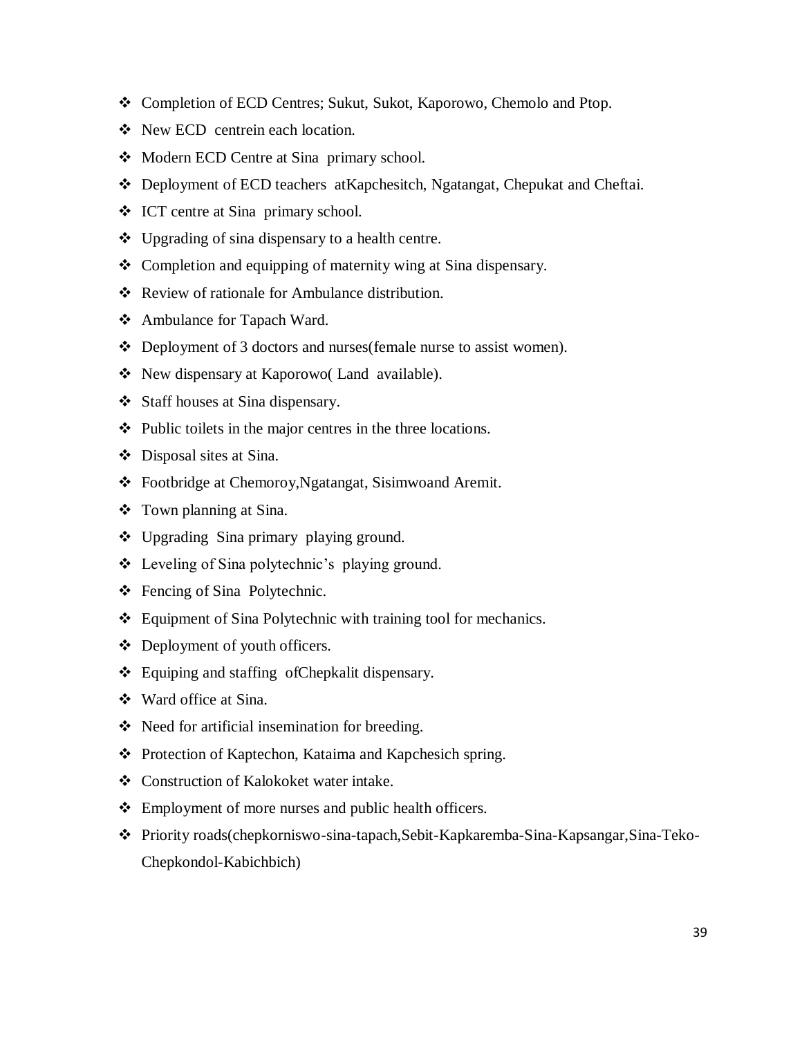- Completion of ECD Centres; Sukut, Sukot, Kaporowo, Chemolo and Ptop.
- New ECD centrein each location.
- Modern ECD Centre at Sina primary school.
- Deployment of ECD teachers atKapchesitch, Ngatangat, Chepukat and Cheftai.
- ICT centre at Sina primary school.
- Upgrading of sina dispensary to a health centre.
- Completion and equipping of maternity wing at Sina dispensary.
- Review of rationale for Ambulance distribution.
- Ambulance for Tapach Ward.
- Deployment of 3 doctors and nurses(female nurse to assist women).
- New dispensary at Kaporowo( Land available).
- Staff houses at Sina dispensary.
- Public toilets in the major centres in the three locations.
- Disposal sites at Sina.
- Footbridge at Chemoroy,Ngatangat, Sisimwoand Aremit.
- Town planning at Sina.
- Upgrading Sina primary playing ground.
- Leveling of Sina polytechnic's playing ground.
- Fencing of Sina Polytechnic.
- Equipment of Sina Polytechnic with training tool for mechanics.
- Deployment of youth officers.
- Equiping and staffing ofChepkalit dispensary.
- Ward office at Sina.
- Need for artificial insemination for breeding.
- Protection of Kaptechon, Kataima and Kapchesich spring.
- Construction of Kalokoket water intake.
- Employment of more nurses and public health officers.
- Priority roads(chepkorniswo-sina-tapach,Sebit-Kapkaremba-Sina-Kapsangar,Sina-Teko-Chepkondol-Kabichbich)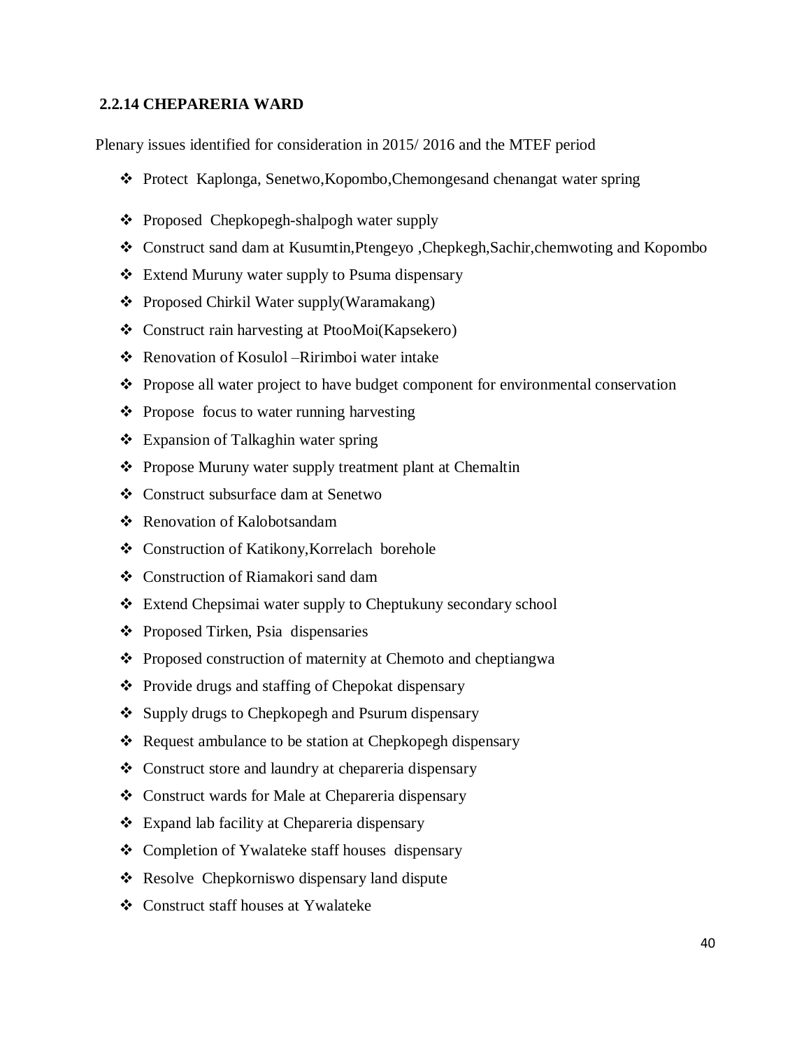### 2.2.14 CHEPARERIA WARD

Plenary issues identified for consideration in 2015/ 2016 and the MTEF period

- Protect Kaplonga, Senetwo,Kopombo,Chemongesand chenangat water spring
- Proposed Chepkopegh-shalpogh water supply
- Construct sand dam at Kusumtin,Ptengeyo ,Chepkegh,Sachir,chemwoting and Kopombo
- Extend Muruny water supply to Psuma dispensary
- Proposed Chirkil Water supply(Waramakang)
- Construct rain harvesting at PtooMoi(Kapsekero)
- Renovation of Kosulol –Ririmboi water intake
- Propose all water project to have budget component for environmental conservation
- Propose focus to water running harvesting
- Expansion of Talkaghin water spring
- Propose Muruny water supply treatment plant at Chemaltin
- Construct subsurface dam at Senetwo
- Renovation of Kalobotsandam
- Construction of Katikony,Korrelach borehole
- Construction of Riamakori sand dam
- Extend Chepsimai water supply to Cheptukuny secondary school
- Proposed Tirken, Psia dispensaries
- Proposed construction of maternity at Chemoto and cheptiangwa
- Provide drugs and staffing of Chepokat dispensary
- Supply drugs to Chepkopegh and Psurum dispensary
- Request ambulance to be station at Chepkopegh dispensary
- Construct store and laundry at chepareria dispensary
- Construct wards for Male at Chepareria dispensary
- Expand lab facility at Chepareria dispensary
- Completion of Ywalateke staff houses dispensary
- Resolve Chepkorniswo dispensary land dispute
- Construct staff houses at Ywalateke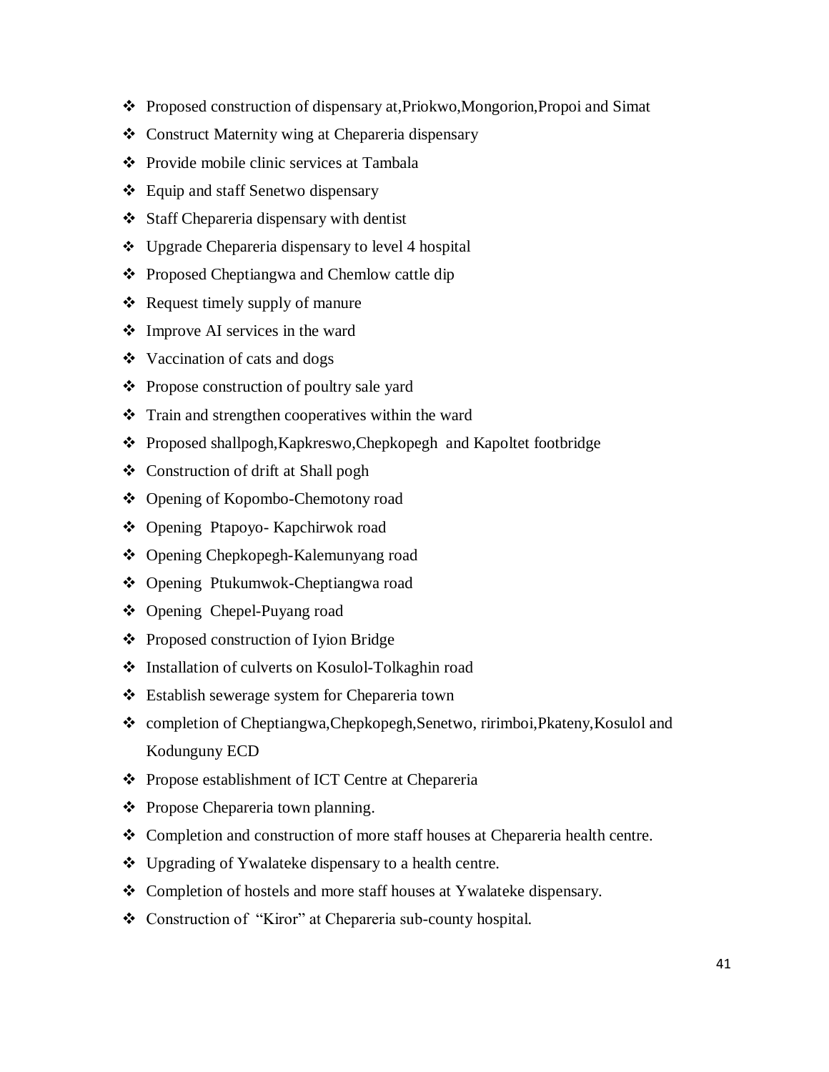- Proposed construction of dispensary at,Priokwo,Mongorion,Propoi and Simat
- Construct Maternity wing at Chepareria dispensary
- Provide mobile clinic services at Tambala
- Equip and staff Senetwo dispensary
- Staff Chepareria dispensary with dentist
- Upgrade Chepareria dispensary to level 4 hospital
- Proposed Cheptiangwa and Chemlow cattle dip
- Request timely supply of manure
- Improve AI services in the ward
- Vaccination of cats and dogs
- Propose construction of poultry sale yard
- Train and strengthen cooperatives within the ward
- Proposed shallpogh,Kapkreswo,Chepkopegh and Kapoltet footbridge
- Construction of drift at Shall pogh
- Opening of Kopombo-Chemotony road
- Opening Ptapoyo- Kapchirwok road
- Opening Chepkopegh-Kalemunyang road
- Opening Ptukumwok-Cheptiangwa road
- Opening Chepel-Puyang road
- Proposed construction of Iyion Bridge
- Installation of culverts on Kosulol-Tolkaghin road
- Establish sewerage system for Chepareria town
- completion of Cheptiangwa,Chepkopegh,Senetwo, ririmboi,Pkateny,Kosulol and Kodunguny ECD
- Propose establishment of ICT Centre at Chepareria
- Propose Chepareria town planning.
- Completion and construction of more staff houses at Chepareria health centre.
- Upgrading of Ywalateke dispensary to a health centre.
- Completion of hostels and more staff houses at Ywalateke dispensary.
- Construction of "Kiror" at Chepareria sub-county hospital.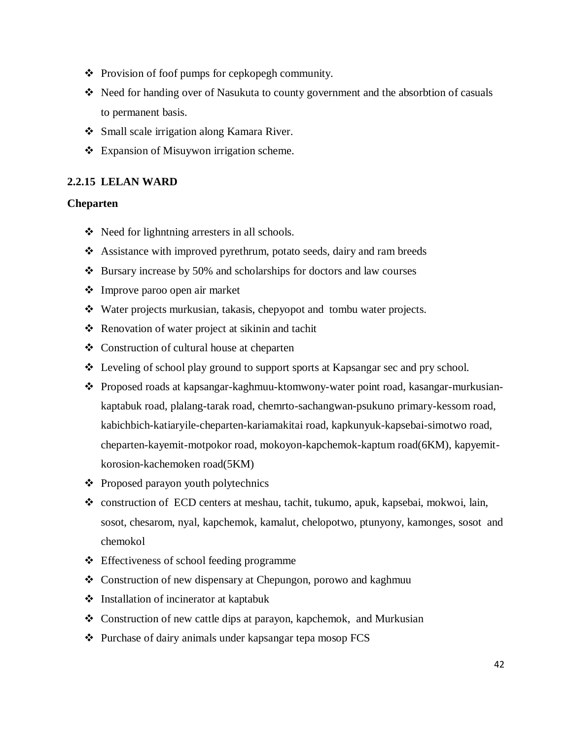- Provision of foof pumps for cepkopegh community.
- Need for handing over of Nasukuta to county government and the absorbtion of casuals to permanent basis.
- Small scale irrigation along Kamara River.
- Expansion of Misuywon irrigation scheme.

### 2.2.15 LELAN WARD

**Cheparten**

- Need for lighntning arresters in all schools.
- Assistance with improved pyrethrum, potato seeds, dairy and ram breeds
- Bursary increase by 50% and scholarships for doctors and law courses
- Improve paroo open air market
- Water projects murkusian, takasis, chepyopot and tombu water projects.
- Renovation of water project at sikinin and tachit
- Construction of cultural house at cheparten
- Leveling of school play ground to support sports at Kapsangar sec and pry school.
- Proposed roads at kapsangar-kaghmuu-ktomwony-water point road, kasangar-murkusian-kaptabuk road, plalang-tarak road, chemrto-sachangwan-psukuno primary-kessom road, kabichbich-katiaryile-cheparten-kariamakitai road, kapkunyuk-kapsebai-simotwo road, cheparten-kayemit-motpokor road, mokoyon-kapchemok-kaptum road(6KM), kapyemit-korosion-kachemoken road(5KM)
- Proposed parayon youth polytechnics
- construction of ECD centers at meshau, tachit, tukumo, apuk, kapsebai, mokwoi, lain, sosot, chesarom, nyal, kapchemok, kamalut, chelopotwo, ptunyony, kamonges, sosot and chemokol
- Effectiveness of school feeding programme
- Construction of new dispensary at Chepungon, porowo and kaghmuu
- Installation of incinerator at kaptabuk
- Construction of new cattle dips at parayon, kapchemok, and Murkusian
- Purchase of dairy animals under kapsangar tepa mosop FCS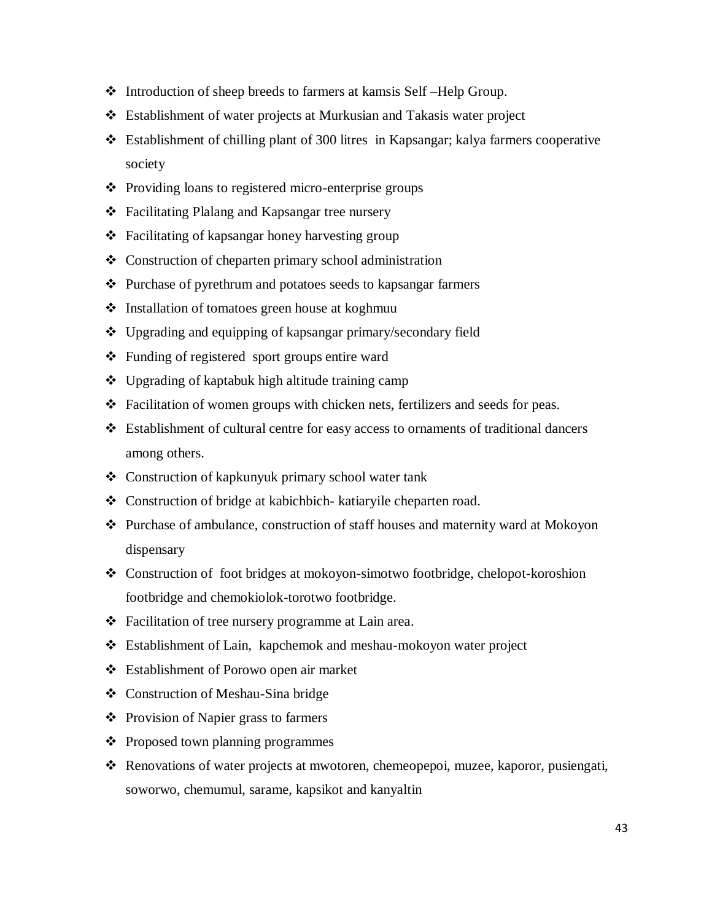- Introduction of sheep breeds to farmers at kamsis Self –Help Group.
- Establishment of water projects at Murkusian and Takasis water project
- Establishment of chilling plant of 300 litres in Kapsangar; kalya farmers cooperative society
- Providing loans to registered micro-enterprise groups
- Facilitating Plalang and Kapsangar tree nursery
- Facilitating of kapsangar honey harvesting group
- Construction of cheparten primary school administration
- Purchase of pyrethrum and potatoes seeds to kapsangar farmers
- Installation of tomatoes green house at koghmuu
- Upgrading and equipping of kapsangar primary/secondary field
- Funding of registered sport groups entire ward
- Upgrading of kaptabuk high altitude training camp
- Facilitation of women groups with chicken nets, fertilizers and seeds for peas.
- Establishment of cultural centre for easy access to ornaments of traditional dancers among others.
- Construction of kapkunyuk primary school water tank
- Construction of bridge at kabichbich- katiaryile cheparten road.
- Purchase of ambulance, construction of staff houses and maternity ward at Mokoyon dispensary
- Construction of foot bridges at mokoyon-simotwo footbridge, chelopot-koroshion footbridge and chemokiolok-torotwo footbridge.
- Facilitation of tree nursery programme at Lain area.
- Establishment of Lain, kapchemok and meshau-mokoyon water project
- Establishment of Porowo open air market
- Construction of Meshau-Sina bridge
- Provision of Napier grass to farmers
- Proposed town planning programmes
- Renovations of water projects at mwotoren, chemeopepoi, muzee, kaporor, pusiengati, soworwo, chemumul, sarame, kapsikot and kanyaltin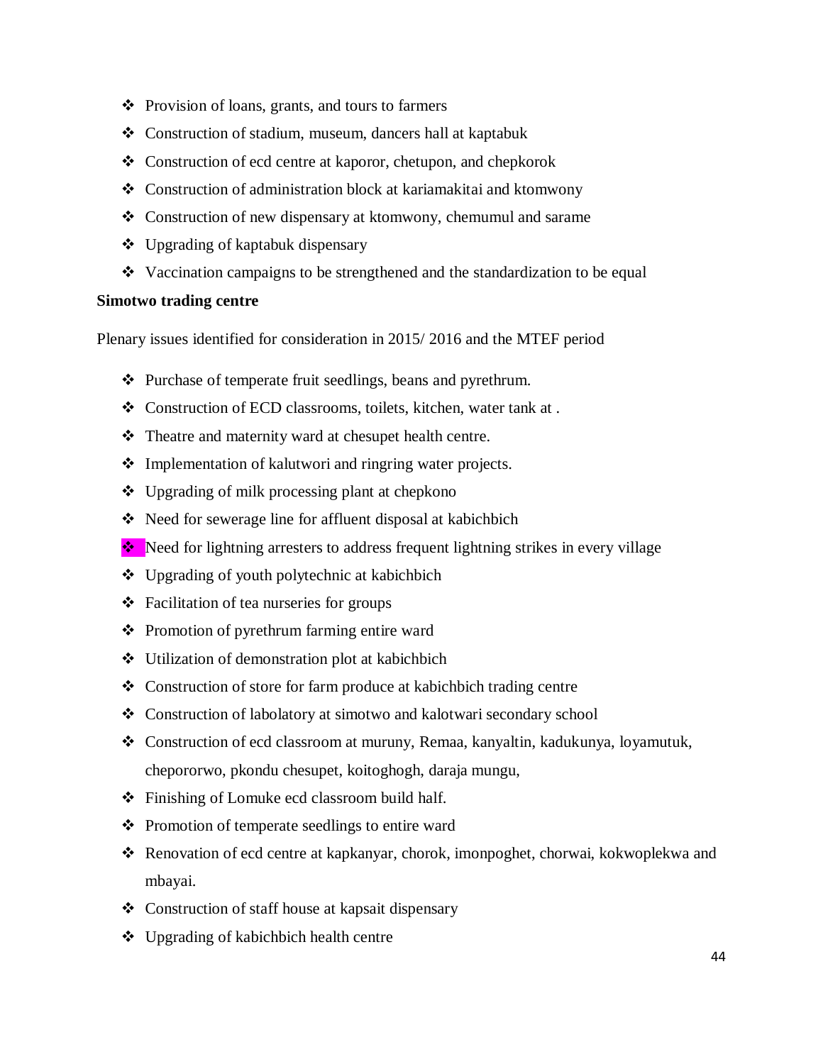- Provision of loans, grants, and tours to farmers
- Construction of stadium, museum, dancers hall at kaptabuk
- Construction of ecd centre at kaporor, chetupon, and chepkorok
- Construction of administration block at kariamakitai and ktomwony
- Construction of new dispensary at ktomwony, chemumul and sarame
- Upgrading of kaptabuk dispensary
- Vaccination campaigns to be strengthened and the standardization to be equal

**Simotwo trading centre**

Plenary issues identified for consideration in 2015/ 2016 and the MTEF period

- Purchase of temperate fruit seedlings, beans and pyrethrum.
- Construction of ECD classrooms, toilets, kitchen, water tank at .
- Theatre and maternity ward at chesupet health centre.
- Implementation of kalutwori and ringring water projects.
- Upgrading of milk processing plant at chepkono
- Need for sewerage line for affluent disposal at kabichbich
- Need for lightning arresters to address frequent lightning strikes in every village
- Upgrading of youth polytechnic at kabichbich
- Facilitation of tea nurseries for groups
- Promotion of pyrethrum farming entire ward
- Utilization of demonstration plot at kabichbich
- Construction of store for farm produce at kabichbich trading centre
- Construction of labolatory at simotwo and kalotwari secondary school
- Construction of ecd classroom at muruny, Remaa, kanyaltin, kadukunya, loyamutuk, chepororwo, pkondu chesupet, koitoghogh, daraja mungu,
- Finishing of Lomuke ecd classroom build half.
- Promotion of temperate seedlings to entire ward
- Renovation of ecd centre at kapkanyar, chorok, imonpoghet, chorwai, kokwoplekwa and mbayai.
- Construction of staff house at kapsait dispensary
- Upgrading of kabichbich health centre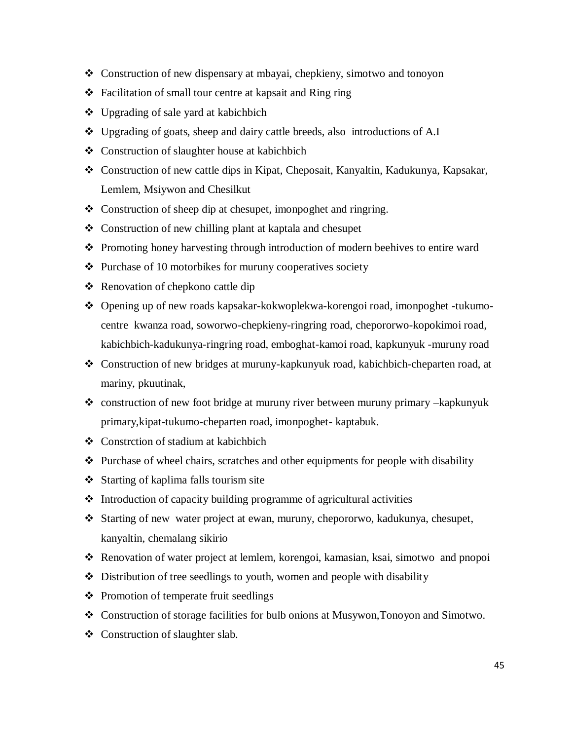- Construction of new dispensary at mbayai, chepkieny, simotwo and tonoyon
- Facilitation of small tour centre at kapsait and Ring ring
- Upgrading of sale yard at kabichbich
- Upgrading of goats, sheep and dairy cattle breeds, also introductions of A.I
- Construction of slaughter house at kabichbich
- Construction of new cattle dips in Kipat, Cheposait, Kanyaltin, Kadukunya, Kapsakar, Lemlem, Msiywon and Chesilkut
- Construction of sheep dip at chesupet, imonpoghet and ringring.
- Construction of new chilling plant at kaptala and chesupet
- Promoting honey harvesting through introduction of modern beehives to entire ward
- Purchase of 10 motorbikes for muruny cooperatives society
- Renovation of chepkono cattle dip
- Opening up of new roads kapsakar-kokwoplekwa-korengoi road, imonpoghet -tukumo-centre kwanza road, soworwo-chepkieny-ringring road, chepororwo-kopokimoi road, kabichbich-kadukunya-ringring road, emboghat-kamoi road, kapkunyuk -muruny road
- Construction of new bridges at muruny-kapkunyuk road, kabichbich-cheparten road, at mariny, pkuutinak,
- construction of new foot bridge at muruny river between muruny primary –kapkunyuk primary,kipat-tukumo-cheparten road, imonpoghet- kaptabuk.
- Constrction of stadium at kabichbich
- Purchase of wheel chairs, scratches and other equipments for people with disability
- Starting of kaplima falls tourism site
- Introduction of capacity building programme of agricultural activities
- Starting of new water project at ewan, muruny, chepororwo, kadukunya, chesupet, kanyaltin, chemalang sikirio
- Renovation of water project at lemlem, korengoi, kamasian, ksai, simotwo and pnopoi
- Distribution of tree seedlings to youth, women and people with disability
- Promotion of temperate fruit seedlings
- Construction of storage facilities for bulb onions at Musywon,Tonoyon and Simotwo.
- Construction of slaughter slab.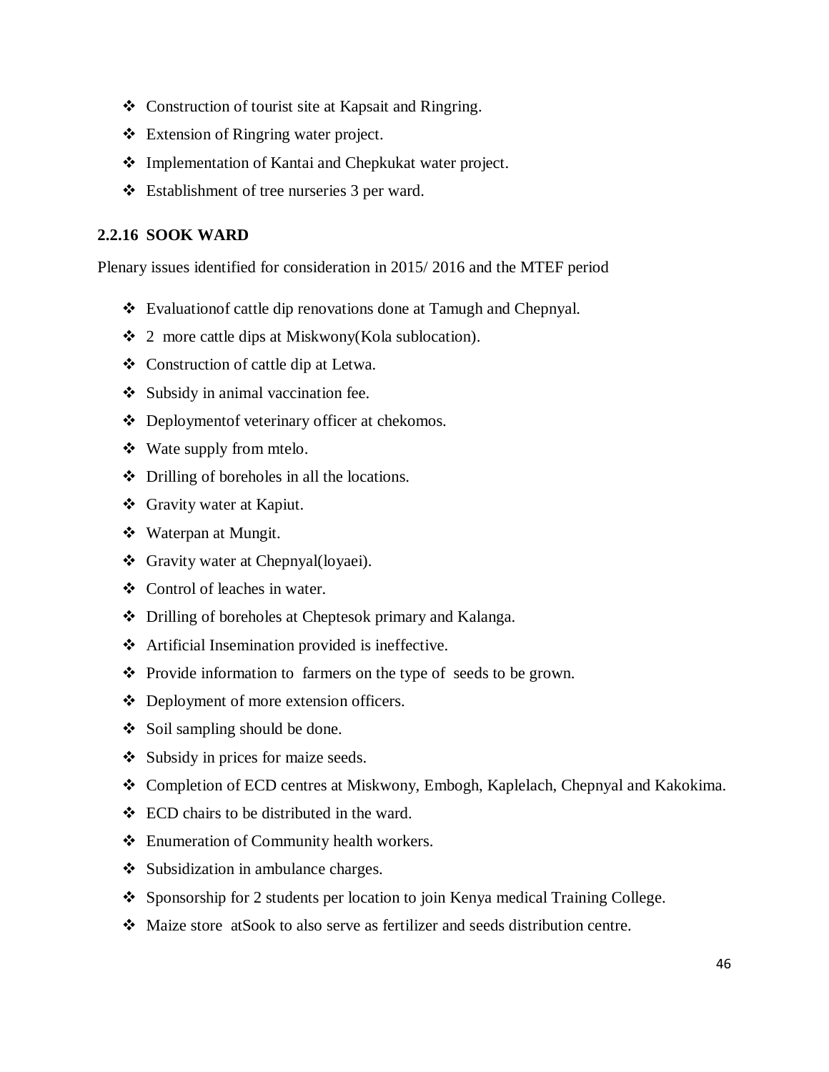- Construction of tourist site at Kapsait and Ringring.
- Extension of Ringring water project.
- Implementation of Kantai and Chepkukat water project.
- Establishment of tree nurseries 3 per ward.

### 2.2.16 SOOK WARD

Plenary issues identified for consideration in 2015/ 2016 and the MTEF period

- Evaluationof cattle dip renovations done at Tamugh and Chepnyal.
- 2 more cattle dips at Miskwony(Kola sublocation).
- Construction of cattle dip at Letwa.
- Subsidy in animal vaccination fee.
- Deploymentof veterinary officer at chekomos.
- Wate supply from mtelo.
- Drilling of boreholes in all the locations.
- Gravity water at Kapiut.
- Waterpan at Mungit.
- Gravity water at Chepnyal(loyaei).
- Control of leaches in water.
- Drilling of boreholes at Cheptesok primary and Kalanga.
- Artificial Insemination provided is ineffective.
- Provide information to farmers on the type of seeds to be grown.
- Deployment of more extension officers.
- Soil sampling should be done.
- Subsidy in prices for maize seeds.
- Completion of ECD centres at Miskwony, Embogh, Kaplelach, Chepnyal and Kakokima.
- ECD chairs to be distributed in the ward.
- Enumeration of Community health workers.
- Subsidization in ambulance charges.
- Sponsorship for 2 students per location to join Kenya medical Training College.
- Maize store atSook to also serve as fertilizer and seeds distribution centre.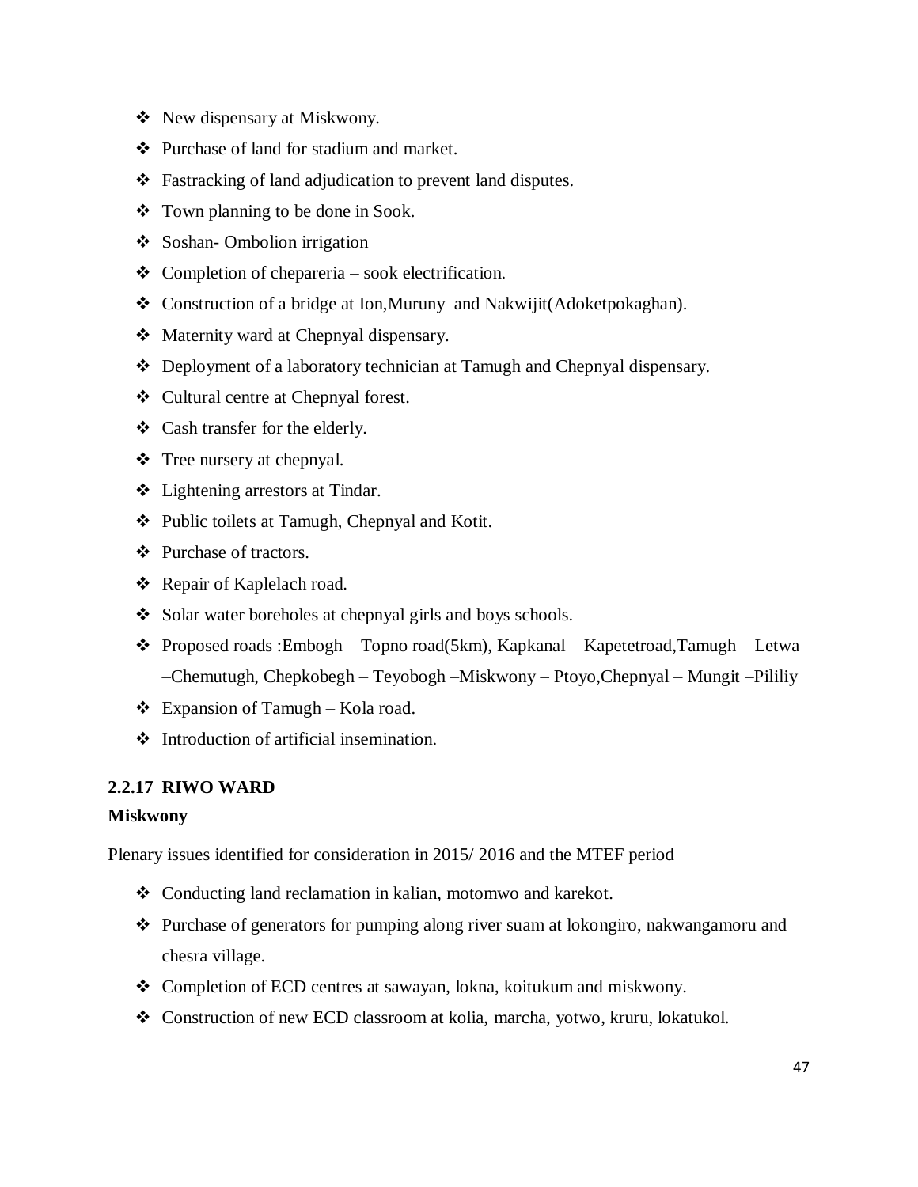- New dispensary at Miskwony.
- Purchase of land for stadium and market.
- Fastracking of land adjudication to prevent land disputes.
- Town planning to be done in Sook.
- Soshan- Ombolion irrigation
- Completion of chepareria – sook electrification.
- Construction of a bridge at Ion,Muruny and Nakwijit(Adoketpokaghan).
- Maternity ward at Chepnyal dispensary.
- Deployment of a laboratory technician at Tamugh and Chepnyal dispensary.
- Cultural centre at Chepnyal forest.
- Cash transfer for the elderly.
- Tree nursery at chepnyal.
- Lightening arrestors at Tindar.
- Public toilets at Tamugh, Chepnyal and Kotit.
- Purchase of tractors.
- Repair of Kaplelach road.
- Solar water boreholes at chepnyal girls and boys schools.
- Proposed roads :Embogh – Topno road(5km), Kapkanal – Kapetetroad,Tamugh – Letwa –Chemutugh, Chepkobegh – Teyobogh –Miskwony – Ptoyo,Chepnyal – Mungit –Pililiy
- Expansion of Tamugh – Kola road.
- Introduction of artificial insemination.

### 2.2.17 RIWO WARD

**Miskwony**

Plenary issues identified for consideration in 2015/ 2016 and the MTEF period

- Conducting land reclamation in kalian, motomwo and karekot.
- Purchase of generators for pumping along river suam at lokongiro, nakwangamoru and chesra village.
- Completion of ECD centres at sawayan, lokna, koitukum and miskwony.
- Construction of new ECD classroom at kolia, marcha, yotwo, kruru, lokatukol.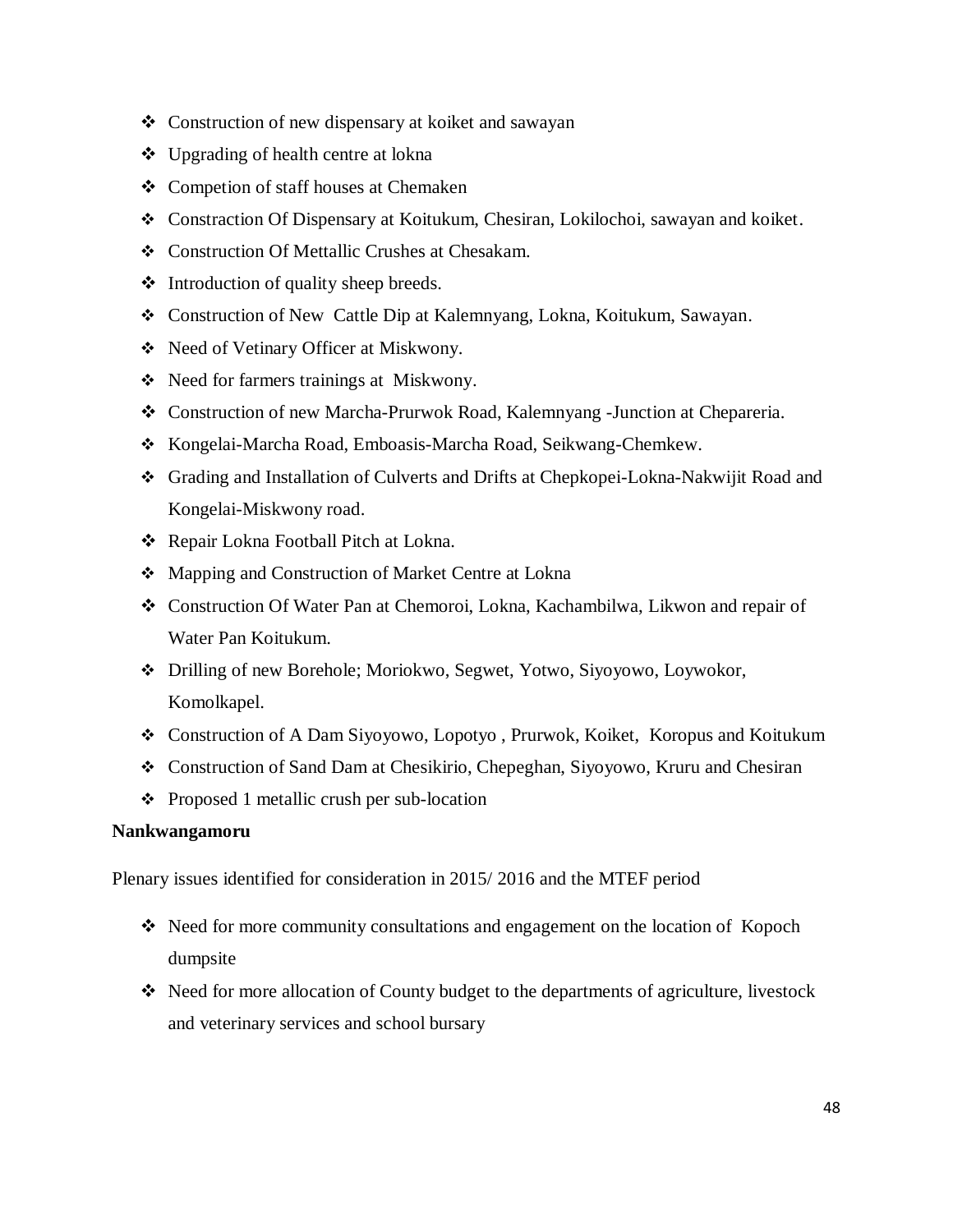- Construction of new dispensary at koiket and sawayan
- Upgrading of health centre at lokna
- Competion of staff houses at Chemaken
- Constraction Of Dispensary at Koitukum, Chesiran, Lokilochoi, sawayan and koiket.
- Construction Of Mettallic Crushes at Chesakam.
- Introduction of quality sheep breeds.
- Construction of New Cattle Dip at Kalemnyang, Lokna, Koitukum, Sawayan.
- Need of Vetinary Officer at Miskwony.
- Need for farmers trainings at Miskwony.
- Construction of new Marcha-Prurwok Road, Kalemnyang -Junction at Chepareria.
- Kongelai-Marcha Road, Emboasis-Marcha Road, Seikwang-Chemkew.
- Grading and Installation of Culverts and Drifts at Chepkopei-Lokna-Nakwijit Road and Kongelai-Miskwony road.
- Repair Lokna Football Pitch at Lokna.
- Mapping and Construction of Market Centre at Lokna
- Construction Of Water Pan at Chemoroi, Lokna, Kachambilwa, Likwon and repair of Water Pan Koitukum.
- Drilling of new Borehole; Moriokwo, Segwet, Yotwo, Siyoyowo, Loywokor, Komolkapel.
- Construction of A Dam Siyoyowo, Lopotyo , Prurwok, Koiket, Koropus and Koitukum
- Construction of Sand Dam at Chesikirio, Chepeghan, Siyoyowo, Kruru and Chesiran
- Proposed 1 metallic crush per sub-location

**Nankwangamoru**

Plenary issues identified for consideration in 2015/ 2016 and the MTEF period

- Need for more community consultations and engagement on the location of Kopoch dumpsite
- Need for more allocation of County budget to the departments of agriculture, livestock and veterinary services and school bursary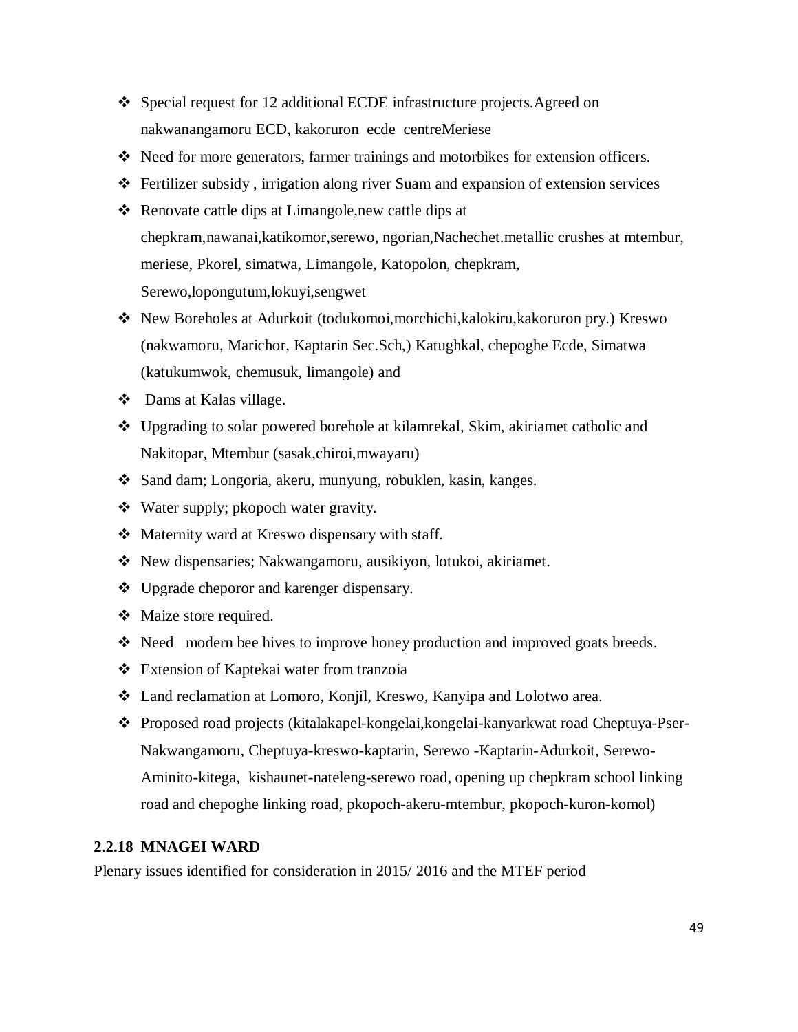- Special request for 12 additional ECDE infrastructure projects.Agreed on nakwanangamoru ECD, kakoruron ecde centreMeriese
- Need for more generators, farmer trainings and motorbikes for extension officers.
- Fertilizer subsidy , irrigation along river Suam and expansion of extension services
- Renovate cattle dips at Limangole,new cattle dips at chepkram,nawanai,katikomor,serewo, ngorian,Nachechet.metallic crushes at mtembur, meriese, Pkorel, simatwa, Limangole, Katopolon, chepkram, Serewo,lopongutum,lokuyi,sengwet
- New Boreholes at Adurkoit (todukomoi,morchichi,kalokiru,kakoruron pry.) Kreswo (nakwamoru, Marichor, Kaptarin Sec.Sch,) Katughkal, chepoghe Ecde, Simatwa (katukumwok, chemusuk, limangole) and
- Dams at Kalas village.
- Upgrading to solar powered borehole at kilamrekal, Skim, akiriamet catholic and Nakitopar, Mtembur (sasak,chiroi,mwayaru)
- Sand dam; Longoria, akeru, munyung, robuklen, kasin, kanges.
- Water supply; pkopoch water gravity.
- Maternity ward at Kreswo dispensary with staff.
- New dispensaries; Nakwangamoru, ausikiyon, lotukoi, akiriamet.
- Upgrade cheporor and karenger dispensary.
- Maize store required.
- Need modern bee hives to improve honey production and improved goats breeds.
- Extension of Kaptekai water from tranzoia
- Land reclamation at Lomoro, Konjil, Kreswo, Kanyipa and Lolotwo area.
- Proposed road projects (kitalakapel-kongelai,kongelai-kanyarkwat road Cheptuya-Pser-Nakwangamoru, Cheptuya-kreswo-kaptarin, Serewo -Kaptarin-Adurkoit, Serewo-Aminito-kitega, kishaunet-nateleng-serewo road, opening up chepkram school linking road and chepoghe linking road, pkopoch-akeru-mtembur, pkopoch-kuron-komol)

### 2.2.18 MNAGEI WARD

Plenary issues identified for consideration in 2015/ 2016 and the MTEF period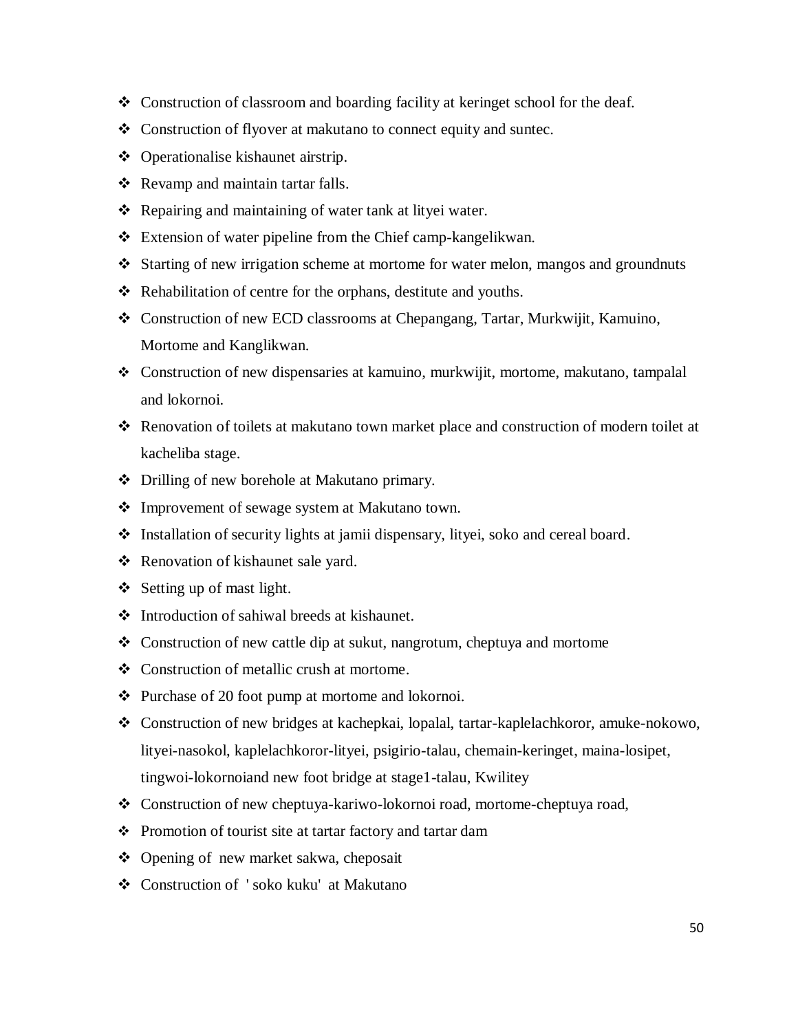- Construction of classroom and boarding facility at keringet school for the deaf.
- Construction of flyover at makutano to connect equity and suntec.
- Operationalise kishaunet airstrip.
- Revamp and maintain tartar falls.
- Repairing and maintaining of water tank at lityei water.
- Extension of water pipeline from the Chief camp-kangelikwan.
- Starting of new irrigation scheme at mortome for water melon, mangos and groundnuts
- Rehabilitation of centre for the orphans, destitute and youths.
- Construction of new ECD classrooms at Chepangang, Tartar, Murkwijit, Kamuino, Mortome and Kanglikwan.
- Construction of new dispensaries at kamuino, murkwijit, mortome, makutano, tampalal and lokornoi.
- Renovation of toilets at makutano town market place and construction of modern toilet at kacheliba stage.
- Drilling of new borehole at Makutano primary.
- Improvement of sewage system at Makutano town.
- Installation of security lights at jamii dispensary, lityei, soko and cereal board.
- Renovation of kishaunet sale yard.
- Setting up of mast light.
- Introduction of sahiwal breeds at kishaunet.
- Construction of new cattle dip at sukut, nangrotum, cheptuya and mortome
- Construction of metallic crush at mortome.
- Purchase of 20 foot pump at mortome and lokornoi.
- Construction of new bridges at kachepkai, lopalal, tartar-kaplelachkoror, amuke-nokowo, lityei-nasokol, kaplelachkoror-lityei, psigirio-talau, chemain-keringet, maina-losipet, tingwoi-lokornoiand new foot bridge at stage1-talau, Kwilitey
- Construction of new cheptuya-kariwo-lokornoi road, mortome-cheptuya road,
- Promotion of tourist site at tartar factory and tartar dam
- Opening of new market sakwa, cheposait
- Construction of ' soko kuku' at Makutano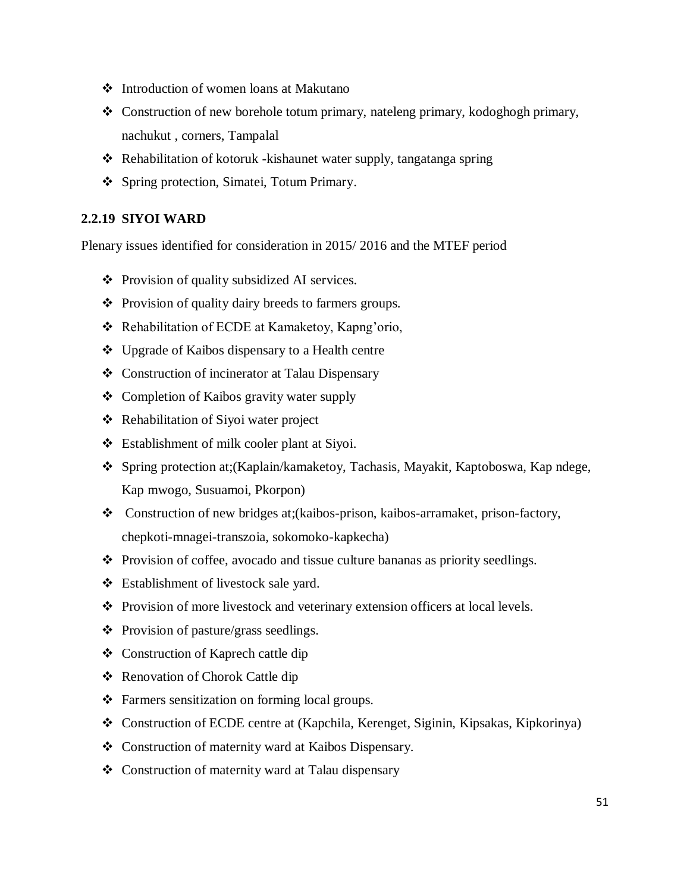- Introduction of women loans at Makutano
- Construction of new borehole totum primary, nateleng primary, kodoghogh primary, nachukut , corners, Tampalal
- Rehabilitation of kotoruk -kishaunet water supply, tangatanga spring
- Spring protection, Simatei, Totum Primary.

### 2.2.19 SIYOI WARD

Plenary issues identified for consideration in 2015/ 2016 and the MTEF period

- Provision of quality subsidized AI services.
- Provision of quality dairy breeds to farmers groups.
- Rehabilitation of ECDE at Kamaketoy, Kapng'orio,
- Upgrade of Kaibos dispensary to a Health centre
- Construction of incinerator at Talau Dispensary
- Completion of Kaibos gravity water supply
- Rehabilitation of Siyoi water project
- Establishment of milk cooler plant at Siyoi.
- Spring protection at;(Kaplain/kamaketoy, Tachasis, Mayakit, Kaptoboswa, Kap ndege, Kap mwogo, Susuamoi, Pkorpon)
- Construction of new bridges at;(kaibos-prison, kaibos-arramaket, prison-factory, chepkoti-mnagei-transzoia, sokomoko-kapkecha)
- Provision of coffee, avocado and tissue culture bananas as priority seedlings.
- Establishment of livestock sale yard.
- Provision of more livestock and veterinary extension officers at local levels.
- Provision of pasture/grass seedlings.
- Construction of Kaprech cattle dip
- Renovation of Chorok Cattle dip
- Farmers sensitization on forming local groups.
- Construction of ECDE centre at (Kapchila, Kerenget, Siginin, Kipsakas, Kipkorinya)
- Construction of maternity ward at Kaibos Dispensary.
- Construction of maternity ward at Talau dispensary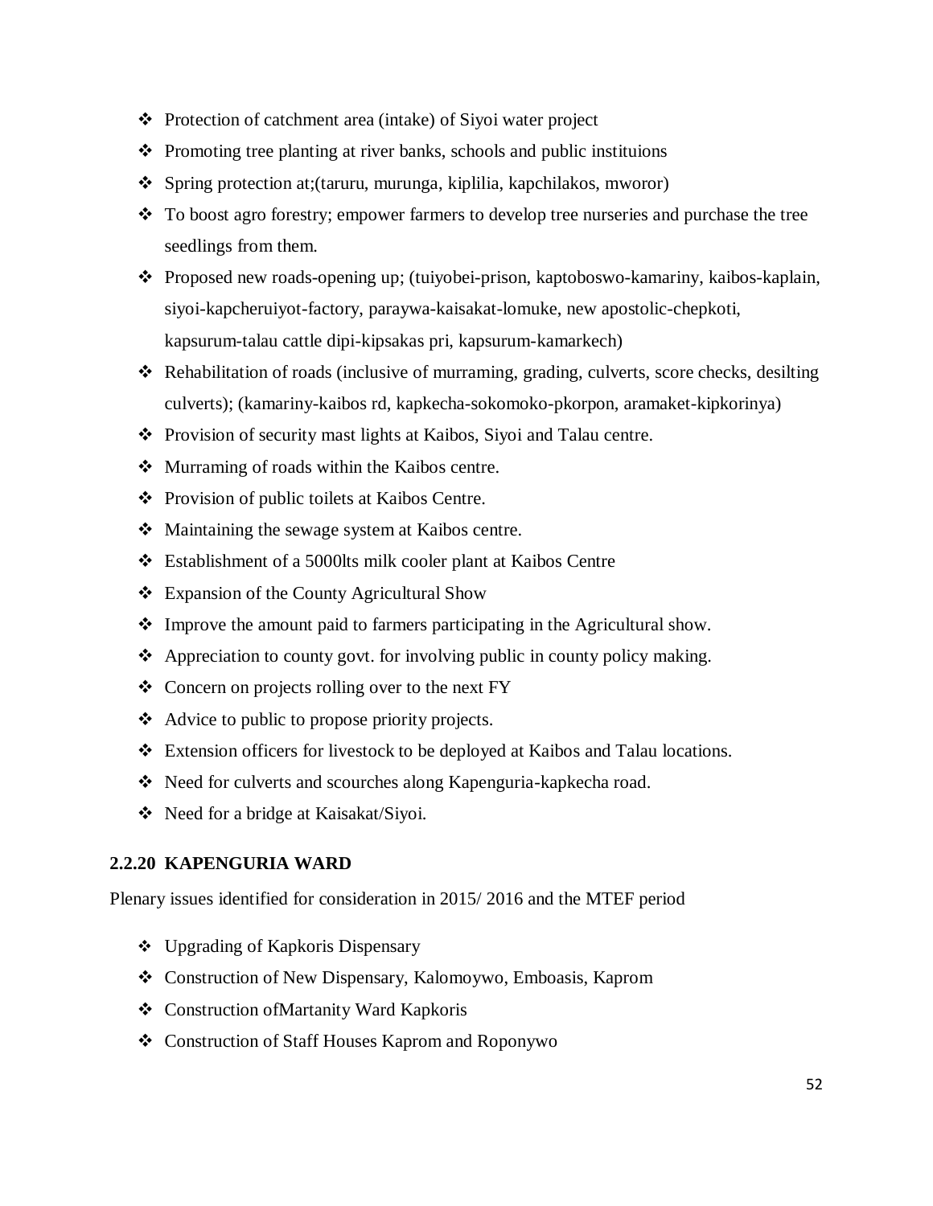- Protection of catchment area (intake) of Siyoi water project
- Promoting tree planting at river banks, schools and public instituions
- Spring protection at;(taruru, murunga, kiplilia, kapchilakos, mworor)
- To boost agro forestry; empower farmers to develop tree nurseries and purchase the tree seedlings from them.
- Proposed new roads-opening up; (tuiyobei-prison, kaptoboswo-kamariny, kaibos-kaplain, siyoi-kapcheruiyot-factory, paraywa-kaisakat-lomuke, new apostolic-chepkoti, kapsurum-talau cattle dipi-kipsakas pri, kapsurum-kamarkech)
- Rehabilitation of roads (inclusive of murraming, grading, culverts, score checks, desilting culverts); (kamariny-kaibos rd, kapkecha-sokomoko-pkorpon, aramaket-kipkorinya)
- Provision of security mast lights at Kaibos, Siyoi and Talau centre.
- Murraming of roads within the Kaibos centre.
- Provision of public toilets at Kaibos Centre.
- Maintaining the sewage system at Kaibos centre.
- Establishment of a 5000lts milk cooler plant at Kaibos Centre
- Expansion of the County Agricultural Show
- Improve the amount paid to farmers participating in the Agricultural show.
- Appreciation to county govt. for involving public in county policy making.
- Concern on projects rolling over to the next FY
- Advice to public to propose priority projects.
- Extension officers for livestock to be deployed at Kaibos and Talau locations.
- Need for culverts and scourches along Kapenguria-kapkecha road.
- Need for a bridge at Kaisakat/Siyoi.

### 2.2.20 KAPENGURIA WARD

Plenary issues identified for consideration in 2015/ 2016 and the MTEF period

- Upgrading of Kapkoris Dispensary
- Construction of New Dispensary, Kalomoywo, Emboasis, Kaprom
- Construction ofMartanity Ward Kapkoris
- Construction of Staff Houses Kaprom and Roponywo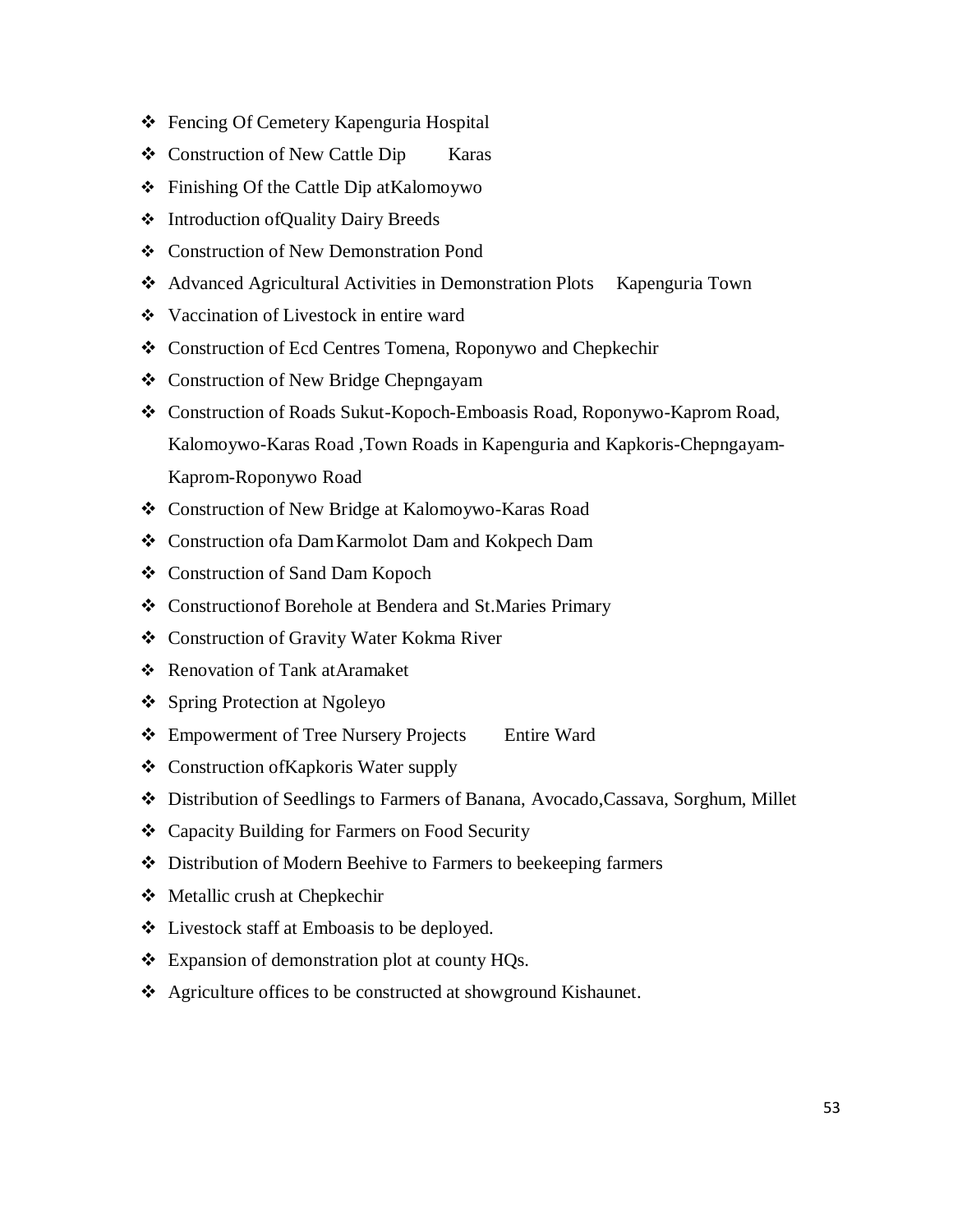- Fencing Of Cemetery Kapenguria Hospital
- Construction of New Cattle Dip Karas
- Finishing Of the Cattle Dip atKalomoywo
- Introduction ofQuality Dairy Breeds
- Construction of New Demonstration Pond
- Advanced Agricultural Activities in Demonstration Plots Kapenguria Town
- Vaccination of Livestock in entire ward
- Construction of Ecd Centres Tomena, Roponywo and Chepkechir
- Construction of New Bridge Chepngayam
- Construction of Roads Sukut-Kopoch-Emboasis Road, Roponywo-Kaprom Road, Kalomoywo-Karas Road ,Town Roads in Kapenguria and Kapkoris-Chepngayam-Kaprom-Roponywo Road
- Construction of New Bridge at Kalomoywo-Karas Road
- Construction ofa Dam Karmolot Dam and Kokpech Dam
- Construction of Sand Dam Kopoch
- Constructionof Borehole at Bendera and St.Maries Primary
- Construction of Gravity Water Kokma River
- Renovation of Tank atAramaket
- Spring Protection at Ngoleyo
- Empowerment of Tree Nursery Projects Entire Ward
- Construction ofKapkoris Water supply
- Distribution of Seedlings to Farmers of Banana, Avocado,Cassava, Sorghum, Millet
- Capacity Building for Farmers on Food Security
- Distribution of Modern Beehive to Farmers to beekeeping farmers
- Metallic crush at Chepkechir
- Livestock staff at Emboasis to be deployed.
- Expansion of demonstration plot at county HQs.
- Agriculture offices to be constructed at showground Kishaunet.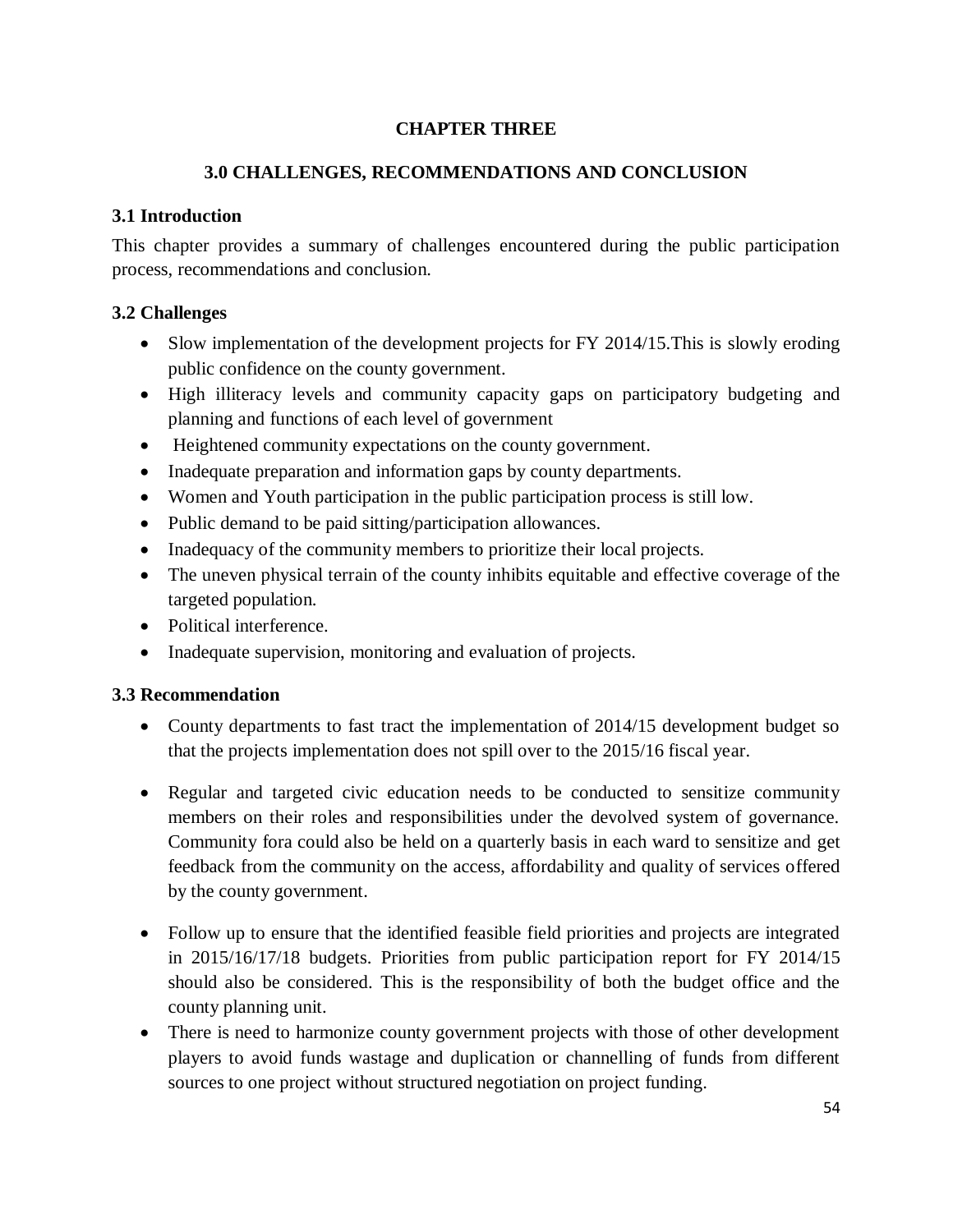## CHAPTER THREE

## 3.0 CHALLENGES, RECOMMENDATIONS AND CONCLUSION

### 3.1 Introduction

This chapter provides a summary of challenges encountered during the public participation process, recommendations and conclusion.

### 3.2 Challenges

- Slow implementation of the development projects for FY 2014/15.This is slowly eroding public confidence on the county government.
- High illiteracy levels and community capacity gaps on participatory budgeting and planning and functions of each level of government
- Heightened community expectations on the county government.
- Inadequate preparation and information gaps by county departments.
- Women and Youth participation in the public participation process is still low.
- Public demand to be paid sitting/participation allowances.
- Inadequacy of the community members to prioritize their local projects.
- The uneven physical terrain of the county inhibits equitable and effective coverage of the targeted population.
- Political interference.
- Inadequate supervision, monitoring and evaluation of projects.

### 3.3 Recommendation

- County departments to fast tract the implementation of 2014/15 development budget so that the projects implementation does not spill over to the 2015/16 fiscal year.
- Regular and targeted civic education needs to be conducted to sensitize community members on their roles and responsibilities under the devolved system of governance. Community fora could also be held on a quarterly basis in each ward to sensitize and get feedback from the community on the access, affordability and quality of services offered by the county government.
- Follow up to ensure that the identified feasible field priorities and projects are integrated in 2015/16/17/18 budgets. Priorities from public participation report for FY 2014/15 should also be considered. This is the responsibility of both the budget office and the county planning unit.
- There is need to harmonize county government projects with those of other development players to avoid funds wastage and duplication or channelling of funds from different sources to one project without structured negotiation on project funding.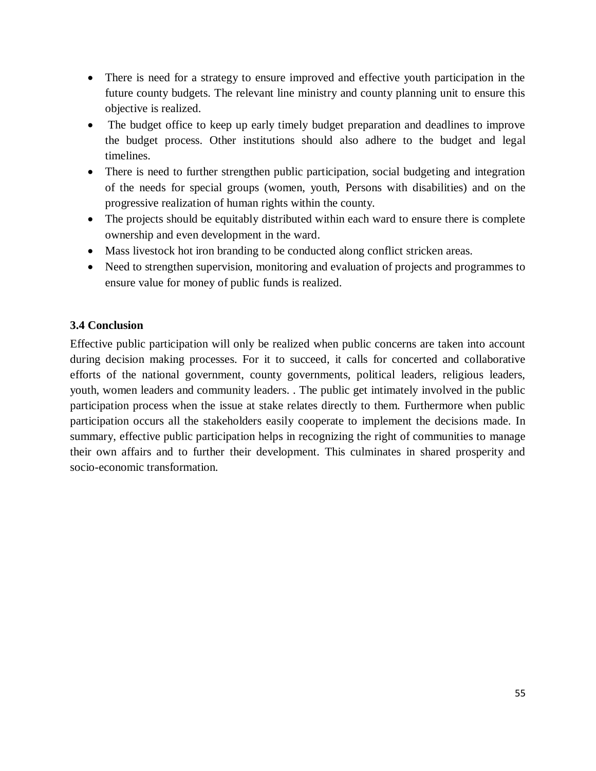- There is need for a strategy to ensure improved and effective youth participation in the future county budgets. The relevant line ministry and county planning unit to ensure this objective is realized.
- The budget office to keep up early timely budget preparation and deadlines to improve the budget process. Other institutions should also adhere to the budget and legal timelines.
- There is need to further strengthen public participation, social budgeting and integration of the needs for special groups (women, youth, Persons with disabilities) and on the progressive realization of human rights within the county.
- The projects should be equitably distributed within each ward to ensure there is complete ownership and even development in the ward.
- Mass livestock hot iron branding to be conducted along conflict stricken areas.
- Need to strengthen supervision, monitoring and evaluation of projects and programmes to ensure value for money of public funds is realized.

### 3.4 Conclusion

Effective public participation will only be realized when public concerns are taken into account during decision making processes. For it to succeed, it calls for concerted and collaborative efforts of the national government, county governments, political leaders, religious leaders, youth, women leaders and community leaders. . The public get intimately involved in the public participation process when the issue at stake relates directly to them. Furthermore when public participation occurs all the stakeholders easily cooperate to implement the decisions made. In summary, effective public participation helps in recognizing the right of communities to manage their own affairs and to further their development. This culminates in shared prosperity and socio-economic transformation.